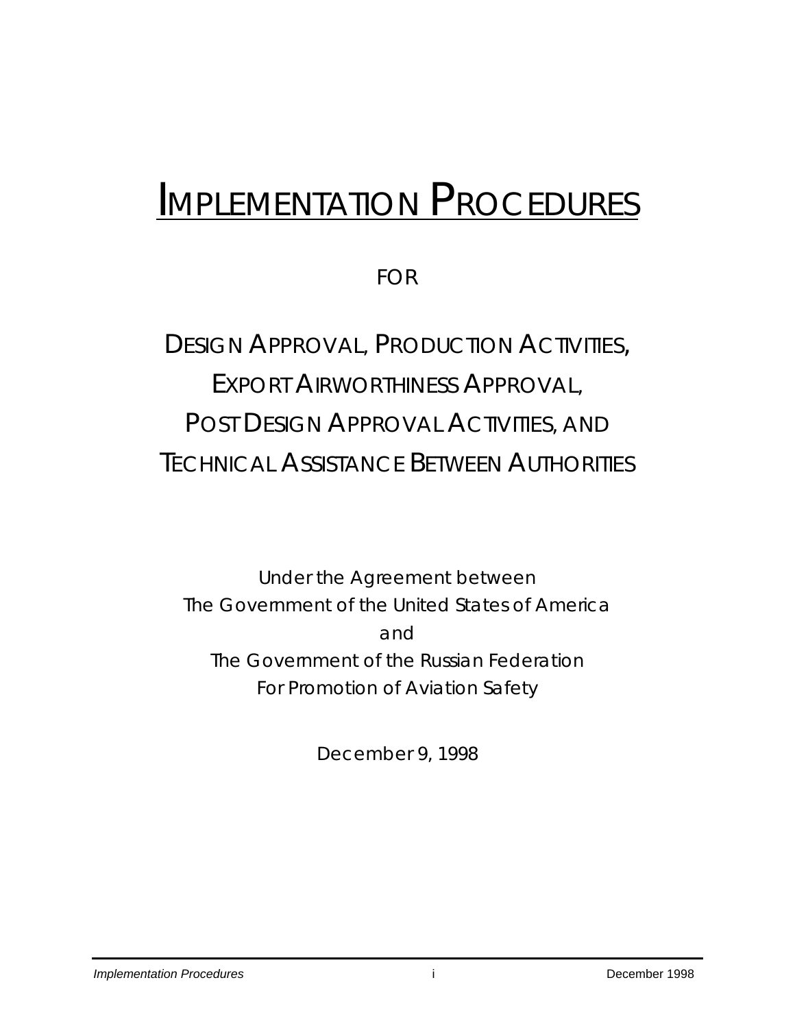# IMPLEMENTATION PROCEDURES

FOR

## DESIGN APPROVAL, PRODUCTION ACTIVITIES, EXPORT AIRWORTHINESS APPROVAL, POST DESIGN APPROVAL ACTIVITIES, AND TECHNICAL ASSISTANCE BETWEEN AUTHORITIES

Under the Agreement between
The Government of the United States of America
and
The Government of the Russian Federation
For Promotion of Aviation Safety

December 9, 1998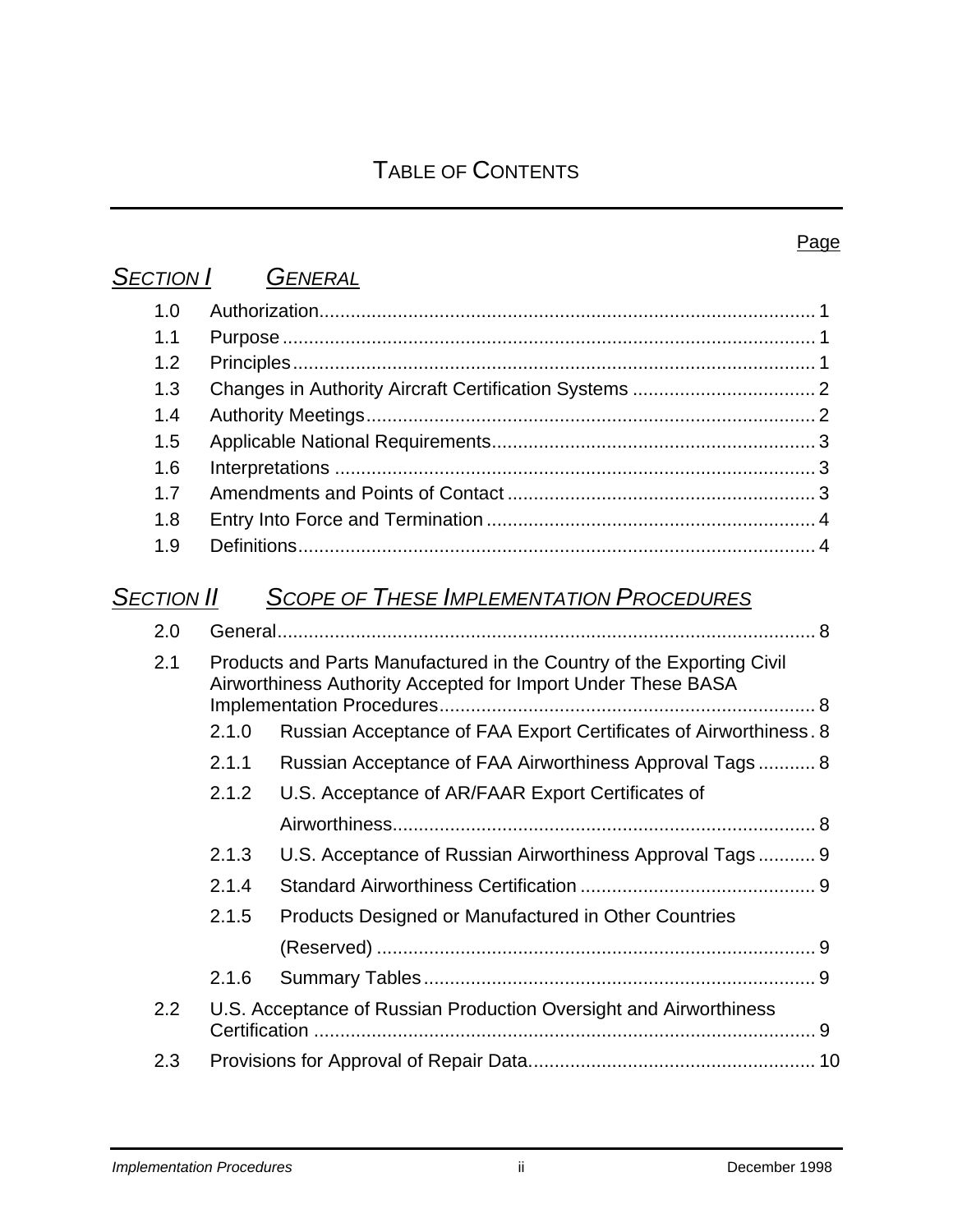# TABLE OF CONTENTS

Page

## SECTION I GENERAL

1.0 Authorization ........ 1
1.1 Purpose ........ 1
1.2 Principles ........ 1
1.3 Changes in Authority Aircraft Certification Systems ........ 2
1.4 Authority Meetings ........ 2
1.5 Applicable National Requirements ........ 3
1.6 Interpretations ........ 3
1.7 Amendments and Points of Contact ........ 3
1.8 Entry Into Force and Termination ........ 4
1.9 Definitions ........ 4

## SECTION II SCOPE OF THESE IMPLEMENTATION PROCEDURES

2.0 General ........ 8
2.1 Products and Parts Manufactured in the Country of the Exporting Civil Airworthiness Authority Accepted for Import Under These BASA Implementation Procedures ........ 8
- 2.1.0 Russian Acceptance of FAA Export Certificates of Airworthiness ........ 8
- 2.1.1 Russian Acceptance of FAA Airworthiness Approval Tags ........ 8
- 2.1.2 U.S. Acceptance of AR/FAAR Export Certificates of Airworthiness ........ 8
- 2.1.3 U.S. Acceptance of Russian Airworthiness Approval Tags ........ 9
- 2.1.4 Standard Airworthiness Certification ........ 9
- 2.1.5 Products Designed or Manufactured in Other Countries (Reserved) ........ 9
- 2.1.6 Summary Tables ........ 9

2.2 U.S. Acceptance of Russian Production Oversight and Airworthiness Certification ........ 9
2.3 Provisions for Approval of Repair Data ........ 10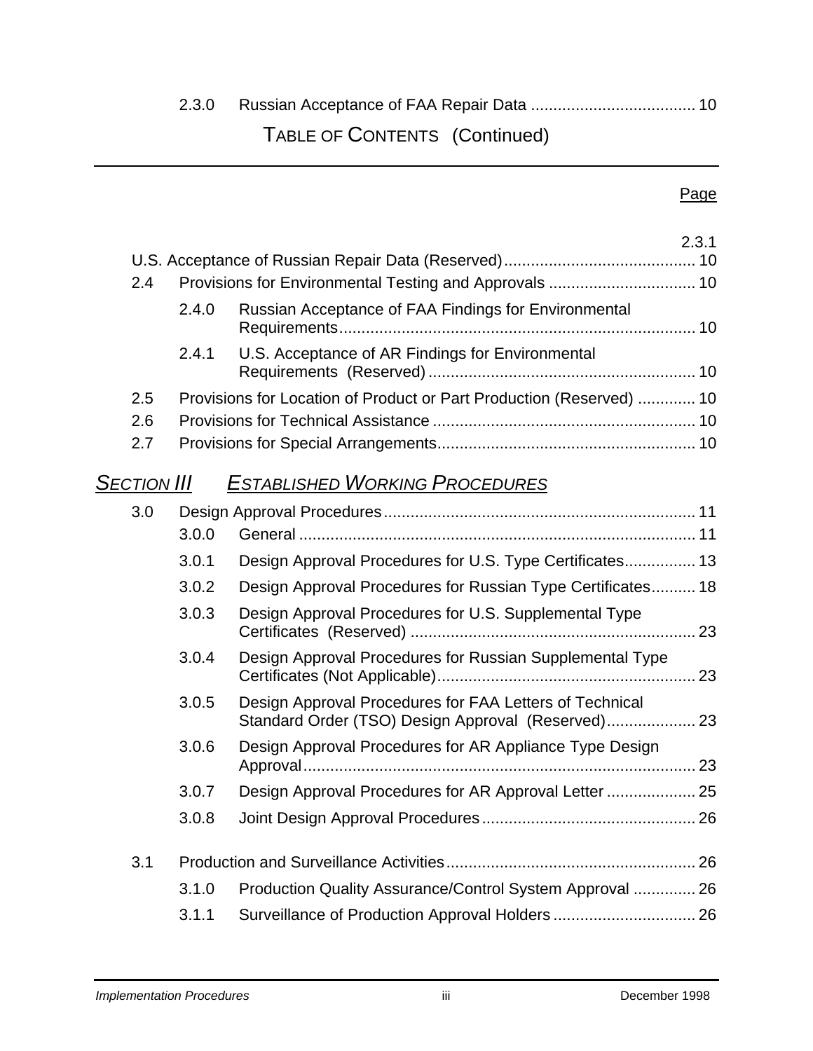2.3.0 Russian Acceptance of FAA Repair Data .................................... 10

# TABLE OF CONTENTS (Continued)

Page

2.3.1 U.S. Acceptance of Russian Repair Data (Reserved) .......................................... 10

2.4 Provisions for Environmental Testing and Approvals ................................. 10

- 2.4.0 Russian Acceptance of FAA Findings for Environmental Requirements ................................................................................ 10
- 2.4.1 U.S. Acceptance of AR Findings for Environmental Requirements (Reserved) ............................................................ 10

2.5 Provisions for Location of Product or Part Production (Reserved) ............. 10

2.6 Provisions for Technical Assistance .......................................................... 10

2.7 Provisions for Special Arrangements ......................................................... 10

## *SECTION III ESTABLISHED WORKING PROCEDURES*

3.0 Design Approval Procedures ..................................................................... 11

- 3.0.0 General ........................................................................................ 11
- 3.0.1 Design Approval Procedures for U.S. Type Certificates ................ 13
- 3.0.2 Design Approval Procedures for Russian Type Certificates .......... 18
- 3.0.3 Design Approval Procedures for U.S. Supplemental Type Certificates (Reserved) ................................................................ 23
- 3.0.4 Design Approval Procedures for Russian Supplemental Type Certificates (Not Applicable) ......................................................... 23
- 3.0.5 Design Approval Procedures for FAA Letters of Technical Standard Order (TSO) Design Approval (Reserved) .................... 23
- 3.0.6 Design Approval Procedures for AR Appliance Type Design Approval ....................................................................................... 23
- 3.0.7 Design Approval Procedures for AR Approval Letter .................... 25
- 3.0.8 Joint Design Approval Procedures ................................................ 26

3.1 Production and Surveillance Activities ........................................................ 26

- 3.1.0 Production Quality Assurance/Control System Approval .............. 26
- 3.1.1 Surveillance of Production Approval Holders ................................ 26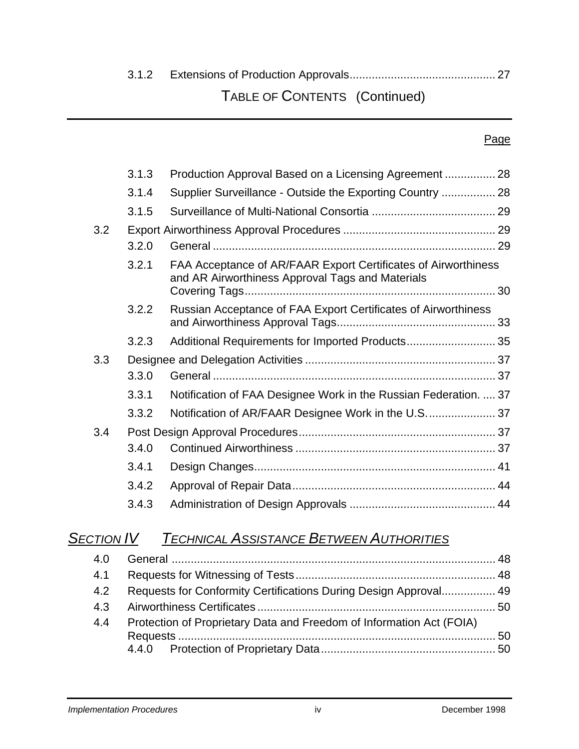3.1.2 Extensions of Production Approvals............................................. 27

## TABLE OF CONTENTS (Continued)

Page

3.1.3 Production Approval Based on a Licensing Agreement ................ 28

3.1.4 Supplier Surveillance - Outside the Exporting Country ................. 28

3.1.5 Surveillance of Multi-National Consortia ....................................... 29

3.2 Export Airworthiness Approval Procedures ................................................ 29

3.2.0 General ........................................................................................ 29

3.2.1 FAA Acceptance of AR/FAAR Export Certificates of Airworthiness and AR Airworthiness Approval Tags and Materials Covering Tags.............................................................................. 30

3.2.2 Russian Acceptance of FAA Export Certificates of Airworthiness and Airworthiness Approval Tags................................................. 33

3.2.3 Additional Requirements for Imported Products............................ 35

3.3 Designee and Delegation Activities ............................................................ 37

3.3.0 General ........................................................................................ 37

3.3.1 Notification of FAA Designee Work in the Russian Federation. .... 37

3.3.2 Notification of AR/FAAR Designee Work in the U.S...................... 37

3.4 Post Design Approval Procedures............................................................. 37

3.4.0 Continued Airworthiness .............................................................. 37

3.4.1 Design Changes........................................................................... 41

3.4.2 Approval of Repair Data............................................................... 44

3.4.3 Administration of Design Approvals ............................................. 44

## *SECTION IV TECHNICAL ASSISTANCE BETWEEN AUTHORITIES*

4.0 General ..................................................................................................... 48

4.1 Requests for Witnessing of Tests.............................................................. 48

4.2 Requests for Conformity Certifications During Design Approval................. 49

4.3 Airworthiness Certificates .......................................................................... 50

4.4 Protection of Proprietary Data and Freedom of Information Act (FOIA) Requests ................................................................................................... 50

4.4.0 Protection of Proprietary Data...................................................... 50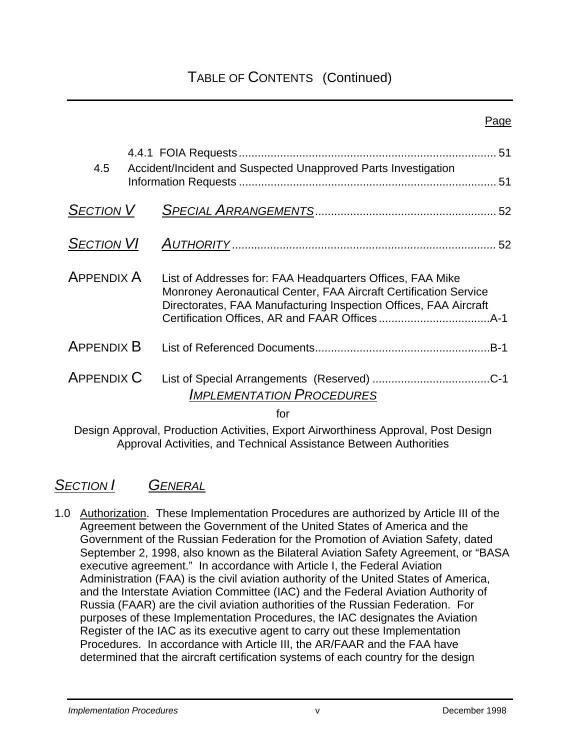# TABLE OF CONTENTS (Continued)

| | | Page |
|---|---|---|
| | 4.4.1 FOIA Requests | 51 |
| 4.5 | Accident/Incident and Suspected Unapproved Parts Investigation Information Requests | 51 |
| ***SECTION V*** | ***SPECIAL ARRANGEMENTS*** | 52 |
| ***SECTION VI*** | ***AUTHORITY*** | 52 |
| APPENDIX A | List of Addresses for: FAA Headquarters Offices, FAA Mike Monroney Aeronautical Center, FAA Aircraft Certification Service Directorates, FAA Manufacturing Inspection Offices, FAA Aircraft Certification Offices, AR and FAAR Offices | A-1 |
| APPENDIX B | List of Referenced Documents | B-1 |
| APPENDIX C | List of Special Arrangements (Reserved) | C-1 |

## *IMPLEMENTATION PROCEDURES*

for

Design Approval, Production Activities, Export Airworthiness Approval, Post Design Approval Activities, and Technical Assistance Between Authorities

## *SECTION I* *GENERAL*

1.0 Authorization. These Implementation Procedures are authorized by Article III of the Agreement between the Government of the United States of America and the Government of the Russian Federation for the Promotion of Aviation Safety, dated September 2, 1998, also known as the Bilateral Aviation Safety Agreement, or "BASA executive agreement." In accordance with Article I, the Federal Aviation Administration (FAA) is the civil aviation authority of the United States of America, and the Interstate Aviation Committee (IAC) and the Federal Aviation Authority of Russia (FAAR) are the civil aviation authorities of the Russian Federation. For purposes of these Implementation Procedures, the IAC designates the Aviation Register of the IAC as its executive agent to carry out these Implementation Procedures. In accordance with Article III, the AR/FAAR and the FAA have determined that the aircraft certification systems of each country for the design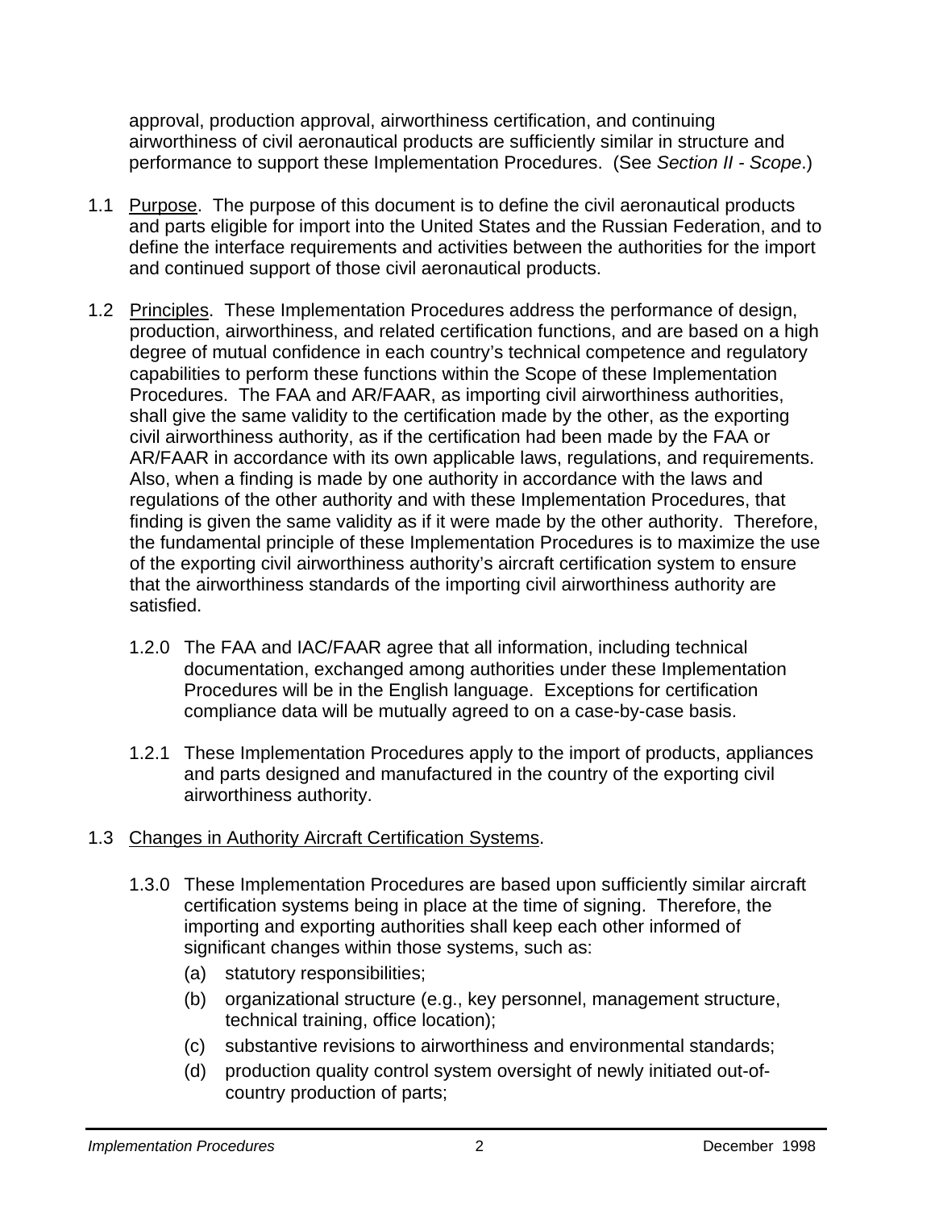approval, production approval, airworthiness certification, and continuing airworthiness of civil aeronautical products are sufficiently similar in structure and performance to support these Implementation Procedures. (See *Section II - Scope*.)

1.1 Purpose. The purpose of this document is to define the civil aeronautical products and parts eligible for import into the United States and the Russian Federation, and to define the interface requirements and activities between the authorities for the import and continued support of those civil aeronautical products.

1.2 Principles. These Implementation Procedures address the performance of design, production, airworthiness, and related certification functions, and are based on a high degree of mutual confidence in each country's technical competence and regulatory capabilities to perform these functions within the Scope of these Implementation Procedures. The FAA and AR/FAAR, as importing civil airworthiness authorities, shall give the same validity to the certification made by the other, as the exporting civil airworthiness authority, as if the certification had been made by the FAA or AR/FAAR in accordance with its own applicable laws, regulations, and requirements. Also, when a finding is made by one authority in accordance with the laws and regulations of the other authority and with these Implementation Procedures, that finding is given the same validity as if it were made by the other authority. Therefore, the fundamental principle of these Implementation Procedures is to maximize the use of the exporting civil airworthiness authority's aircraft certification system to ensure that the airworthiness standards of the importing civil airworthiness authority are satisfied.

1.2.0 The FAA and IAC/FAAR agree that all information, including technical documentation, exchanged among authorities under these Implementation Procedures will be in the English language. Exceptions for certification compliance data will be mutually agreed to on a case-by-case basis.

1.2.1 These Implementation Procedures apply to the import of products, appliances and parts designed and manufactured in the country of the exporting civil airworthiness authority.

1.3 Changes in Authority Aircraft Certification Systems.

1.3.0 These Implementation Procedures are based upon sufficiently similar aircraft certification systems being in place at the time of signing. Therefore, the importing and exporting authorities shall keep each other informed of significant changes within those systems, such as:

(a) statutory responsibilities;

(b) organizational structure (e.g., key personnel, management structure, technical training, office location);

(c) substantive revisions to airworthiness and environmental standards;

(d) production quality control system oversight of newly initiated out-of-country production of parts;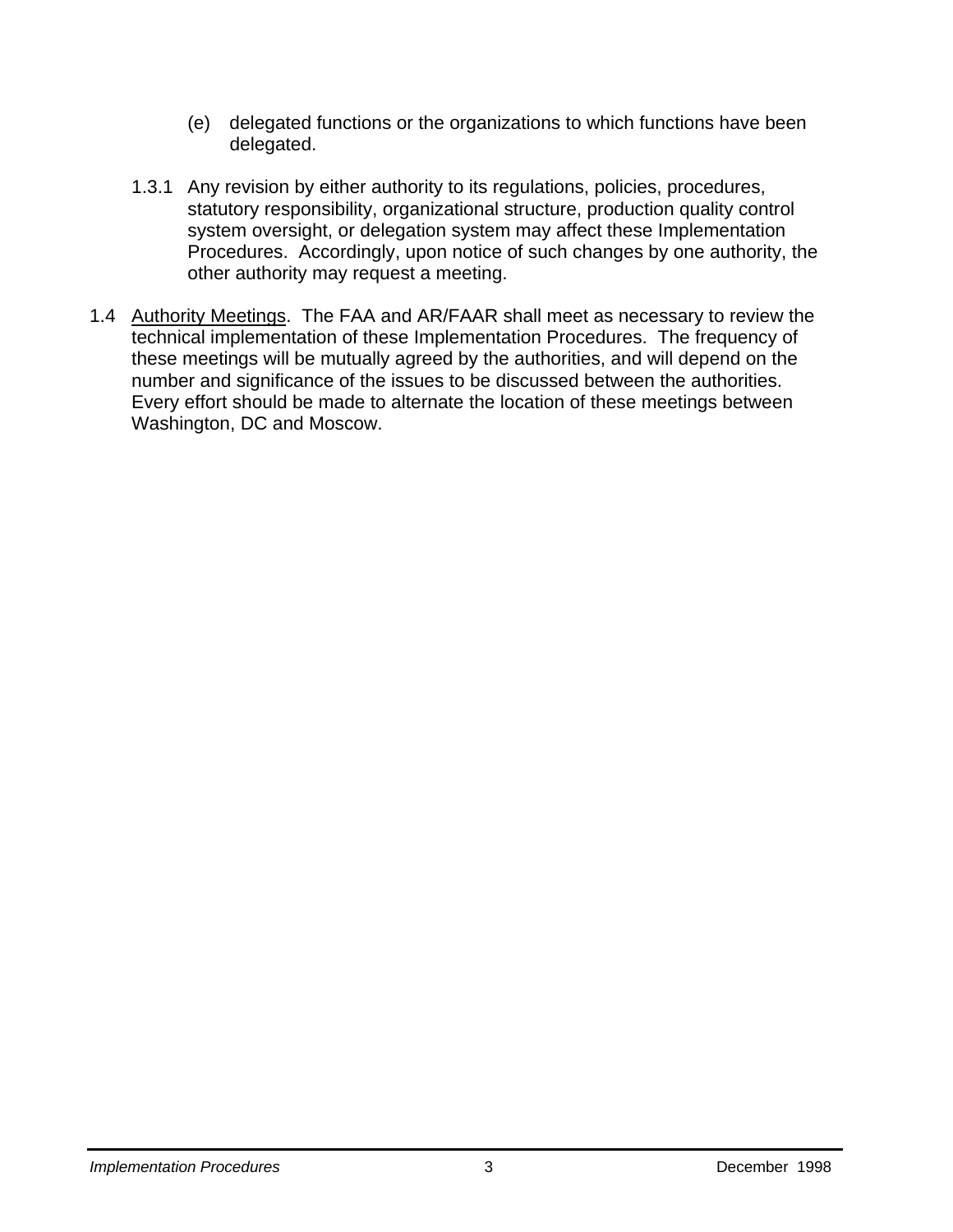(e) delegated functions or the organizations to which functions have been delegated.

1.3.1 Any revision by either authority to its regulations, policies, procedures, statutory responsibility, organizational structure, production quality control system oversight, or delegation system may affect these Implementation Procedures. Accordingly, upon notice of such changes by one authority, the other authority may request a meeting.

1.4 Authority Meetings. The FAA and AR/FAAR shall meet as necessary to review the technical implementation of these Implementation Procedures. The frequency of these meetings will be mutually agreed by the authorities, and will depend on the number and significance of the issues to be discussed between the authorities. Every effort should be made to alternate the location of these meetings between Washington, DC and Moscow.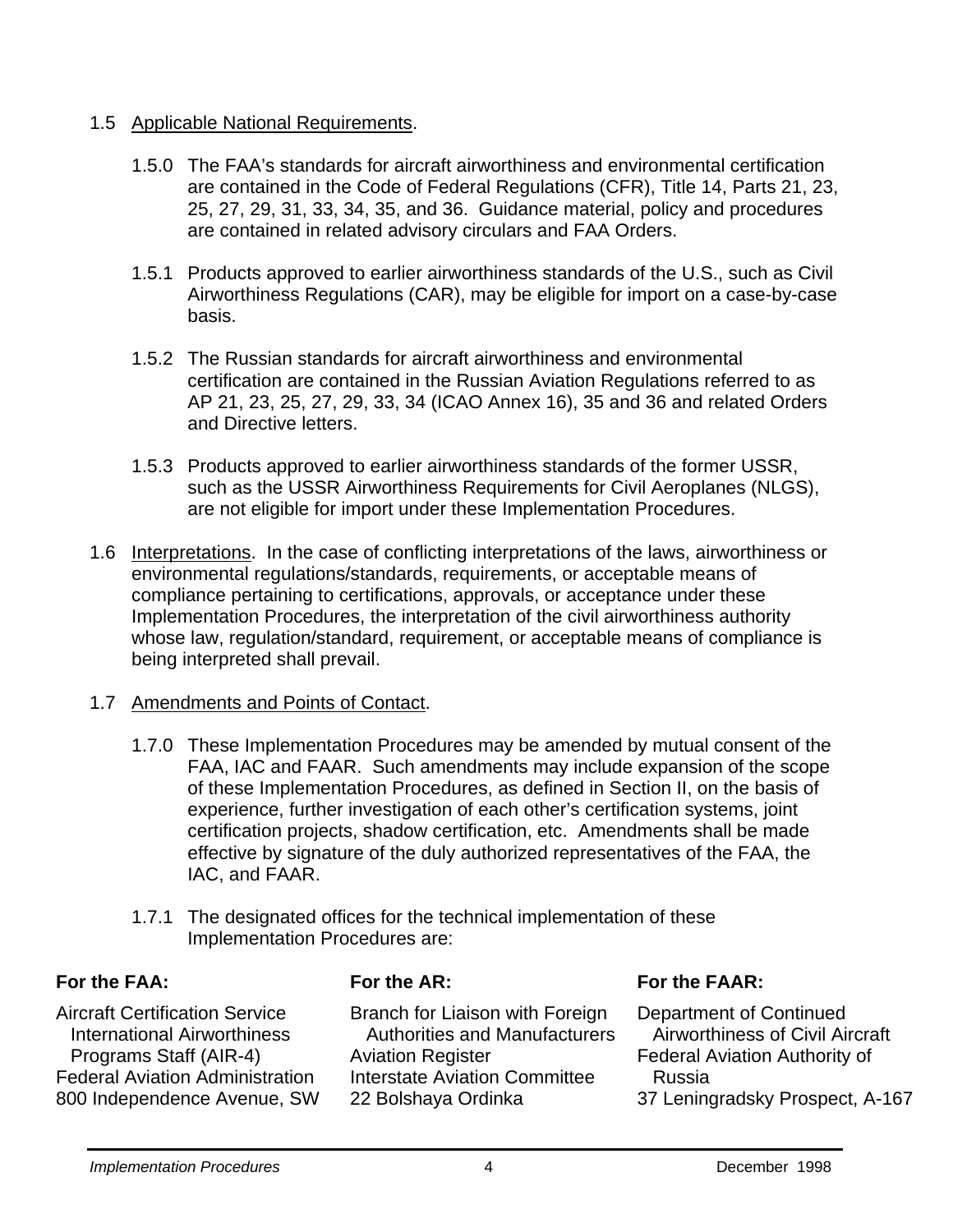1.5 Applicable National Requirements.

1.5.0 The FAA's standards for aircraft airworthiness and environmental certification are contained in the Code of Federal Regulations (CFR), Title 14, Parts 21, 23, 25, 27, 29, 31, 33, 34, 35, and 36. Guidance material, policy and procedures are contained in related advisory circulars and FAA Orders.

1.5.1 Products approved to earlier airworthiness standards of the U.S., such as Civil Airworthiness Regulations (CAR), may be eligible for import on a case-by-case basis.

1.5.2 The Russian standards for aircraft airworthiness and environmental certification are contained in the Russian Aviation Regulations referred to as AP 21, 23, 25, 27, 29, 33, 34 (ICAO Annex 16), 35 and 36 and related Orders and Directive letters.

1.5.3 Products approved to earlier airworthiness standards of the former USSR, such as the USSR Airworthiness Requirements for Civil Aeroplanes (NLGS), are not eligible for import under these Implementation Procedures.

1.6 Interpretations. In the case of conflicting interpretations of the laws, airworthiness or environmental regulations/standards, requirements, or acceptable means of compliance pertaining to certifications, approvals, or acceptance under these Implementation Procedures, the interpretation of the civil airworthiness authority whose law, regulation/standard, requirement, or acceptable means of compliance is being interpreted shall prevail.

1.7 Amendments and Points of Contact.

1.7.0 These Implementation Procedures may be amended by mutual consent of the FAA, IAC and FAAR. Such amendments may include expansion of the scope of these Implementation Procedures, as defined in Section II, on the basis of experience, further investigation of each other's certification systems, joint certification projects, shadow certification, etc. Amendments shall be made effective by signature of the duly authorized representatives of the FAA, the IAC, and FAAR.

1.7.1 The designated offices for the technical implementation of these Implementation Procedures are:

| **For the FAA:** | **For the AR:** | **For the FAAR:** |
|---|---|---|
| Aircraft Certification Service<br>International Airworthiness Programs Staff (AIR-4)<br>Federal Aviation Administration<br>800 Independence Avenue, SW | Branch for Liaison with Foreign Authorities and Manufacturers<br>Aviation Register<br>Interstate Aviation Committee<br>22 Bolshaya Ordinka | Department of Continued Airworthiness of Civil Aircraft<br>Federal Aviation Authority of Russia<br>37 Leningradsky Prospect, A-167 |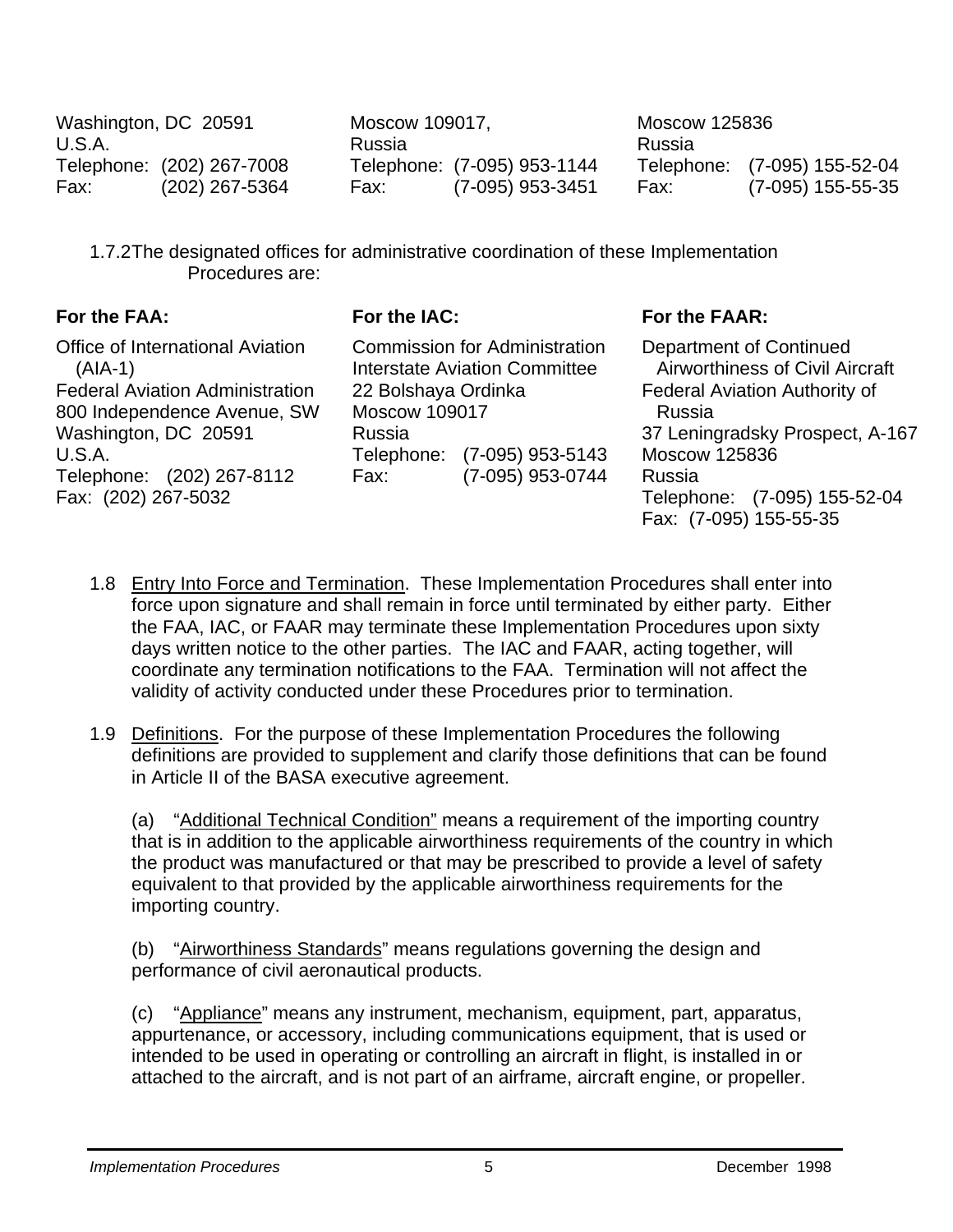| | | |
|---|---|---|
| Washington, DC 20591 | Moscow 109017, | Moscow 125836 |
| U.S.A. | Russia | Russia |
| Telephone: (202) 267-7008 | Telephone: (7-095) 953-1144 | Telephone: (7-095) 155-52-04 |
| Fax: (202) 267-5364 | Fax: (7-095) 953-3451 | Fax: (7-095) 155-55-35 |

1.7.2 The designated offices for administrative coordination of these Implementation Procedures are:

| For the FAA: | For the IAC: | For the FAAR: |
|---|---|---|
| Office of International Aviation (AIA-1)<br>Federal Aviation Administration<br>800 Independence Avenue, SW<br>Washington, DC 20591<br>U.S.A.<br>Telephone: (202) 267-8112<br>Fax: (202) 267-5032 | Commission for Administration<br>Interstate Aviation Committee<br>22 Bolshaya Ordinka<br>Moscow 109017<br>Russia<br>Telephone: (7-095) 953-5143<br>Fax: (7-095) 953-0744 | Department of Continued Airworthiness of Civil Aircraft<br>Federal Aviation Authority of Russia<br>37 Leningradsky Prospect, A-167<br>Moscow 125836<br>Russia<br>Telephone: (7-095) 155-52-04<br>Fax: (7-095) 155-55-35 |

1.8 Entry Into Force and Termination. These Implementation Procedures shall enter into force upon signature and shall remain in force until terminated by either party. Either the FAA, IAC, or FAAR may terminate these Implementation Procedures upon sixty days written notice to the other parties. The IAC and FAAR, acting together, will coordinate any termination notifications to the FAA. Termination will not affect the validity of activity conducted under these Procedures prior to termination.

1.9 Definitions. For the purpose of these Implementation Procedures the following definitions are provided to supplement and clarify those definitions that can be found in Article II of the BASA executive agreement.

(a) "Additional Technical Condition" means a requirement of the importing country that is in addition to the applicable airworthiness requirements of the country in which the product was manufactured or that may be prescribed to provide a level of safety equivalent to that provided by the applicable airworthiness requirements for the importing country.

(b) "Airworthiness Standards" means regulations governing the design and performance of civil aeronautical products.

(c) "Appliance" means any instrument, mechanism, equipment, part, apparatus, appurtenance, or accessory, including communications equipment, that is used or intended to be used in operating or controlling an aircraft in flight, is installed in or attached to the aircraft, and is not part of an airframe, aircraft engine, or propeller.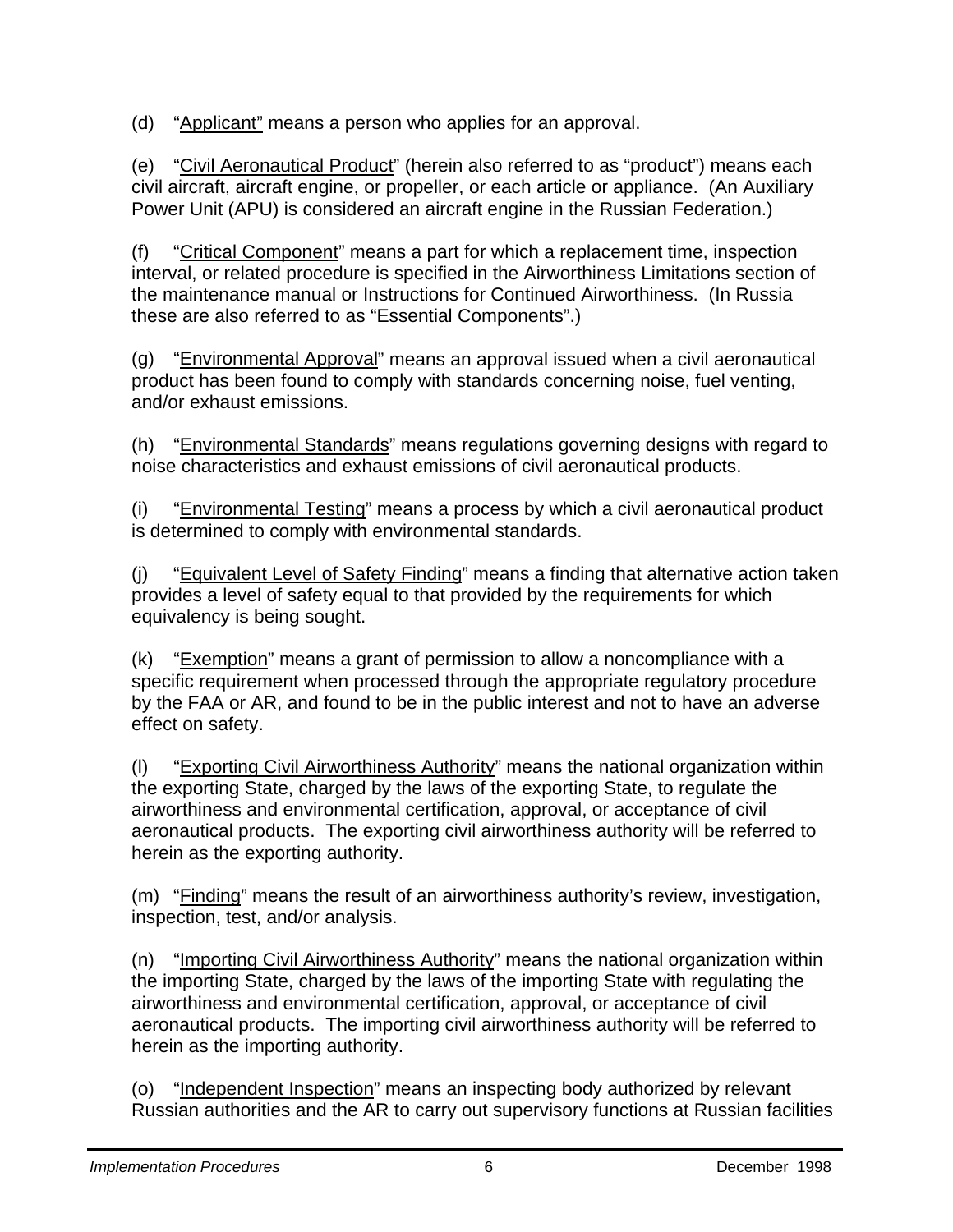(d) "Applicant" means a person who applies for an approval.

(e) "Civil Aeronautical Product" (herein also referred to as "product") means each civil aircraft, aircraft engine, or propeller, or each article or appliance. (An Auxiliary Power Unit (APU) is considered an aircraft engine in the Russian Federation.)

(f) "Critical Component" means a part for which a replacement time, inspection interval, or related procedure is specified in the Airworthiness Limitations section of the maintenance manual or Instructions for Continued Airworthiness. (In Russia these are also referred to as "Essential Components".)

(g) "Environmental Approval" means an approval issued when a civil aeronautical product has been found to comply with standards concerning noise, fuel venting, and/or exhaust emissions.

(h) "Environmental Standards" means regulations governing designs with regard to noise characteristics and exhaust emissions of civil aeronautical products.

(i) "Environmental Testing" means a process by which a civil aeronautical product is determined to comply with environmental standards.

(j) "Equivalent Level of Safety Finding" means a finding that alternative action taken provides a level of safety equal to that provided by the requirements for which equivalency is being sought.

(k) "Exemption" means a grant of permission to allow a noncompliance with a specific requirement when processed through the appropriate regulatory procedure by the FAA or AR, and found to be in the public interest and not to have an adverse effect on safety.

(l) "Exporting Civil Airworthiness Authority" means the national organization within the exporting State, charged by the laws of the exporting State, to regulate the airworthiness and environmental certification, approval, or acceptance of civil aeronautical products. The exporting civil airworthiness authority will be referred to herein as the exporting authority.

(m) "Finding" means the result of an airworthiness authority's review, investigation, inspection, test, and/or analysis.

(n) "Importing Civil Airworthiness Authority" means the national organization within the importing State, charged by the laws of the importing State with regulating the airworthiness and environmental certification, approval, or acceptance of civil aeronautical products. The importing civil airworthiness authority will be referred to herein as the importing authority.

(o) "Independent Inspection" means an inspecting body authorized by relevant Russian authorities and the AR to carry out supervisory functions at Russian facilities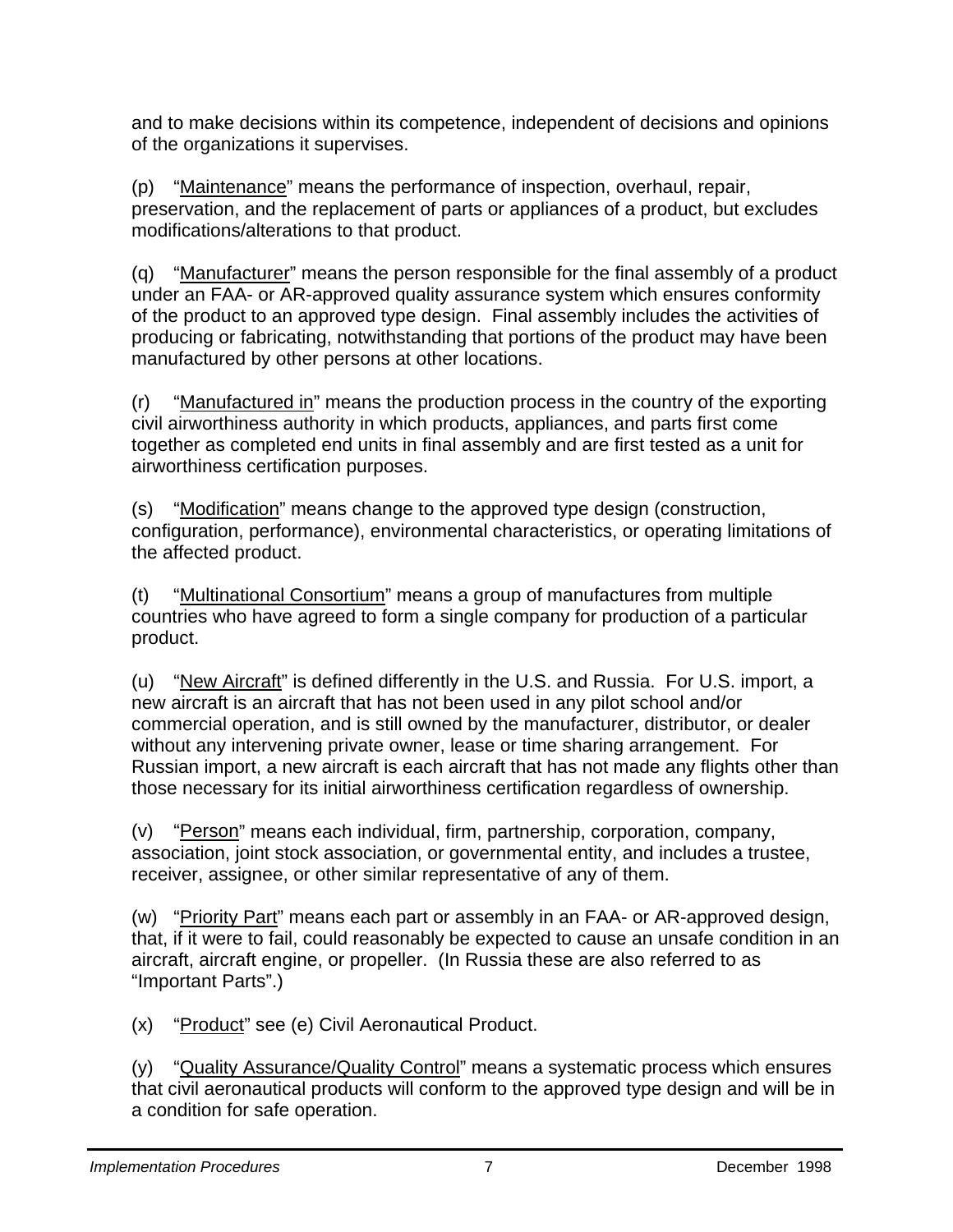and to make decisions within its competence, independent of decisions and opinions of the organizations it supervises.

(p) "Maintenance" means the performance of inspection, overhaul, repair, preservation, and the replacement of parts or appliances of a product, but excludes modifications/alterations to that product.

(q) "Manufacturer" means the person responsible for the final assembly of a product under an FAA- or AR-approved quality assurance system which ensures conformity of the product to an approved type design. Final assembly includes the activities of producing or fabricating, notwithstanding that portions of the product may have been manufactured by other persons at other locations.

(r) "Manufactured in" means the production process in the country of the exporting civil airworthiness authority in which products, appliances, and parts first come together as completed end units in final assembly and are first tested as a unit for airworthiness certification purposes.

(s) "Modification" means change to the approved type design (construction, configuration, performance), environmental characteristics, or operating limitations of the affected product.

(t) "Multinational Consortium" means a group of manufactures from multiple countries who have agreed to form a single company for production of a particular product.

(u) "New Aircraft" is defined differently in the U.S. and Russia. For U.S. import, a new aircraft is an aircraft that has not been used in any pilot school and/or commercial operation, and is still owned by the manufacturer, distributor, or dealer without any intervening private owner, lease or time sharing arrangement. For Russian import, a new aircraft is each aircraft that has not made any flights other than those necessary for its initial airworthiness certification regardless of ownership.

(v) "Person" means each individual, firm, partnership, corporation, company, association, joint stock association, or governmental entity, and includes a trustee, receiver, assignee, or other similar representative of any of them.

(w) "Priority Part" means each part or assembly in an FAA- or AR-approved design, that, if it were to fail, could reasonably be expected to cause an unsafe condition in an aircraft, aircraft engine, or propeller. (In Russia these are also referred to as "Important Parts".)

(x) "Product" see (e) Civil Aeronautical Product.

(y) "Quality Assurance/Quality Control" means a systematic process which ensures that civil aeronautical products will conform to the approved type design and will be in a condition for safe operation.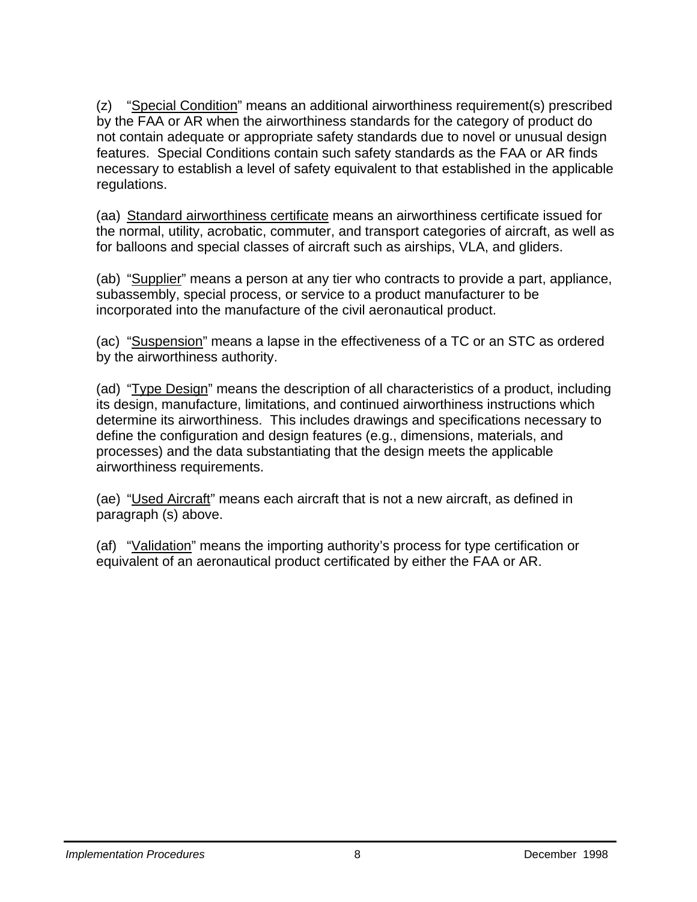(z) "<u>Special Condition</u>" means an additional airworthiness requirement(s) prescribed by the FAA or AR when the airworthiness standards for the category of product do not contain adequate or appropriate safety standards due to novel or unusual design features. Special Conditions contain such safety standards as the FAA or AR finds necessary to establish a level of safety equivalent to that established in the applicable regulations.

(aa) <u>Standard airworthiness certificate</u> means an airworthiness certificate issued for the normal, utility, acrobatic, commuter, and transport categories of aircraft, as well as for balloons and special classes of aircraft such as airships, VLA, and gliders.

(ab) "<u>Supplier</u>" means a person at any tier who contracts to provide a part, appliance, subassembly, special process, or service to a product manufacturer to be incorporated into the manufacture of the civil aeronautical product.

(ac) "<u>Suspension</u>" means a lapse in the effectiveness of a TC or an STC as ordered by the airworthiness authority.

(ad) "<u>Type Design</u>" means the description of all characteristics of a product, including its design, manufacture, limitations, and continued airworthiness instructions which determine its airworthiness. This includes drawings and specifications necessary to define the configuration and design features (e.g., dimensions, materials, and processes) and the data substantiating that the design meets the applicable airworthiness requirements.

(ae) "<u>Used Aircraft</u>" means each aircraft that is not a new aircraft, as defined in paragraph (s) above.

(af) "<u>Validation</u>" means the importing authority's process for type certification or equivalent of an aeronautical product certificated by either the FAA or AR.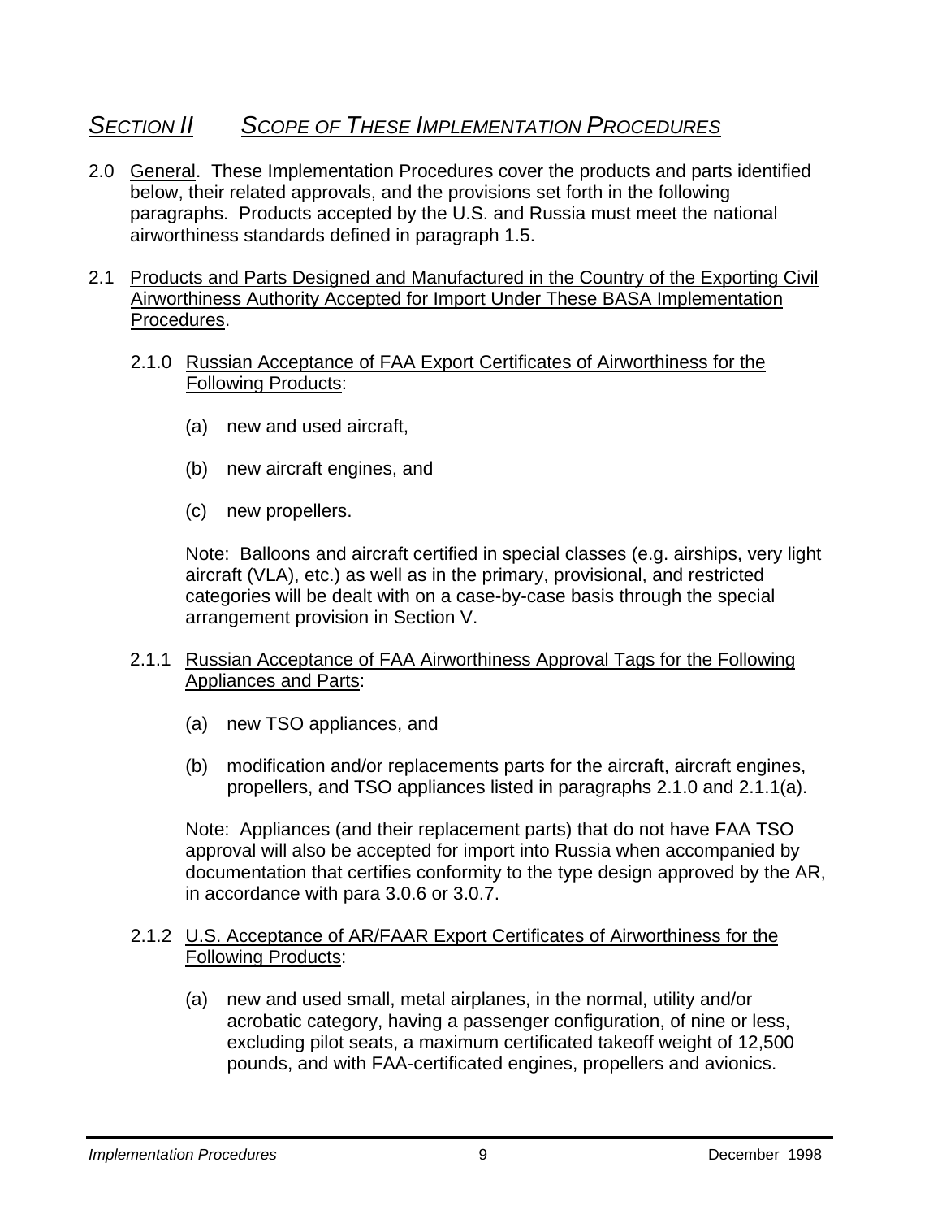## *Section II  Scope of These Implementation Procedures*

2.0 General. These Implementation Procedures cover the products and parts identified below, their related approvals, and the provisions set forth in the following paragraphs. Products accepted by the U.S. and Russia must meet the national airworthiness standards defined in paragraph 1.5.

2.1 Products and Parts Designed and Manufactured in the Country of the Exporting Civil Airworthiness Authority Accepted for Import Under These BASA Implementation Procedures.

2.1.0 Russian Acceptance of FAA Export Certificates of Airworthiness for the Following Products:

(a) new and used aircraft,

(b) new aircraft engines, and

(c) new propellers.

Note: Balloons and aircraft certified in special classes (e.g. airships, very light aircraft (VLA), etc.) as well as in the primary, provisional, and restricted categories will be dealt with on a case-by-case basis through the special arrangement provision in Section V.

2.1.1 Russian Acceptance of FAA Airworthiness Approval Tags for the Following Appliances and Parts:

(a) new TSO appliances, and

(b) modification and/or replacements parts for the aircraft, aircraft engines, propellers, and TSO appliances listed in paragraphs 2.1.0 and 2.1.1(a).

Note: Appliances (and their replacement parts) that do not have FAA TSO approval will also be accepted for import into Russia when accompanied by documentation that certifies conformity to the type design approved by the AR, in accordance with para 3.0.6 or 3.0.7.

2.1.2 U.S. Acceptance of AR/FAAR Export Certificates of Airworthiness for the Following Products:

(a) new and used small, metal airplanes, in the normal, utility and/or acrobatic category, having a passenger configuration, of nine or less, excluding pilot seats, a maximum certificated takeoff weight of 12,500 pounds, and with FAA-certificated engines, propellers and avionics.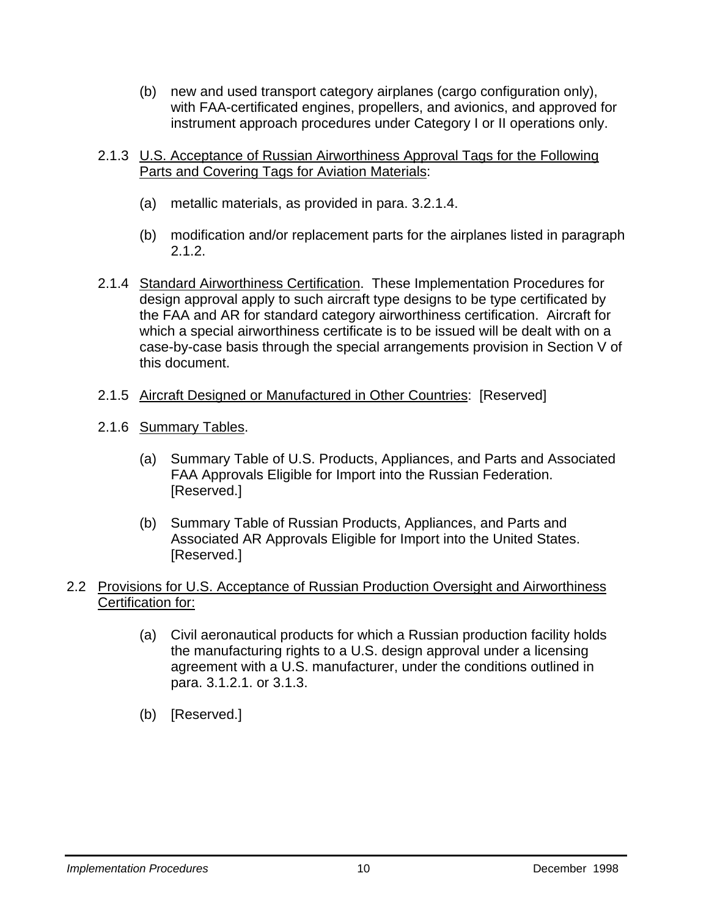(b) new and used transport category airplanes (cargo configuration only), with FAA-certificated engines, propellers, and avionics, and approved for instrument approach procedures under Category I or II operations only.

2.1.3 U.S. Acceptance of Russian Airworthiness Approval Tags for the Following Parts and Covering Tags for Aviation Materials:

(a) metallic materials, as provided in para. 3.2.1.4.

(b) modification and/or replacement parts for the airplanes listed in paragraph 2.1.2.

2.1.4 Standard Airworthiness Certification. These Implementation Procedures for design approval apply to such aircraft type designs to be type certificated by the FAA and AR for standard category airworthiness certification. Aircraft for which a special airworthiness certificate is to be issued will be dealt with on a case-by-case basis through the special arrangements provision in Section V of this document.

2.1.5 Aircraft Designed or Manufactured in Other Countries: [Reserved]

2.1.6 Summary Tables.

(a) Summary Table of U.S. Products, Appliances, and Parts and Associated FAA Approvals Eligible for Import into the Russian Federation. [Reserved.]

(b) Summary Table of Russian Products, Appliances, and Parts and Associated AR Approvals Eligible for Import into the United States. [Reserved.]

2.2 Provisions for U.S. Acceptance of Russian Production Oversight and Airworthiness Certification for:

(a) Civil aeronautical products for which a Russian production facility holds the manufacturing rights to a U.S. design approval under a licensing agreement with a U.S. manufacturer, under the conditions outlined in para. 3.1.2.1. or 3.1.3.

(b) [Reserved.]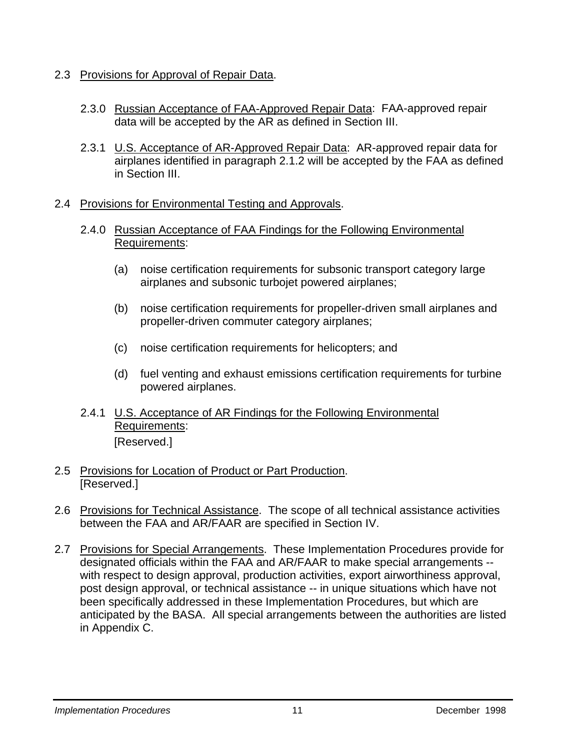2.3 Provisions for Approval of Repair Data.

2.3.0 Russian Acceptance of FAA-Approved Repair Data: FAA-approved repair data will be accepted by the AR as defined in Section III.

2.3.1 U.S. Acceptance of AR-Approved Repair Data: AR-approved repair data for airplanes identified in paragraph 2.1.2 will be accepted by the FAA as defined in Section III.

2.4 Provisions for Environmental Testing and Approvals.

2.4.0 Russian Acceptance of FAA Findings for the Following Environmental Requirements:

(a) noise certification requirements for subsonic transport category large airplanes and subsonic turbojet powered airplanes;

(b) noise certification requirements for propeller-driven small airplanes and propeller-driven commuter category airplanes;

(c) noise certification requirements for helicopters; and

(d) fuel venting and exhaust emissions certification requirements for turbine powered airplanes.

2.4.1 U.S. Acceptance of AR Findings for the Following Environmental Requirements:
[Reserved.]

2.5 Provisions for Location of Product or Part Production.
[Reserved.]

2.6 Provisions for Technical Assistance. The scope of all technical assistance activities between the FAA and AR/FAAR are specified in Section IV.

2.7 Provisions for Special Arrangements. These Implementation Procedures provide for designated officials within the FAA and AR/FAAR to make special arrangements -- with respect to design approval, production activities, export airworthiness approval, post design approval, or technical assistance -- in unique situations which have not been specifically addressed in these Implementation Procedures, but which are anticipated by the BASA. All special arrangements between the authorities are listed in Appendix C.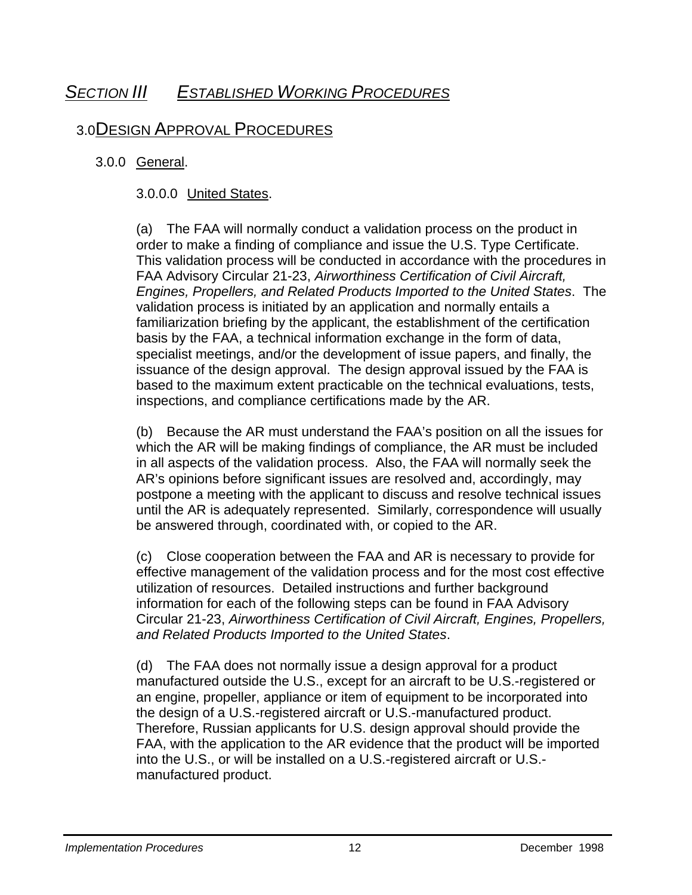# SECTION III ESTABLISHED WORKING PROCEDURES

## 3.0 DESIGN APPROVAL PROCEDURES

### 3.0.0 General.

#### 3.0.0.0 United States.

(a) The FAA will normally conduct a validation process on the product in order to make a finding of compliance and issue the U.S. Type Certificate. This validation process will be conducted in accordance with the procedures in FAA Advisory Circular 21-23, *Airworthiness Certification of Civil Aircraft, Engines, Propellers, and Related Products Imported to the United States*. The validation process is initiated by an application and normally entails a familiarization briefing by the applicant, the establishment of the certification basis by the FAA, a technical information exchange in the form of data, specialist meetings, and/or the development of issue papers, and finally, the issuance of the design approval. The design approval issued by the FAA is based to the maximum extent practicable on the technical evaluations, tests, inspections, and compliance certifications made by the AR.

(b) Because the AR must understand the FAA's position on all the issues for which the AR will be making findings of compliance, the AR must be included in all aspects of the validation process. Also, the FAA will normally seek the AR's opinions before significant issues are resolved and, accordingly, may postpone a meeting with the applicant to discuss and resolve technical issues until the AR is adequately represented. Similarly, correspondence will usually be answered through, coordinated with, or copied to the AR.

(c) Close cooperation between the FAA and AR is necessary to provide for effective management of the validation process and for the most cost effective utilization of resources. Detailed instructions and further background information for each of the following steps can be found in FAA Advisory Circular 21-23, *Airworthiness Certification of Civil Aircraft, Engines, Propellers, and Related Products Imported to the United States*.

(d) The FAA does not normally issue a design approval for a product manufactured outside the U.S., except for an aircraft to be U.S.-registered or an engine, propeller, appliance or item of equipment to be incorporated into the design of a U.S.-registered aircraft or U.S.-manufactured product. Therefore, Russian applicants for U.S. design approval should provide the FAA, with the application to the AR evidence that the product will be imported into the U.S., or will be installed on a U.S.-registered aircraft or U.S.-manufactured product.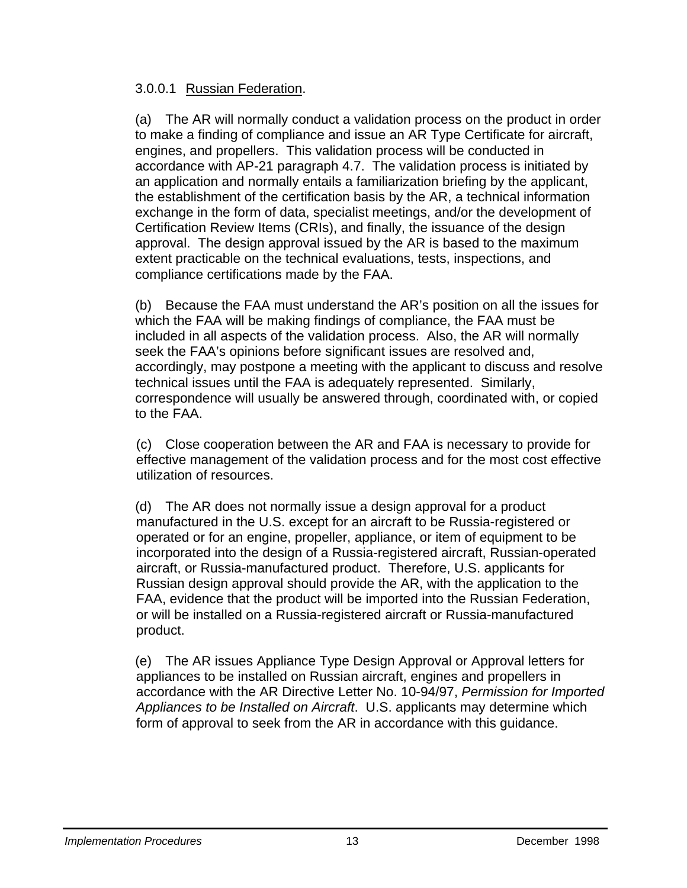3.0.0.1 Russian Federation.

(a) The AR will normally conduct a validation process on the product in order to make a finding of compliance and issue an AR Type Certificate for aircraft, engines, and propellers. This validation process will be conducted in accordance with AP-21 paragraph 4.7. The validation process is initiated by an application and normally entails a familiarization briefing by the applicant, the establishment of the certification basis by the AR, a technical information exchange in the form of data, specialist meetings, and/or the development of Certification Review Items (CRIs), and finally, the issuance of the design approval. The design approval issued by the AR is based to the maximum extent practicable on the technical evaluations, tests, inspections, and compliance certifications made by the FAA.

(b) Because the FAA must understand the AR's position on all the issues for which the FAA will be making findings of compliance, the FAA must be included in all aspects of the validation process. Also, the AR will normally seek the FAA's opinions before significant issues are resolved and, accordingly, may postpone a meeting with the applicant to discuss and resolve technical issues until the FAA is adequately represented. Similarly, correspondence will usually be answered through, coordinated with, or copied to the FAA.

(c) Close cooperation between the AR and FAA is necessary to provide for effective management of the validation process and for the most cost effective utilization of resources.

(d) The AR does not normally issue a design approval for a product manufactured in the U.S. except for an aircraft to be Russia-registered or operated or for an engine, propeller, appliance, or item of equipment to be incorporated into the design of a Russia-registered aircraft, Russian-operated aircraft, or Russia-manufactured product. Therefore, U.S. applicants for Russian design approval should provide the AR, with the application to the FAA, evidence that the product will be imported into the Russian Federation, or will be installed on a Russia-registered aircraft or Russia-manufactured product.

(e) The AR issues Appliance Type Design Approval or Approval letters for appliances to be installed on Russian aircraft, engines and propellers in accordance with the AR Directive Letter No. 10-94/97, *Permission for Imported Appliances to be Installed on Aircraft*. U.S. applicants may determine which form of approval to seek from the AR in accordance with this guidance.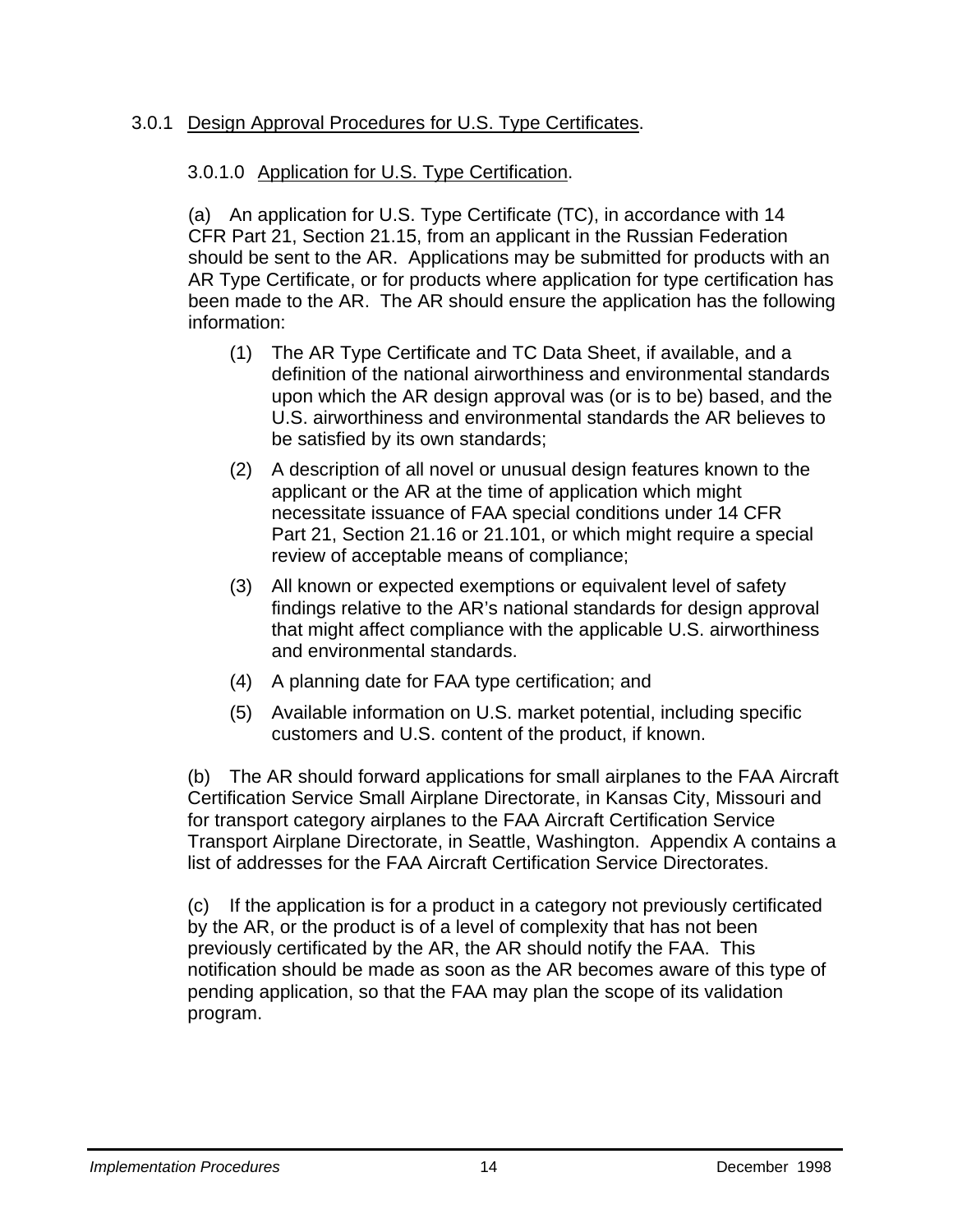### 3.0.1 Design Approval Procedures for U.S. Type Certificates.

#### 3.0.1.0 Application for U.S. Type Certification.

(a) An application for U.S. Type Certificate (TC), in accordance with 14 CFR Part 21, Section 21.15, from an applicant in the Russian Federation should be sent to the AR. Applications may be submitted for products with an AR Type Certificate, or for products where application for type certification has been made to the AR. The AR should ensure the application has the following information:

(1) The AR Type Certificate and TC Data Sheet, if available, and a definition of the national airworthiness and environmental standards upon which the AR design approval was (or is to be) based, and the U.S. airworthiness and environmental standards the AR believes to be satisfied by its own standards;

(2) A description of all novel or unusual design features known to the applicant or the AR at the time of application which might necessitate issuance of FAA special conditions under 14 CFR Part 21, Section 21.16 or 21.101, or which might require a special review of acceptable means of compliance;

(3) All known or expected exemptions or equivalent level of safety findings relative to the AR's national standards for design approval that might affect compliance with the applicable U.S. airworthiness and environmental standards.

(4) A planning date for FAA type certification; and

(5) Available information on U.S. market potential, including specific customers and U.S. content of the product, if known.

(b) The AR should forward applications for small airplanes to the FAA Aircraft Certification Service Small Airplane Directorate, in Kansas City, Missouri and for transport category airplanes to the FAA Aircraft Certification Service Transport Airplane Directorate, in Seattle, Washington. Appendix A contains a list of addresses for the FAA Aircraft Certification Service Directorates.

(c) If the application is for a product in a category not previously certificated by the AR, or the product is of a level of complexity that has not been previously certificated by the AR, the AR should notify the FAA. This notification should be made as soon as the AR becomes aware of this type of pending application, so that the FAA may plan the scope of its validation program.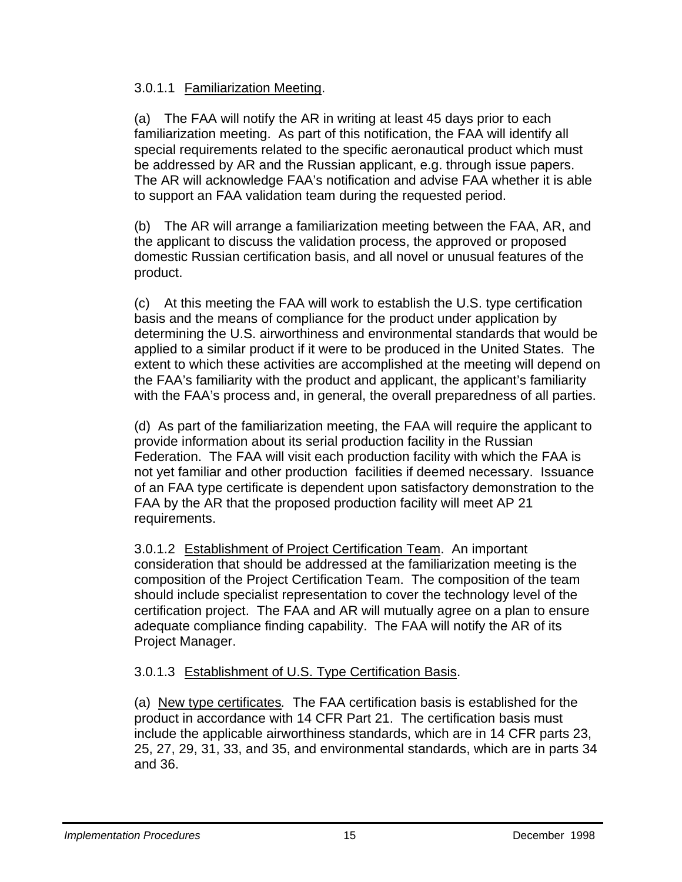3.0.1.1 Familiarization Meeting.

(a) The FAA will notify the AR in writing at least 45 days prior to each familiarization meeting. As part of this notification, the FAA will identify all special requirements related to the specific aeronautical product which must be addressed by AR and the Russian applicant, e.g. through issue papers. The AR will acknowledge FAA's notification and advise FAA whether it is able to support an FAA validation team during the requested period.

(b) The AR will arrange a familiarization meeting between the FAA, AR, and the applicant to discuss the validation process, the approved or proposed domestic Russian certification basis, and all novel or unusual features of the product.

(c) At this meeting the FAA will work to establish the U.S. type certification basis and the means of compliance for the product under application by determining the U.S. airworthiness and environmental standards that would be applied to a similar product if it were to be produced in the United States. The extent to which these activities are accomplished at the meeting will depend on the FAA's familiarity with the product and applicant, the applicant's familiarity with the FAA's process and, in general, the overall preparedness of all parties.

(d) As part of the familiarization meeting, the FAA will require the applicant to provide information about its serial production facility in the Russian Federation. The FAA will visit each production facility with which the FAA is not yet familiar and other production facilities if deemed necessary. Issuance of an FAA type certificate is dependent upon satisfactory demonstration to the FAA by the AR that the proposed production facility will meet AP 21 requirements.

3.0.1.2 Establishment of Project Certification Team. An important consideration that should be addressed at the familiarization meeting is the composition of the Project Certification Team. The composition of the team should include specialist representation to cover the technology level of the certification project. The FAA and AR will mutually agree on a plan to ensure adequate compliance finding capability. The FAA will notify the AR of its Project Manager.

3.0.1.3 Establishment of U.S. Type Certification Basis.

(a) New type certificates. The FAA certification basis is established for the product in accordance with 14 CFR Part 21. The certification basis must include the applicable airworthiness standards, which are in 14 CFR parts 23, 25, 27, 29, 31, 33, and 35, and environmental standards, which are in parts 34 and 36.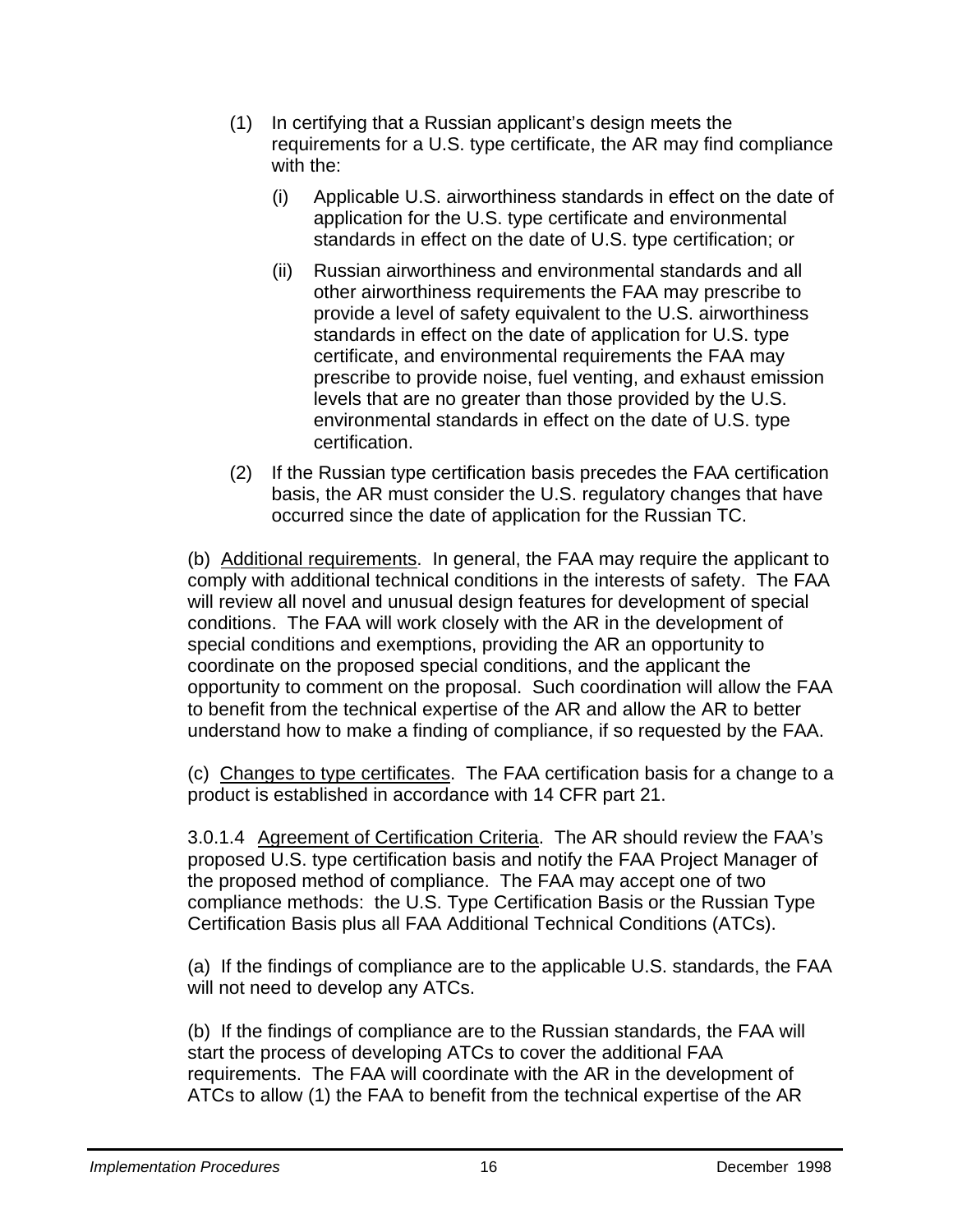(1) In certifying that a Russian applicant's design meets the requirements for a U.S. type certificate, the AR may find compliance with the:

   (i) Applicable U.S. airworthiness standards in effect on the date of application for the U.S. type certificate and environmental standards in effect on the date of U.S. type certification; or

   (ii) Russian airworthiness and environmental standards and all other airworthiness requirements the FAA may prescribe to provide a level of safety equivalent to the U.S. airworthiness standards in effect on the date of application for U.S. type certificate, and environmental requirements the FAA may prescribe to provide noise, fuel venting, and exhaust emission levels that are no greater than those provided by the U.S. environmental standards in effect on the date of U.S. type certification.

(2) If the Russian type certification basis precedes the FAA certification basis, the AR must consider the U.S. regulatory changes that have occurred since the date of application for the Russian TC.

(b) Additional requirements. In general, the FAA may require the applicant to comply with additional technical conditions in the interests of safety. The FAA will review all novel and unusual design features for development of special conditions. The FAA will work closely with the AR in the development of special conditions and exemptions, providing the AR an opportunity to coordinate on the proposed special conditions, and the applicant the opportunity to comment on the proposal. Such coordination will allow the FAA to benefit from the technical expertise of the AR and allow the AR to better understand how to make a finding of compliance, if so requested by the FAA.

(c) Changes to type certificates. The FAA certification basis for a change to a product is established in accordance with 14 CFR part 21.

3.0.1.4 Agreement of Certification Criteria. The AR should review the FAA's proposed U.S. type certification basis and notify the FAA Project Manager of the proposed method of compliance. The FAA may accept one of two compliance methods: the U.S. Type Certification Basis or the Russian Type Certification Basis plus all FAA Additional Technical Conditions (ATCs).

(a) If the findings of compliance are to the applicable U.S. standards, the FAA will not need to develop any ATCs.

(b) If the findings of compliance are to the Russian standards, the FAA will start the process of developing ATCs to cover the additional FAA requirements. The FAA will coordinate with the AR in the development of ATCs to allow (1) the FAA to benefit from the technical expertise of the AR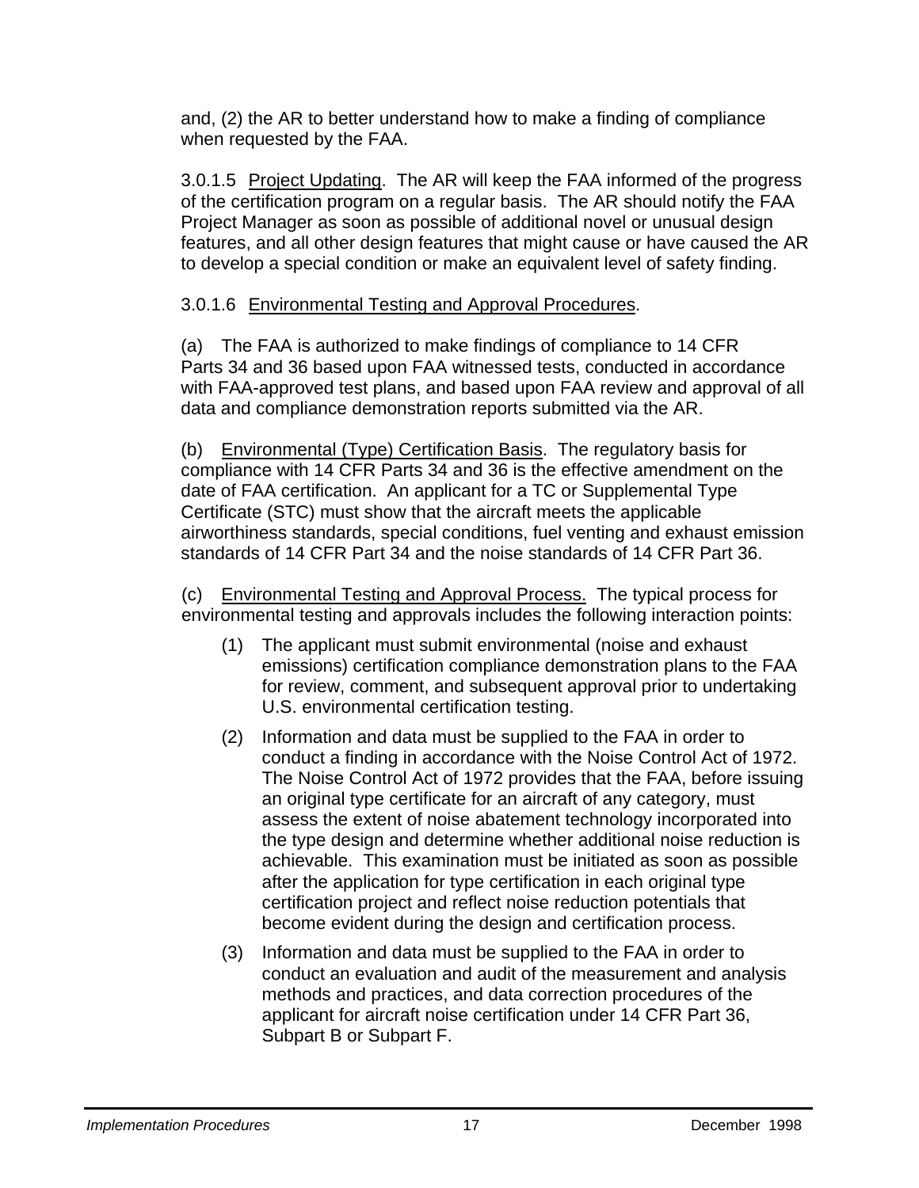and, (2) the AR to better understand how to make a finding of compliance when requested by the FAA.

3.0.1.5 Project Updating. The AR will keep the FAA informed of the progress of the certification program on a regular basis. The AR should notify the FAA Project Manager as soon as possible of additional novel or unusual design features, and all other design features that might cause or have caused the AR to develop a special condition or make an equivalent level of safety finding.

3.0.1.6 Environmental Testing and Approval Procedures.

(a) The FAA is authorized to make findings of compliance to 14 CFR Parts 34 and 36 based upon FAA witnessed tests, conducted in accordance with FAA-approved test plans, and based upon FAA review and approval of all data and compliance demonstration reports submitted via the AR.

(b) Environmental (Type) Certification Basis. The regulatory basis for compliance with 14 CFR Parts 34 and 36 is the effective amendment on the date of FAA certification. An applicant for a TC or Supplemental Type Certificate (STC) must show that the aircraft meets the applicable airworthiness standards, special conditions, fuel venting and exhaust emission standards of 14 CFR Part 34 and the noise standards of 14 CFR Part 36.

(c) Environmental Testing and Approval Process. The typical process for environmental testing and approvals includes the following interaction points:

(1) The applicant must submit environmental (noise and exhaust emissions) certification compliance demonstration plans to the FAA for review, comment, and subsequent approval prior to undertaking U.S. environmental certification testing.

(2) Information and data must be supplied to the FAA in order to conduct a finding in accordance with the Noise Control Act of 1972. The Noise Control Act of 1972 provides that the FAA, before issuing an original type certificate for an aircraft of any category, must assess the extent of noise abatement technology incorporated into the type design and determine whether additional noise reduction is achievable. This examination must be initiated as soon as possible after the application for type certification in each original type certification project and reflect noise reduction potentials that become evident during the design and certification process.

(3) Information and data must be supplied to the FAA in order to conduct an evaluation and audit of the measurement and analysis methods and practices, and data correction procedures of the applicant for aircraft noise certification under 14 CFR Part 36, Subpart B or Subpart F.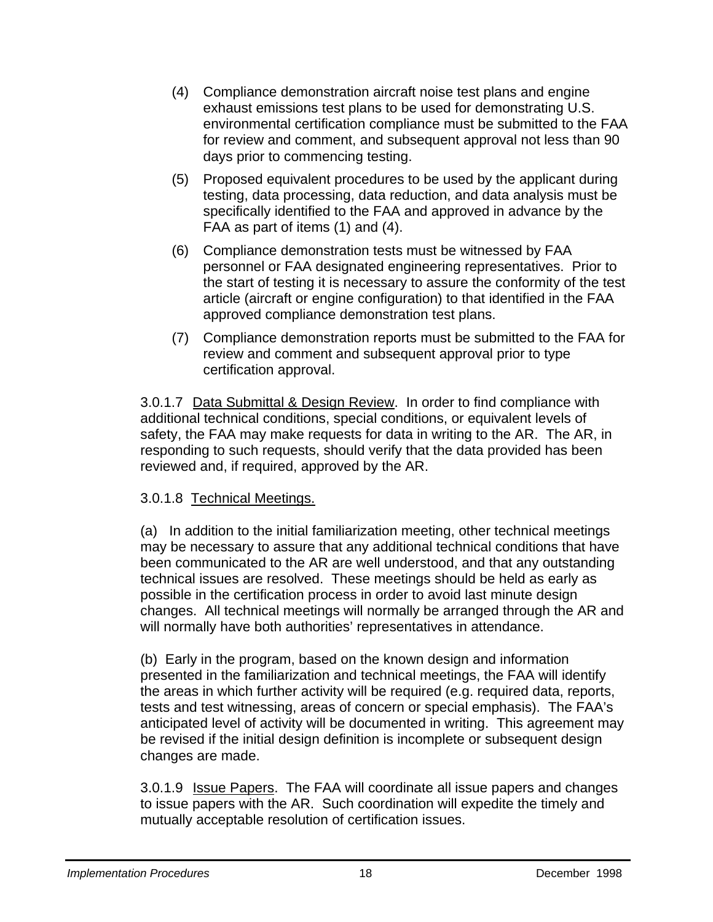(4) Compliance demonstration aircraft noise test plans and engine exhaust emissions test plans to be used for demonstrating U.S. environmental certification compliance must be submitted to the FAA for review and comment, and subsequent approval not less than 90 days prior to commencing testing.

(5) Proposed equivalent procedures to be used by the applicant during testing, data processing, data reduction, and data analysis must be specifically identified to the FAA and approved in advance by the FAA as part of items (1) and (4).

(6) Compliance demonstration tests must be witnessed by FAA personnel or FAA designated engineering representatives. Prior to the start of testing it is necessary to assure the conformity of the test article (aircraft or engine configuration) to that identified in the FAA approved compliance demonstration test plans.

(7) Compliance demonstration reports must be submitted to the FAA for review and comment and subsequent approval prior to type certification approval.

3.0.1.7 Data Submittal & Design Review. In order to find compliance with additional technical conditions, special conditions, or equivalent levels of safety, the FAA may make requests for data in writing to the AR. The AR, in responding to such requests, should verify that the data provided has been reviewed and, if required, approved by the AR.

3.0.1.8 Technical Meetings.

(a) In addition to the initial familiarization meeting, other technical meetings may be necessary to assure that any additional technical conditions that have been communicated to the AR are well understood, and that any outstanding technical issues are resolved. These meetings should be held as early as possible in the certification process in order to avoid last minute design changes. All technical meetings will normally be arranged through the AR and will normally have both authorities' representatives in attendance.

(b) Early in the program, based on the known design and information presented in the familiarization and technical meetings, the FAA will identify the areas in which further activity will be required (e.g. required data, reports, tests and test witnessing, areas of concern or special emphasis). The FAA's anticipated level of activity will be documented in writing. This agreement may be revised if the initial design definition is incomplete or subsequent design changes are made.

3.0.1.9 Issue Papers. The FAA will coordinate all issue papers and changes to issue papers with the AR. Such coordination will expedite the timely and mutually acceptable resolution of certification issues.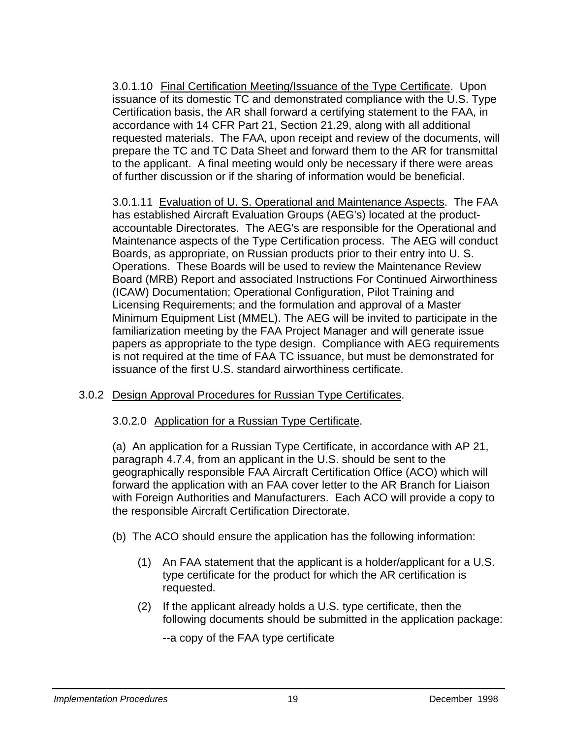3.0.1.10 <u>Final Certification Meeting/Issuance of the Type Certificate</u>. Upon issuance of its domestic TC and demonstrated compliance with the U.S. Type Certification basis, the AR shall forward a certifying statement to the FAA, in accordance with 14 CFR Part 21, Section 21.29, along with all additional requested materials. The FAA, upon receipt and review of the documents, will prepare the TC and TC Data Sheet and forward them to the AR for transmittal to the applicant. A final meeting would only be necessary if there were areas of further discussion or if the sharing of information would be beneficial.

3.0.1.11 <u>Evaluation of U. S. Operational and Maintenance Aspects</u>. The FAA has established Aircraft Evaluation Groups (AEG's) located at the product-accountable Directorates. The AEG's are responsible for the Operational and Maintenance aspects of the Type Certification process. The AEG will conduct Boards, as appropriate, on Russian products prior to their entry into U. S. Operations. These Boards will be used to review the Maintenance Review Board (MRB) Report and associated Instructions For Continued Airworthiness (ICAW) Documentation; Operational Configuration, Pilot Training and Licensing Requirements; and the formulation and approval of a Master Minimum Equipment List (MMEL). The AEG will be invited to participate in the familiarization meeting by the FAA Project Manager and will generate issue papers as appropriate to the type design. Compliance with AEG requirements is not required at the time of FAA TC issuance, but must be demonstrated for issuance of the first U.S. standard airworthiness certificate.

3.0.2 <u>Design Approval Procedures for Russian Type Certificates</u>.

3.0.2.0 <u>Application for a Russian Type Certificate</u>.

(a) An application for a Russian Type Certificate, in accordance with AP 21, paragraph 4.7.4, from an applicant in the U.S. should be sent to the geographically responsible FAA Aircraft Certification Office (ACO) which will forward the application with an FAA cover letter to the AR Branch for Liaison with Foreign Authorities and Manufacturers. Each ACO will provide a copy to the responsible Aircraft Certification Directorate.

(b) The ACO should ensure the application has the following information:

(1) An FAA statement that the applicant is a holder/applicant for a U.S. type certificate for the product for which the AR certification is requested.

(2) If the applicant already holds a U.S. type certificate, then the following documents should be submitted in the application package:

--a copy of the FAA type certificate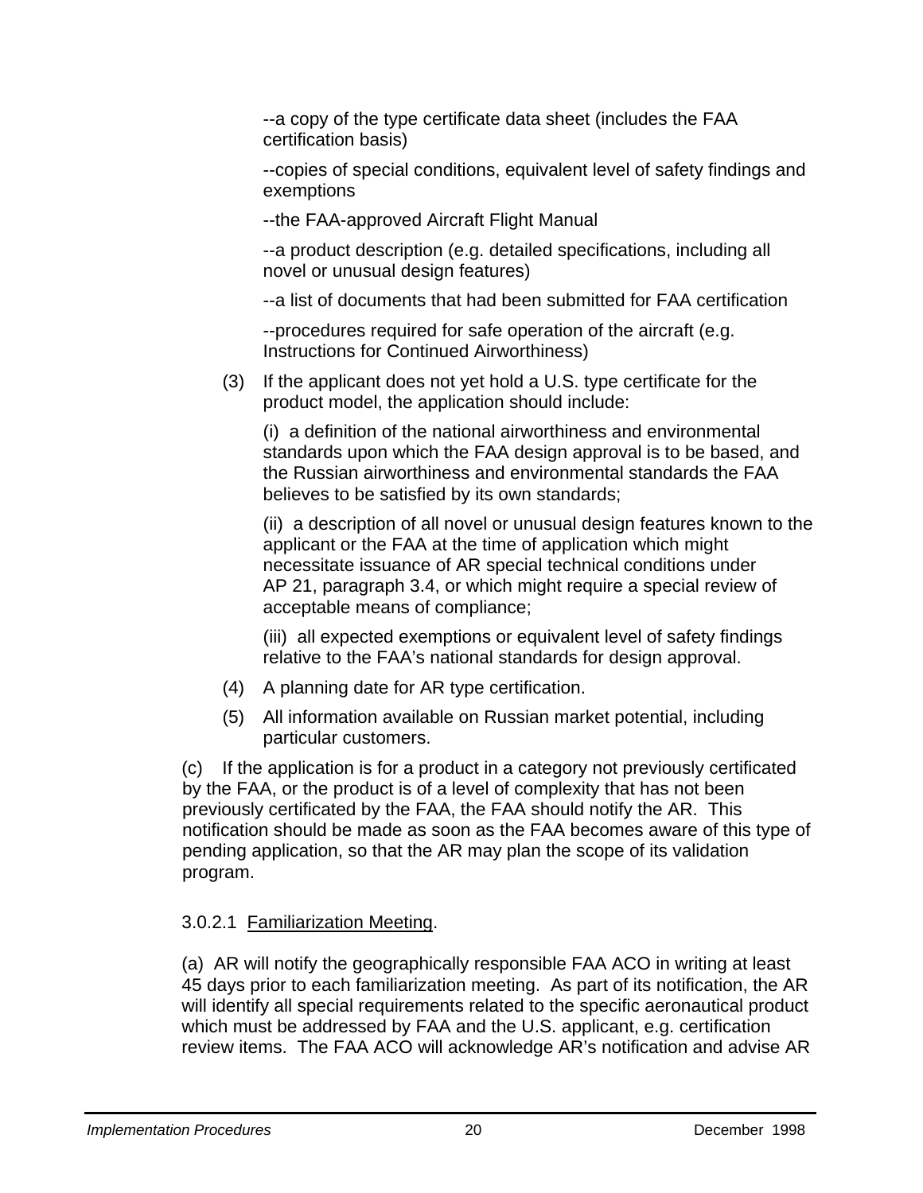--a copy of the type certificate data sheet (includes the FAA certification basis)

--copies of special conditions, equivalent level of safety findings and exemptions

--the FAA-approved Aircraft Flight Manual

--a product description (e.g. detailed specifications, including all novel or unusual design features)

--a list of documents that had been submitted for FAA certification

--procedures required for safe operation of the aircraft (e.g. Instructions for Continued Airworthiness)

(3) If the applicant does not yet hold a U.S. type certificate for the product model, the application should include:

(i) a definition of the national airworthiness and environmental standards upon which the FAA design approval is to be based, and the Russian airworthiness and environmental standards the FAA believes to be satisfied by its own standards;

(ii) a description of all novel or unusual design features known to the applicant or the FAA at the time of application which might necessitate issuance of AR special technical conditions under AP 21, paragraph 3.4, or which might require a special review of acceptable means of compliance;

(iii) all expected exemptions or equivalent level of safety findings relative to the FAA's national standards for design approval.

(4) A planning date for AR type certification.

(5) All information available on Russian market potential, including particular customers.

(c) If the application is for a product in a category not previously certificated by the FAA, or the product is of a level of complexity that has not been previously certificated by the FAA, the FAA should notify the AR. This notification should be made as soon as the FAA becomes aware of this type of pending application, so that the AR may plan the scope of its validation program.

3.0.2.1 Familiarization Meeting.

(a) AR will notify the geographically responsible FAA ACO in writing at least 45 days prior to each familiarization meeting. As part of its notification, the AR will identify all special requirements related to the specific aeronautical product which must be addressed by FAA and the U.S. applicant, e.g. certification review items. The FAA ACO will acknowledge AR's notification and advise AR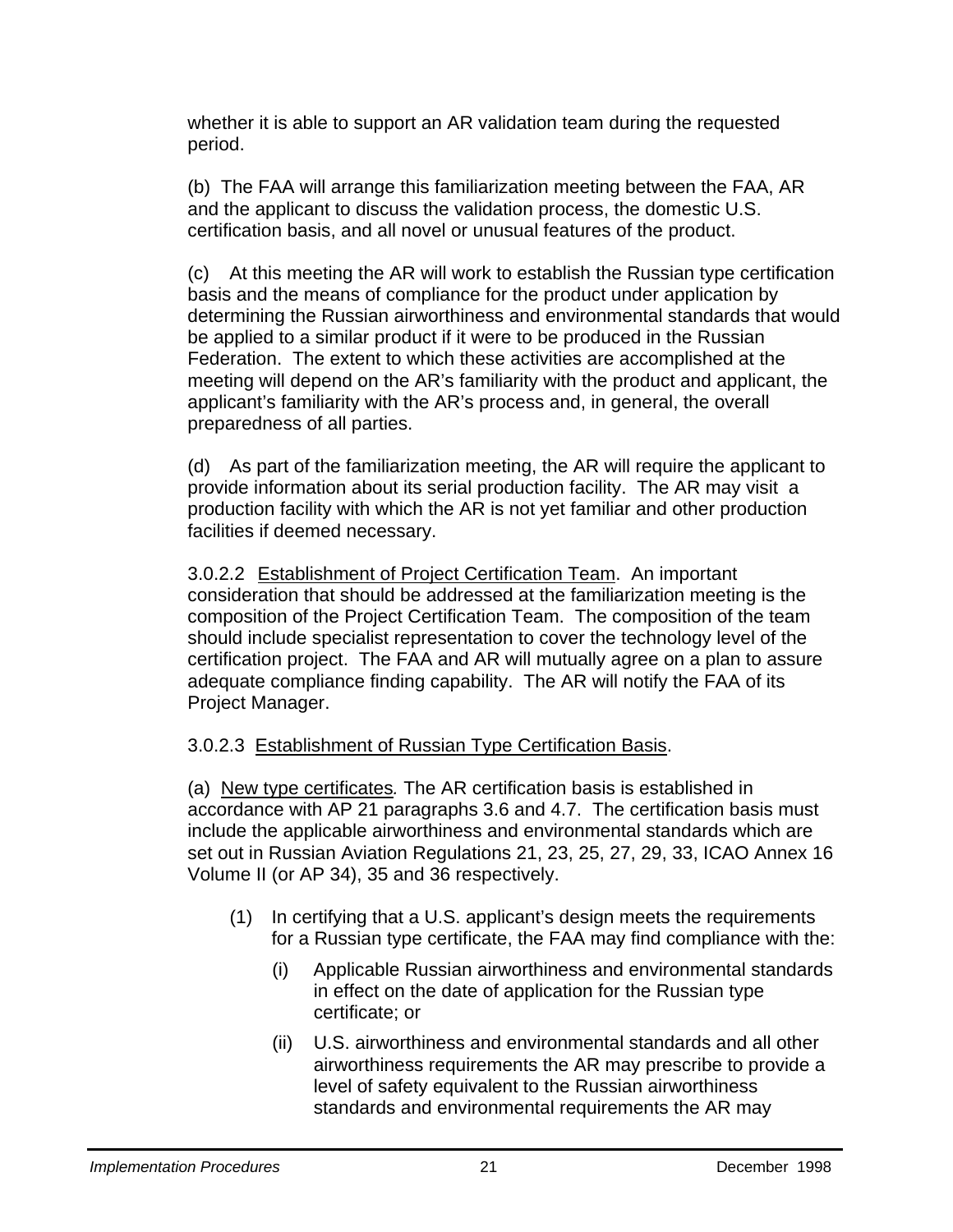whether it is able to support an AR validation team during the requested period.

(b) The FAA will arrange this familiarization meeting between the FAA, AR and the applicant to discuss the validation process, the domestic U.S. certification basis, and all novel or unusual features of the product.

(c) At this meeting the AR will work to establish the Russian type certification basis and the means of compliance for the product under application by determining the Russian airworthiness and environmental standards that would be applied to a similar product if it were to be produced in the Russian Federation. The extent to which these activities are accomplished at the meeting will depend on the AR's familiarity with the product and applicant, the applicant's familiarity with the AR's process and, in general, the overall preparedness of all parties.

(d) As part of the familiarization meeting, the AR will require the applicant to provide information about its serial production facility. The AR may visit a production facility with which the AR is not yet familiar and other production facilities if deemed necessary.

3.0.2.2 Establishment of Project Certification Team. An important consideration that should be addressed at the familiarization meeting is the composition of the Project Certification Team. The composition of the team should include specialist representation to cover the technology level of the certification project. The FAA and AR will mutually agree on a plan to assure adequate compliance finding capability. The AR will notify the FAA of its Project Manager.

3.0.2.3 Establishment of Russian Type Certification Basis.

(a) New type certificates*.* The AR certification basis is established in accordance with AP 21 paragraphs 3.6 and 4.7. The certification basis must include the applicable airworthiness and environmental standards which are set out in Russian Aviation Regulations 21, 23, 25, 27, 29, 33, ICAO Annex 16 Volume II (or AP 34), 35 and 36 respectively.

(1) In certifying that a U.S. applicant's design meets the requirements for a Russian type certificate, the FAA may find compliance with the:

(i) Applicable Russian airworthiness and environmental standards in effect on the date of application for the Russian type certificate; or

(ii) U.S. airworthiness and environmental standards and all other airworthiness requirements the AR may prescribe to provide a level of safety equivalent to the Russian airworthiness standards and environmental requirements the AR may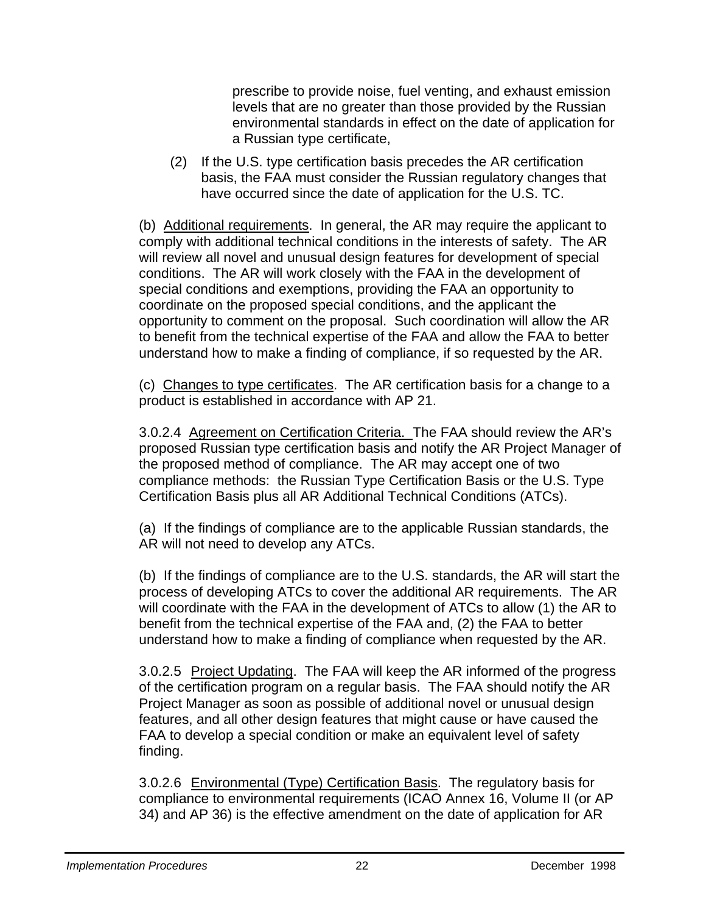prescribe to provide noise, fuel venting, and exhaust emission levels that are no greater than those provided by the Russian environmental standards in effect on the date of application for a Russian type certificate,

(2) If the U.S. type certification basis precedes the AR certification basis, the FAA must consider the Russian regulatory changes that have occurred since the date of application for the U.S. TC.

(b) Additional requirements. In general, the AR may require the applicant to comply with additional technical conditions in the interests of safety. The AR will review all novel and unusual design features for development of special conditions. The AR will work closely with the FAA in the development of special conditions and exemptions, providing the FAA an opportunity to coordinate on the proposed special conditions, and the applicant the opportunity to comment on the proposal. Such coordination will allow the AR to benefit from the technical expertise of the FAA and allow the FAA to better understand how to make a finding of compliance, if so requested by the AR.

(c) Changes to type certificates. The AR certification basis for a change to a product is established in accordance with AP 21.

3.0.2.4 Agreement on Certification Criteria. The FAA should review the AR's proposed Russian type certification basis and notify the AR Project Manager of the proposed method of compliance. The AR may accept one of two compliance methods: the Russian Type Certification Basis or the U.S. Type Certification Basis plus all AR Additional Technical Conditions (ATCs).

(a) If the findings of compliance are to the applicable Russian standards, the AR will not need to develop any ATCs.

(b) If the findings of compliance are to the U.S. standards, the AR will start the process of developing ATCs to cover the additional AR requirements. The AR will coordinate with the FAA in the development of ATCs to allow (1) the AR to benefit from the technical expertise of the FAA and, (2) the FAA to better understand how to make a finding of compliance when requested by the AR.

3.0.2.5 Project Updating. The FAA will keep the AR informed of the progress of the certification program on a regular basis. The FAA should notify the AR Project Manager as soon as possible of additional novel or unusual design features, and all other design features that might cause or have caused the FAA to develop a special condition or make an equivalent level of safety finding.

3.0.2.6 Environmental (Type) Certification Basis. The regulatory basis for compliance to environmental requirements (ICAO Annex 16, Volume II (or AP 34) and AP 36) is the effective amendment on the date of application for AR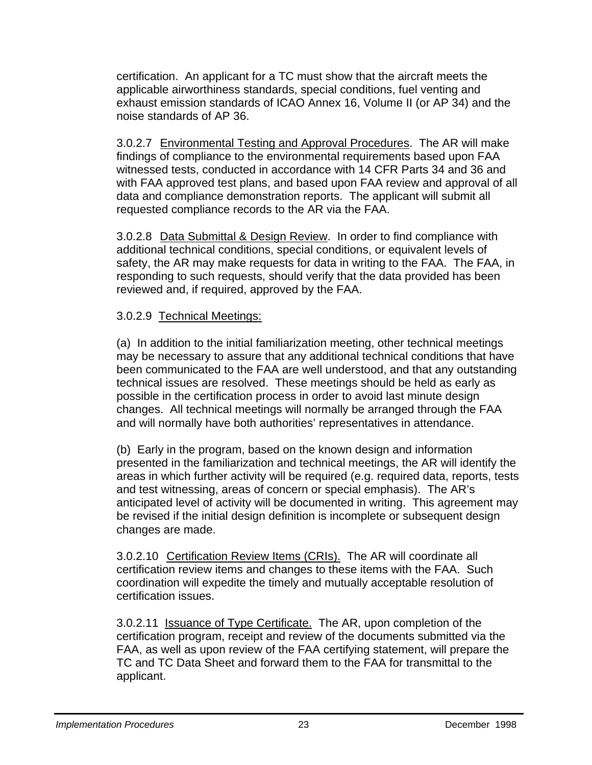certification. An applicant for a TC must show that the aircraft meets the applicable airworthiness standards, special conditions, fuel venting and exhaust emission standards of ICAO Annex 16, Volume II (or AP 34) and the noise standards of AP 36.

3.0.2.7 Environmental Testing and Approval Procedures. The AR will make findings of compliance to the environmental requirements based upon FAA witnessed tests, conducted in accordance with 14 CFR Parts 34 and 36 and with FAA approved test plans, and based upon FAA review and approval of all data and compliance demonstration reports. The applicant will submit all requested compliance records to the AR via the FAA.

3.0.2.8 Data Submittal & Design Review. In order to find compliance with additional technical conditions, special conditions, or equivalent levels of safety, the AR may make requests for data in writing to the FAA. The FAA, in responding to such requests, should verify that the data provided has been reviewed and, if required, approved by the FAA.

3.0.2.9 Technical Meetings:

(a) In addition to the initial familiarization meeting, other technical meetings may be necessary to assure that any additional technical conditions that have been communicated to the FAA are well understood, and that any outstanding technical issues are resolved. These meetings should be held as early as possible in the certification process in order to avoid last minute design changes. All technical meetings will normally be arranged through the FAA and will normally have both authorities' representatives in attendance.

(b) Early in the program, based on the known design and information presented in the familiarization and technical meetings, the AR will identify the areas in which further activity will be required (e.g. required data, reports, tests and test witnessing, areas of concern or special emphasis). The AR's anticipated level of activity will be documented in writing. This agreement may be revised if the initial design definition is incomplete or subsequent design changes are made.

3.0.2.10 Certification Review Items (CRIs). The AR will coordinate all certification review items and changes to these items with the FAA. Such coordination will expedite the timely and mutually acceptable resolution of certification issues.

3.0.2.11 Issuance of Type Certificate. The AR, upon completion of the certification program, receipt and review of the documents submitted via the FAA, as well as upon review of the FAA certifying statement, will prepare the TC and TC Data Sheet and forward them to the FAA for transmittal to the applicant.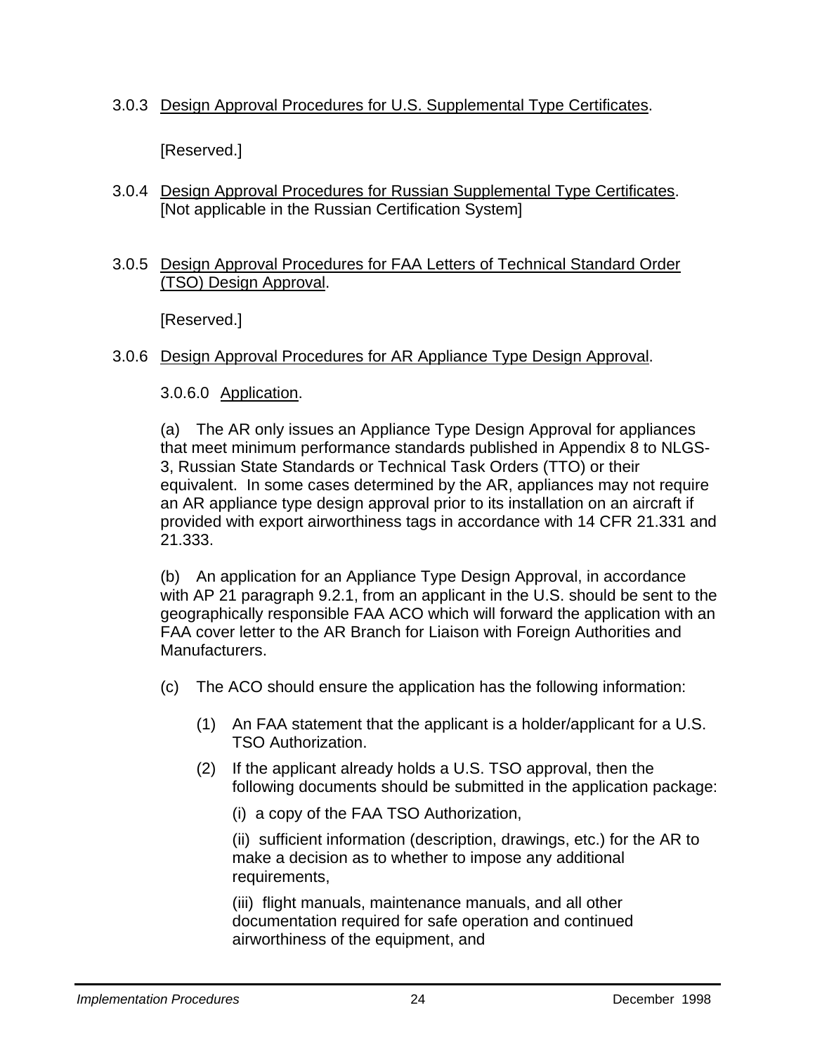3.0.3 Design Approval Procedures for U.S. Supplemental Type Certificates.

[Reserved.]

3.0.4 Design Approval Procedures for Russian Supplemental Type Certificates. [Not applicable in the Russian Certification System]

3.0.5 Design Approval Procedures for FAA Letters of Technical Standard Order (TSO) Design Approval.

[Reserved.]

3.0.6 Design Approval Procedures for AR Appliance Type Design Approval.

3.0.6.0 Application.

(a) The AR only issues an Appliance Type Design Approval for appliances that meet minimum performance standards published in Appendix 8 to NLGS-3, Russian State Standards or Technical Task Orders (TTO) or their equivalent. In some cases determined by the AR, appliances may not require an AR appliance type design approval prior to its installation on an aircraft if provided with export airworthiness tags in accordance with 14 CFR 21.331 and 21.333.

(b) An application for an Appliance Type Design Approval, in accordance with AP 21 paragraph 9.2.1, from an applicant in the U.S. should be sent to the geographically responsible FAA ACO which will forward the application with an FAA cover letter to the AR Branch for Liaison with Foreign Authorities and Manufacturers.

(c) The ACO should ensure the application has the following information:

(1) An FAA statement that the applicant is a holder/applicant for a U.S. TSO Authorization.

(2) If the applicant already holds a U.S. TSO approval, then the following documents should be submitted in the application package:

(i) a copy of the FAA TSO Authorization,

(ii) sufficient information (description, drawings, etc.) for the AR to make a decision as to whether to impose any additional requirements,

(iii) flight manuals, maintenance manuals, and all other documentation required for safe operation and continued airworthiness of the equipment, and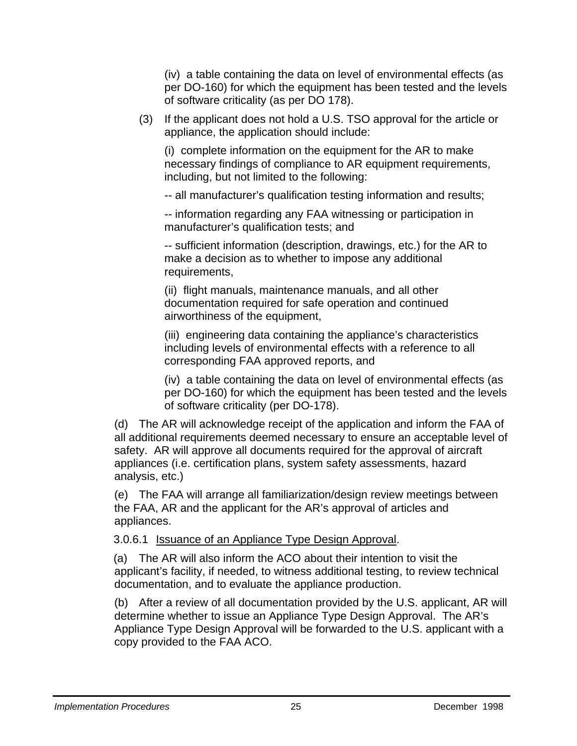(iv) a table containing the data on level of environmental effects (as per DO-160) for which the equipment has been tested and the levels of software criticality (as per DO 178).

(3) If the applicant does not hold a U.S. TSO approval for the article or appliance, the application should include:

(i) complete information on the equipment for the AR to make necessary findings of compliance to AR equipment requirements, including, but not limited to the following:

-- all manufacturer's qualification testing information and results;

-- information regarding any FAA witnessing or participation in manufacturer's qualification tests; and

-- sufficient information (description, drawings, etc.) for the AR to make a decision as to whether to impose any additional requirements,

(ii) flight manuals, maintenance manuals, and all other documentation required for safe operation and continued airworthiness of the equipment,

(iii) engineering data containing the appliance's characteristics including levels of environmental effects with a reference to all corresponding FAA approved reports, and

(iv) a table containing the data on level of environmental effects (as per DO-160) for which the equipment has been tested and the levels of software criticality (per DO-178).

(d) The AR will acknowledge receipt of the application and inform the FAA of all additional requirements deemed necessary to ensure an acceptable level of safety. AR will approve all documents required for the approval of aircraft appliances (i.e. certification plans, system safety assessments, hazard analysis, etc.)

(e) The FAA will arrange all familiarization/design review meetings between the FAA, AR and the applicant for the AR's approval of articles and appliances.

3.0.6.1 Issuance of an Appliance Type Design Approval.

(a) The AR will also inform the ACO about their intention to visit the applicant's facility, if needed, to witness additional testing, to review technical documentation, and to evaluate the appliance production.

(b) After a review of all documentation provided by the U.S. applicant, AR will determine whether to issue an Appliance Type Design Approval. The AR's Appliance Type Design Approval will be forwarded to the U.S. applicant with a copy provided to the FAA ACO.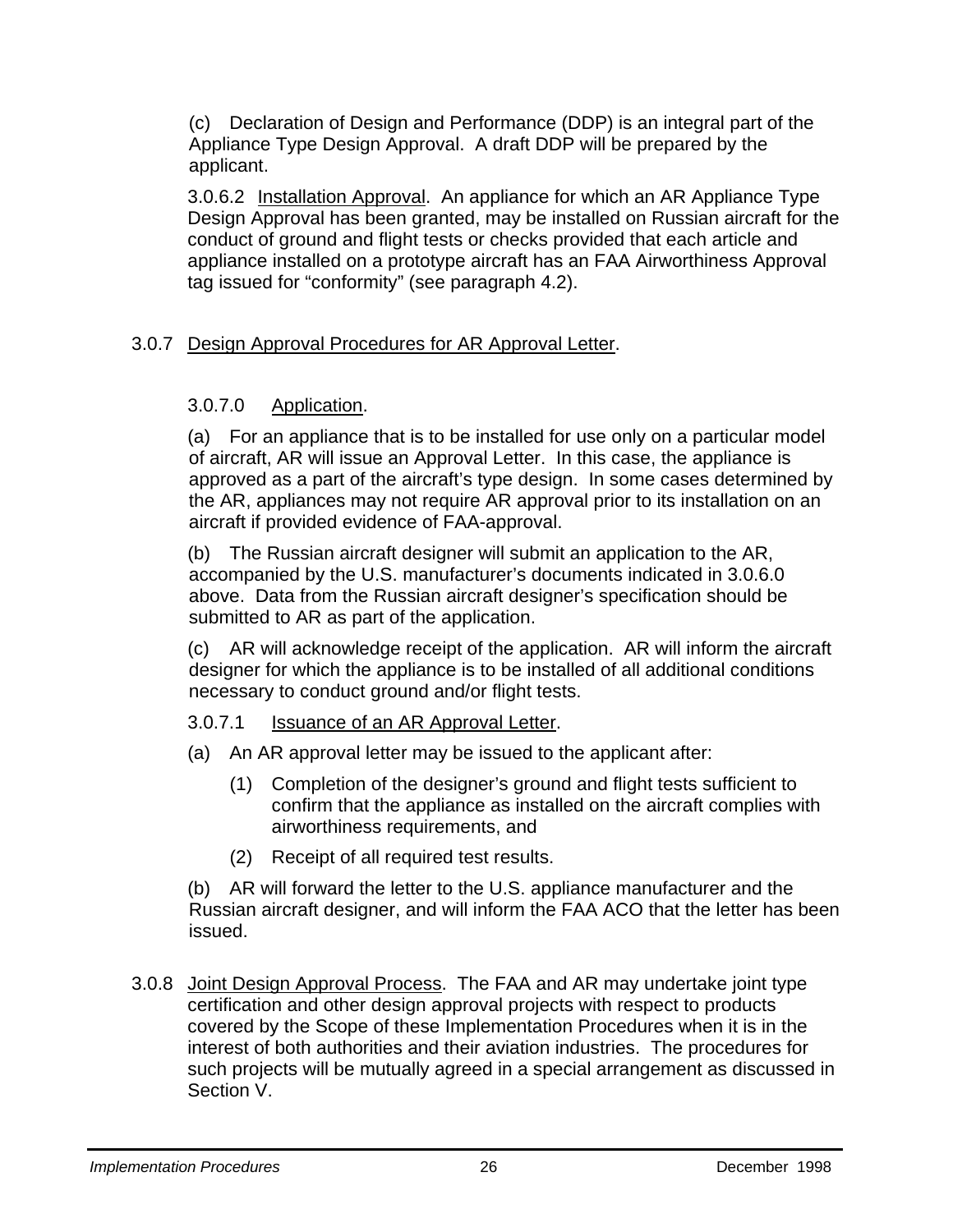(c) Declaration of Design and Performance (DDP) is an integral part of the Appliance Type Design Approval. A draft DDP will be prepared by the applicant.

3.0.6.2 Installation Approval. An appliance for which an AR Appliance Type Design Approval has been granted, may be installed on Russian aircraft for the conduct of ground and flight tests or checks provided that each article and appliance installed on a prototype aircraft has an FAA Airworthiness Approval tag issued for "conformity" (see paragraph 4.2).

3.0.7 Design Approval Procedures for AR Approval Letter.

3.0.7.0 Application.

(a) For an appliance that is to be installed for use only on a particular model of aircraft, AR will issue an Approval Letter. In this case, the appliance is approved as a part of the aircraft's type design. In some cases determined by the AR, appliances may not require AR approval prior to its installation on an aircraft if provided evidence of FAA-approval.

(b) The Russian aircraft designer will submit an application to the AR, accompanied by the U.S. manufacturer's documents indicated in 3.0.6.0 above. Data from the Russian aircraft designer's specification should be submitted to AR as part of the application.

(c) AR will acknowledge receipt of the application. AR will inform the aircraft designer for which the appliance is to be installed of all additional conditions necessary to conduct ground and/or flight tests.

3.0.7.1 Issuance of an AR Approval Letter.

(a) An AR approval letter may be issued to the applicant after:

(1) Completion of the designer's ground and flight tests sufficient to confirm that the appliance as installed on the aircraft complies with airworthiness requirements, and

(2) Receipt of all required test results.

(b) AR will forward the letter to the U.S. appliance manufacturer and the Russian aircraft designer, and will inform the FAA ACO that the letter has been issued.

3.0.8 Joint Design Approval Process. The FAA and AR may undertake joint type certification and other design approval projects with respect to products covered by the Scope of these Implementation Procedures when it is in the interest of both authorities and their aviation industries. The procedures for such projects will be mutually agreed in a special arrangement as discussed in Section V.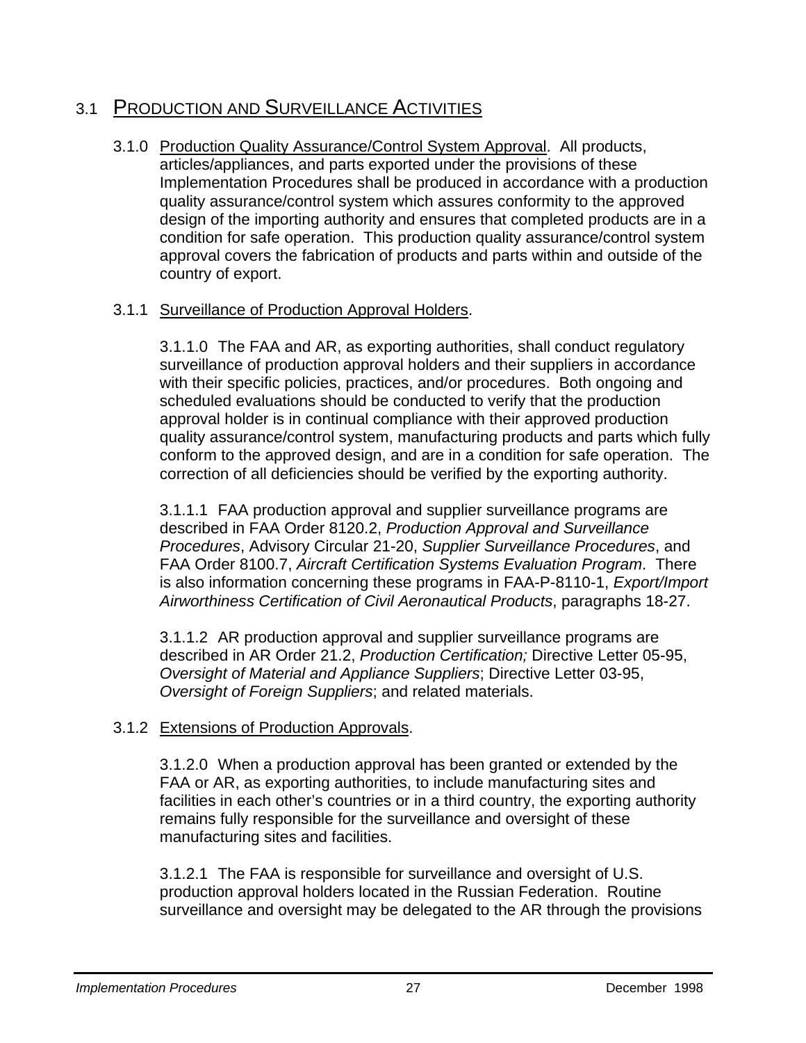## 3.1 PRODUCTION AND SURVEILLANCE ACTIVITIES

3.1.0 Production Quality Assurance/Control System Approval. All products, articles/appliances, and parts exported under the provisions of these Implementation Procedures shall be produced in accordance with a production quality assurance/control system which assures conformity to the approved design of the importing authority and ensures that completed products are in a condition for safe operation. This production quality assurance/control system approval covers the fabrication of products and parts within and outside of the country of export.

3.1.1 Surveillance of Production Approval Holders.

3.1.1.0 The FAA and AR, as exporting authorities, shall conduct regulatory surveillance of production approval holders and their suppliers in accordance with their specific policies, practices, and/or procedures. Both ongoing and scheduled evaluations should be conducted to verify that the production approval holder is in continual compliance with their approved production quality assurance/control system, manufacturing products and parts which fully conform to the approved design, and are in a condition for safe operation. The correction of all deficiencies should be verified by the exporting authority.

3.1.1.1 FAA production approval and supplier surveillance programs are described in FAA Order 8120.2, *Production Approval and Surveillance Procedures*, Advisory Circular 21-20, *Supplier Surveillance Procedures*, and FAA Order 8100.7, *Aircraft Certification Systems Evaluation Program*. There is also information concerning these programs in FAA-P-8110-1, *Export/Import Airworthiness Certification of Civil Aeronautical Products*, paragraphs 18-27.

3.1.1.2 AR production approval and supplier surveillance programs are described in AR Order 21.2, *Production Certification;* Directive Letter 05-95, *Oversight of Material and Appliance Suppliers*; Directive Letter 03-95, *Oversight of Foreign Suppliers*; and related materials.

3.1.2 Extensions of Production Approvals.

3.1.2.0 When a production approval has been granted or extended by the FAA or AR, as exporting authorities, to include manufacturing sites and facilities in each other's countries or in a third country, the exporting authority remains fully responsible for the surveillance and oversight of these manufacturing sites and facilities.

3.1.2.1 The FAA is responsible for surveillance and oversight of U.S. production approval holders located in the Russian Federation. Routine surveillance and oversight may be delegated to the AR through the provisions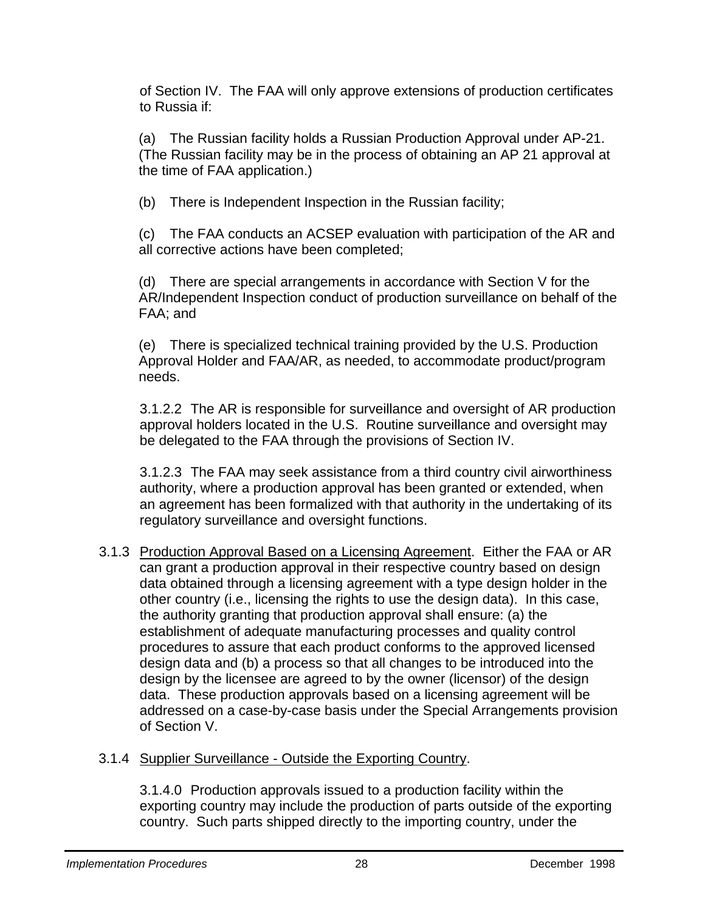of Section IV. The FAA will only approve extensions of production certificates to Russia if:

(a) The Russian facility holds a Russian Production Approval under AP-21. (The Russian facility may be in the process of obtaining an AP 21 approval at the time of FAA application.)

(b) There is Independent Inspection in the Russian facility;

(c) The FAA conducts an ACSEP evaluation with participation of the AR and all corrective actions have been completed;

(d) There are special arrangements in accordance with Section V for the AR/Independent Inspection conduct of production surveillance on behalf of the FAA; and

(e) There is specialized technical training provided by the U.S. Production Approval Holder and FAA/AR, as needed, to accommodate product/program needs.

3.1.2.2 The AR is responsible for surveillance and oversight of AR production approval holders located in the U.S. Routine surveillance and oversight may be delegated to the FAA through the provisions of Section IV.

3.1.2.3 The FAA may seek assistance from a third country civil airworthiness authority, where a production approval has been granted or extended, when an agreement has been formalized with that authority in the undertaking of its regulatory surveillance and oversight functions.

3.1.3 Production Approval Based on a Licensing Agreement. Either the FAA or AR can grant a production approval in their respective country based on design data obtained through a licensing agreement with a type design holder in the other country (i.e., licensing the rights to use the design data). In this case, the authority granting that production approval shall ensure: (a) the establishment of adequate manufacturing processes and quality control procedures to assure that each product conforms to the approved licensed design data and (b) a process so that all changes to be introduced into the design by the licensee are agreed to by the owner (licensor) of the design data. These production approvals based on a licensing agreement will be addressed on a case-by-case basis under the Special Arrangements provision of Section V.

3.1.4 Supplier Surveillance - Outside the Exporting Country.

3.1.4.0 Production approvals issued to a production facility within the exporting country may include the production of parts outside of the exporting country. Such parts shipped directly to the importing country, under the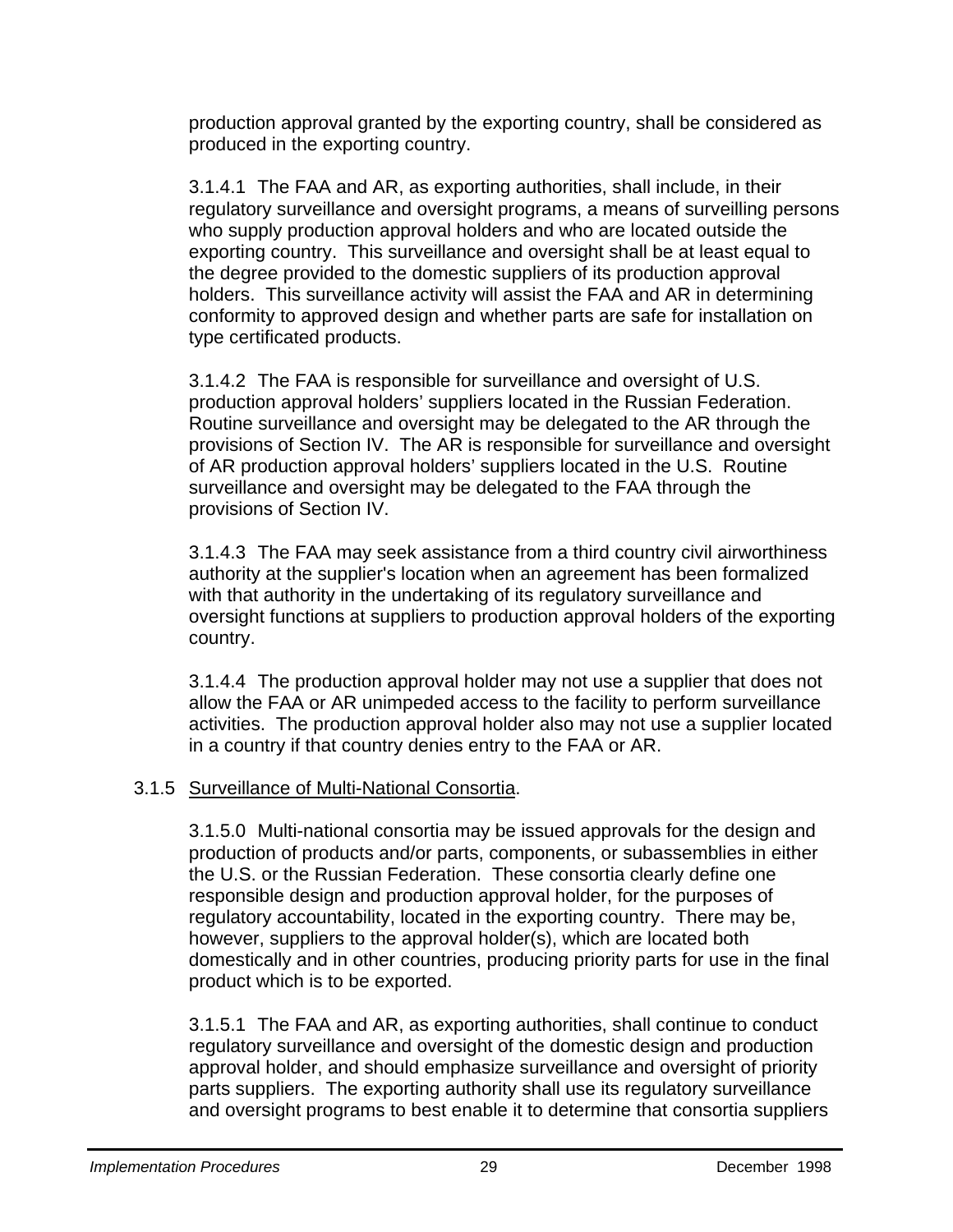production approval granted by the exporting country, shall be considered as produced in the exporting country.

3.1.4.1 The FAA and AR, as exporting authorities, shall include, in their regulatory surveillance and oversight programs, a means of surveilling persons who supply production approval holders and who are located outside the exporting country. This surveillance and oversight shall be at least equal to the degree provided to the domestic suppliers of its production approval holders. This surveillance activity will assist the FAA and AR in determining conformity to approved design and whether parts are safe for installation on type certificated products.

3.1.4.2 The FAA is responsible for surveillance and oversight of U.S. production approval holders' suppliers located in the Russian Federation. Routine surveillance and oversight may be delegated to the AR through the provisions of Section IV. The AR is responsible for surveillance and oversight of AR production approval holders' suppliers located in the U.S. Routine surveillance and oversight may be delegated to the FAA through the provisions of Section IV.

3.1.4.3 The FAA may seek assistance from a third country civil airworthiness authority at the supplier's location when an agreement has been formalized with that authority in the undertaking of its regulatory surveillance and oversight functions at suppliers to production approval holders of the exporting country.

3.1.4.4 The production approval holder may not use a supplier that does not allow the FAA or AR unimpeded access to the facility to perform surveillance activities. The production approval holder also may not use a supplier located in a country if that country denies entry to the FAA or AR.

3.1.5 Surveillance of Multi-National Consortia.

3.1.5.0 Multi-national consortia may be issued approvals for the design and production of products and/or parts, components, or subassemblies in either the U.S. or the Russian Federation. These consortia clearly define one responsible design and production approval holder, for the purposes of regulatory accountability, located in the exporting country. There may be, however, suppliers to the approval holder(s), which are located both domestically and in other countries, producing priority parts for use in the final product which is to be exported.

3.1.5.1 The FAA and AR, as exporting authorities, shall continue to conduct regulatory surveillance and oversight of the domestic design and production approval holder, and should emphasize surveillance and oversight of priority parts suppliers. The exporting authority shall use its regulatory surveillance and oversight programs to best enable it to determine that consortia suppliers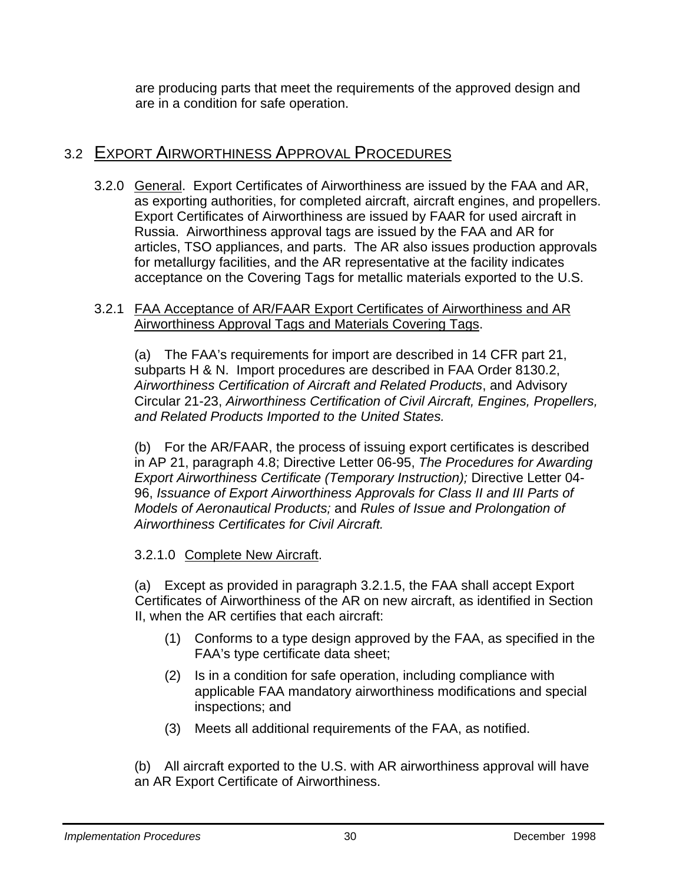are producing parts that meet the requirements of the approved design and are in a condition for safe operation.

## 3.2 EXPORT AIRWORTHINESS APPROVAL PROCEDURES

3.2.0 General. Export Certificates of Airworthiness are issued by the FAA and AR, as exporting authorities, for completed aircraft, aircraft engines, and propellers. Export Certificates of Airworthiness are issued by FAAR for used aircraft in Russia. Airworthiness approval tags are issued by the FAA and AR for articles, TSO appliances, and parts. The AR also issues production approvals for metallurgy facilities, and the AR representative at the facility indicates acceptance on the Covering Tags for metallic materials exported to the U.S.

3.2.1 FAA Acceptance of AR/FAAR Export Certificates of Airworthiness and AR Airworthiness Approval Tags and Materials Covering Tags.

(a) The FAA's requirements for import are described in 14 CFR part 21, subparts H & N. Import procedures are described in FAA Order 8130.2, *Airworthiness Certification of Aircraft and Related Products*, and Advisory Circular 21-23, *Airworthiness Certification of Civil Aircraft, Engines, Propellers, and Related Products Imported to the United States.*

(b) For the AR/FAAR, the process of issuing export certificates is described in AP 21, paragraph 4.8; Directive Letter 06-95, *The Procedures for Awarding Export Airworthiness Certificate (Temporary Instruction);* Directive Letter 04-96, *Issuance of Export Airworthiness Approvals for Class II and III Parts of Models of Aeronautical Products;* and *Rules of Issue and Prolongation of Airworthiness Certificates for Civil Aircraft.*

3.2.1.0 Complete New Aircraft.

(a) Except as provided in paragraph 3.2.1.5, the FAA shall accept Export Certificates of Airworthiness of the AR on new aircraft, as identified in Section II, when the AR certifies that each aircraft:

(1) Conforms to a type design approved by the FAA, as specified in the FAA's type certificate data sheet;

(2) Is in a condition for safe operation, including compliance with applicable FAA mandatory airworthiness modifications and special inspections; and

(3) Meets all additional requirements of the FAA, as notified.

(b) All aircraft exported to the U.S. with AR airworthiness approval will have an AR Export Certificate of Airworthiness.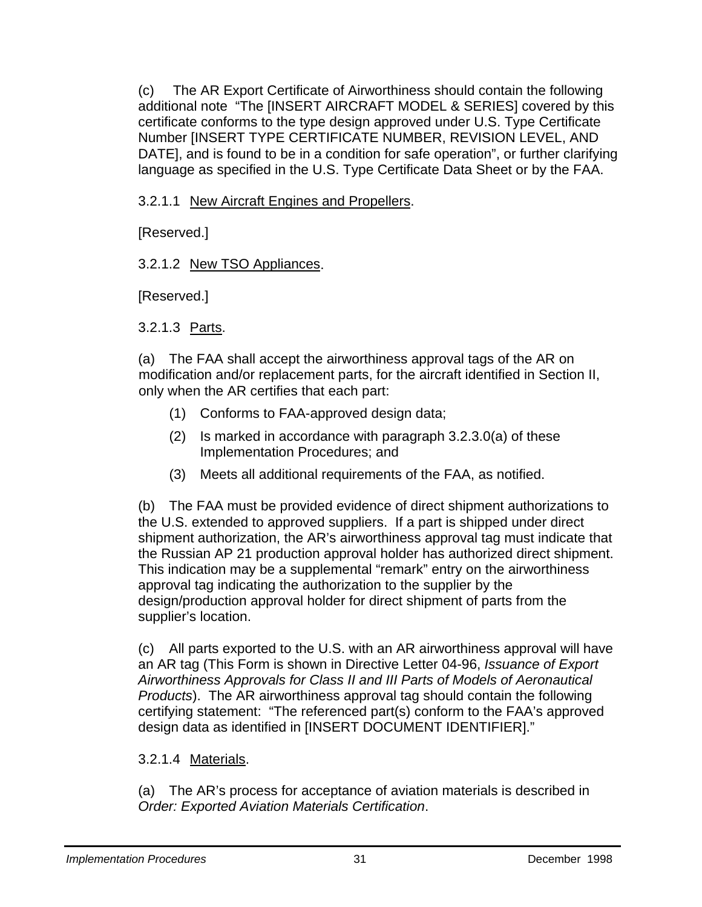(c) The AR Export Certificate of Airworthiness should contain the following additional note "The [INSERT AIRCRAFT MODEL & SERIES] covered by this certificate conforms to the type design approved under U.S. Type Certificate Number [INSERT TYPE CERTIFICATE NUMBER, REVISION LEVEL, AND DATE], and is found to be in a condition for safe operation", or further clarifying language as specified in the U.S. Type Certificate Data Sheet or by the FAA.

3.2.1.1 New Aircraft Engines and Propellers.

[Reserved.]

3.2.1.2 New TSO Appliances.

[Reserved.]

3.2.1.3 Parts.

(a) The FAA shall accept the airworthiness approval tags of the AR on modification and/or replacement parts, for the aircraft identified in Section II, only when the AR certifies that each part:

(1) Conforms to FAA-approved design data;

(2) Is marked in accordance with paragraph 3.2.3.0(a) of these Implementation Procedures; and

(3) Meets all additional requirements of the FAA, as notified.

(b) The FAA must be provided evidence of direct shipment authorizations to the U.S. extended to approved suppliers. If a part is shipped under direct shipment authorization, the AR's airworthiness approval tag must indicate that the Russian AP 21 production approval holder has authorized direct shipment. This indication may be a supplemental "remark" entry on the airworthiness approval tag indicating the authorization to the supplier by the design/production approval holder for direct shipment of parts from the supplier's location.

(c) All parts exported to the U.S. with an AR airworthiness approval will have an AR tag (This Form is shown in Directive Letter 04-96, *Issuance of Export Airworthiness Approvals for Class II and III Parts of Models of Aeronautical Products*). The AR airworthiness approval tag should contain the following certifying statement: "The referenced part(s) conform to the FAA's approved design data as identified in [INSERT DOCUMENT IDENTIFIER]."

3.2.1.4 Materials.

(a) The AR's process for acceptance of aviation materials is described in *Order: Exported Aviation Materials Certification*.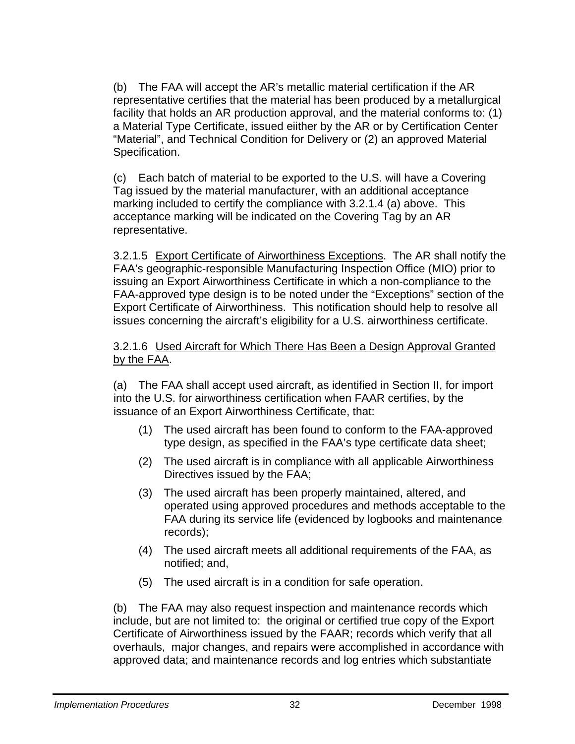(b) The FAA will accept the AR's metallic material certification if the AR representative certifies that the material has been produced by a metallurgical facility that holds an AR production approval, and the material conforms to: (1) a Material Type Certificate, issued eiither by the AR or by Certification Center "Material", and Technical Condition for Delivery or (2) an approved Material Specification.

(c) Each batch of material to be exported to the U.S. will have a Covering Tag issued by the material manufacturer, with an additional acceptance marking included to certify the compliance with 3.2.1.4 (a) above. This acceptance marking will be indicated on the Covering Tag by an AR representative.

3.2.1.5 <u>Export Certificate of Airworthiness Exceptions</u>. The AR shall notify the FAA's geographic-responsible Manufacturing Inspection Office (MIO) prior to issuing an Export Airworthiness Certificate in which a non-compliance to the FAA-approved type design is to be noted under the "Exceptions" section of the Export Certificate of Airworthiness. This notification should help to resolve all issues concerning the aircraft's eligibility for a U.S. airworthiness certificate.

3.2.1.6 <u>Used Aircraft for Which There Has Been a Design Approval Granted by the FAA</u>.

(a) The FAA shall accept used aircraft, as identified in Section II, for import into the U.S. for airworthiness certification when FAAR certifies, by the issuance of an Export Airworthiness Certificate, that:

(1) The used aircraft has been found to conform to the FAA-approved type design, as specified in the FAA's type certificate data sheet;

(2) The used aircraft is in compliance with all applicable Airworthiness Directives issued by the FAA;

(3) The used aircraft has been properly maintained, altered, and operated using approved procedures and methods acceptable to the FAA during its service life (evidenced by logbooks and maintenance records);

(4) The used aircraft meets all additional requirements of the FAA, as notified; and,

(5) The used aircraft is in a condition for safe operation.

(b) The FAA may also request inspection and maintenance records which include, but are not limited to: the original or certified true copy of the Export Certificate of Airworthiness issued by the FAAR; records which verify that all overhauls, major changes, and repairs were accomplished in accordance with approved data; and maintenance records and log entries which substantiate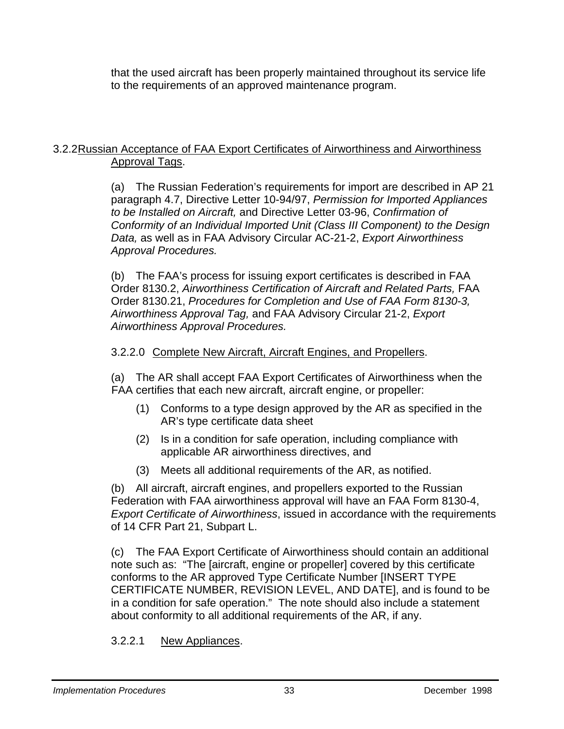that the used aircraft has been properly maintained throughout its service life to the requirements of an approved maintenance program.

### 3.2.2 Russian Acceptance of FAA Export Certificates of Airworthiness and Airworthiness Approval Tags.

(a) The Russian Federation's requirements for import are described in AP 21 paragraph 4.7, Directive Letter 10-94/97, *Permission for Imported Appliances to be Installed on Aircraft,* and Directive Letter 03-96, *Confirmation of Conformity of an Individual Imported Unit (Class III Component) to the Design Data,* as well as in FAA Advisory Circular AC-21-2, *Export Airworthiness Approval Procedures.*

(b) The FAA's process for issuing export certificates is described in FAA Order 8130.2, *Airworthiness Certification of Aircraft and Related Parts,* FAA Order 8130.21, *Procedures for Completion and Use of FAA Form 8130-3, Airworthiness Approval Tag,* and FAA Advisory Circular 21-2, *Export Airworthiness Approval Procedures.*

#### 3.2.2.0 Complete New Aircraft, Aircraft Engines, and Propellers.

(a) The AR shall accept FAA Export Certificates of Airworthiness when the FAA certifies that each new aircraft, aircraft engine, or propeller:

(1) Conforms to a type design approved by the AR as specified in the AR's type certificate data sheet

(2) Is in a condition for safe operation, including compliance with applicable AR airworthiness directives, and

(3) Meets all additional requirements of the AR, as notified.

(b) All aircraft, aircraft engines, and propellers exported to the Russian Federation with FAA airworthiness approval will have an FAA Form 8130-4, *Export Certificate of Airworthiness*, issued in accordance with the requirements of 14 CFR Part 21, Subpart L.

(c) The FAA Export Certificate of Airworthiness should contain an additional note such as: "The [aircraft, engine or propeller] covered by this certificate conforms to the AR approved Type Certificate Number [INSERT TYPE CERTIFICATE NUMBER, REVISION LEVEL, AND DATE], and is found to be in a condition for safe operation." The note should also include a statement about conformity to all additional requirements of the AR, if any.

#### 3.2.2.1 New Appliances.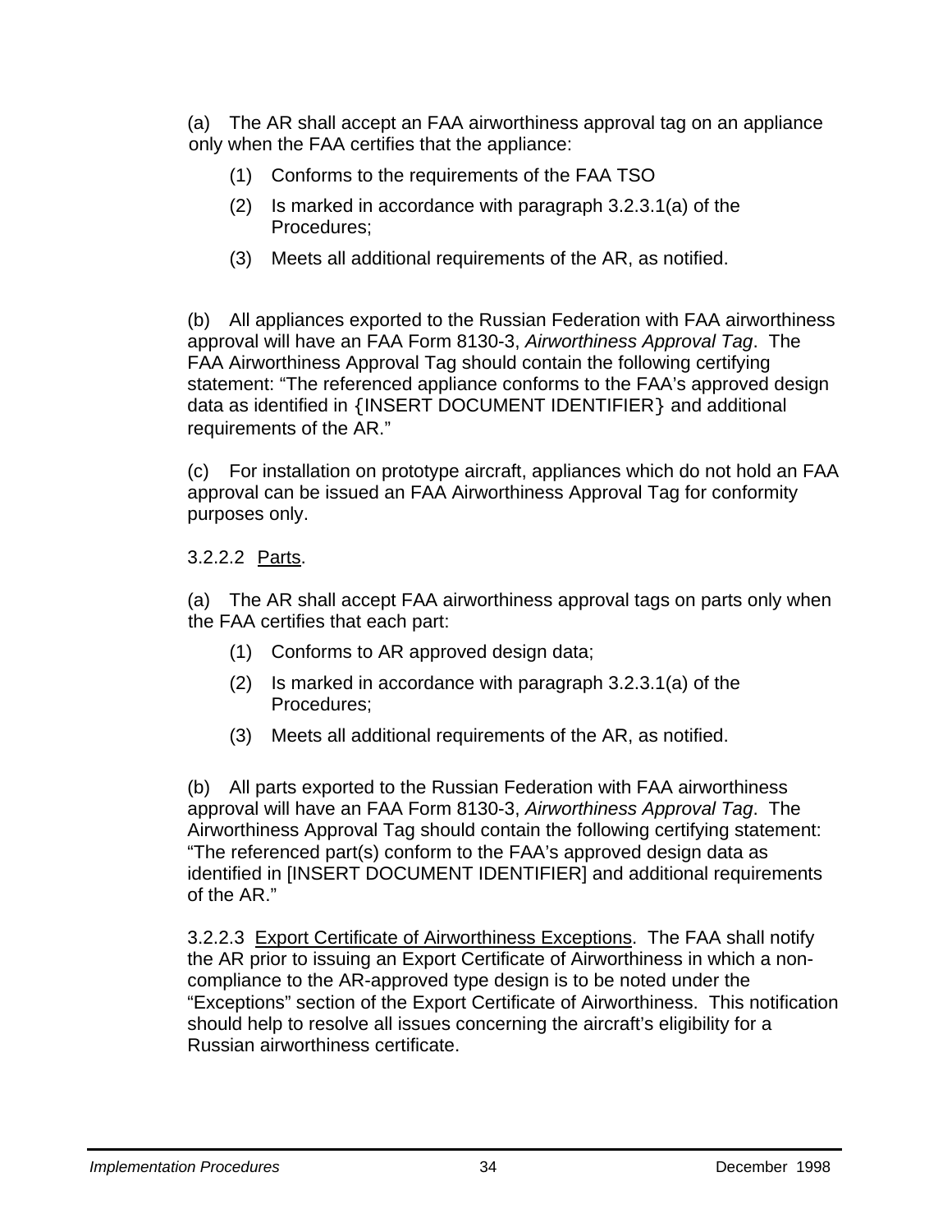(a) The AR shall accept an FAA airworthiness approval tag on an appliance only when the FAA certifies that the appliance:

(1) Conforms to the requirements of the FAA TSO

(2) Is marked in accordance with paragraph 3.2.3.1(a) of the Procedures;

(3) Meets all additional requirements of the AR, as notified.

(b) All appliances exported to the Russian Federation with FAA airworthiness approval will have an FAA Form 8130-3, *Airworthiness Approval Tag*. The FAA Airworthiness Approval Tag should contain the following certifying statement: "The referenced appliance conforms to the FAA's approved design data as identified in {INSERT DOCUMENT IDENTIFIER} and additional requirements of the AR."

(c) For installation on prototype aircraft, appliances which do not hold an FAA approval can be issued an FAA Airworthiness Approval Tag for conformity purposes only.

3.2.2.2 Parts.

(a) The AR shall accept FAA airworthiness approval tags on parts only when the FAA certifies that each part:

(1) Conforms to AR approved design data;

(2) Is marked in accordance with paragraph 3.2.3.1(a) of the Procedures;

(3) Meets all additional requirements of the AR, as notified.

(b) All parts exported to the Russian Federation with FAA airworthiness approval will have an FAA Form 8130-3, *Airworthiness Approval Tag*. The Airworthiness Approval Tag should contain the following certifying statement: "The referenced part(s) conform to the FAA's approved design data as identified in [INSERT DOCUMENT IDENTIFIER] and additional requirements of the AR."

3.2.2.3 Export Certificate of Airworthiness Exceptions. The FAA shall notify the AR prior to issuing an Export Certificate of Airworthiness in which a non-compliance to the AR-approved type design is to be noted under the "Exceptions" section of the Export Certificate of Airworthiness. This notification should help to resolve all issues concerning the aircraft's eligibility for a Russian airworthiness certificate.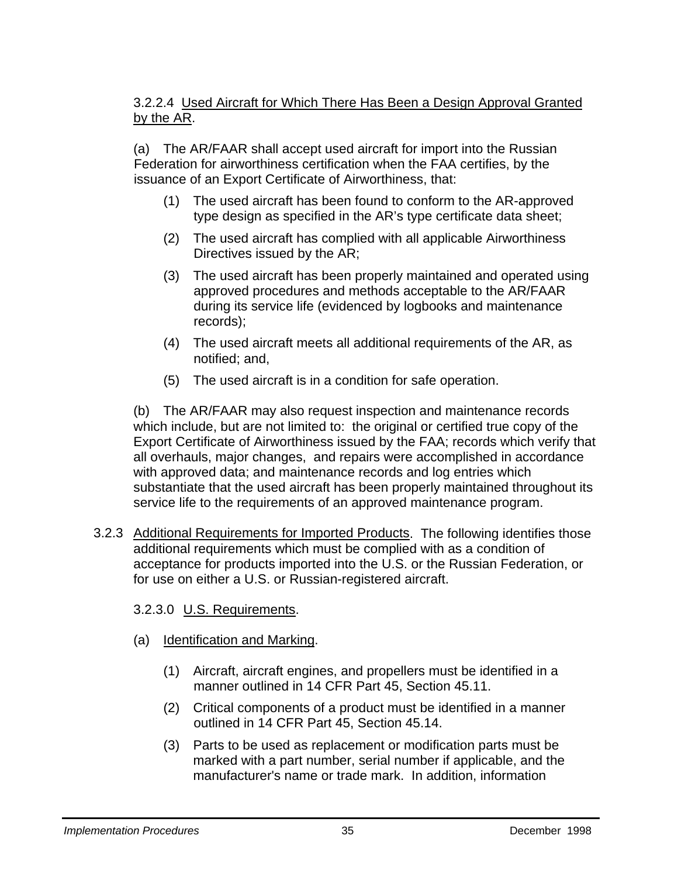3.2.2.4 Used Aircraft for Which There Has Been a Design Approval Granted by the AR.

(a) The AR/FAAR shall accept used aircraft for import into the Russian Federation for airworthiness certification when the FAA certifies, by the issuance of an Export Certificate of Airworthiness, that:

(1) The used aircraft has been found to conform to the AR-approved type design as specified in the AR's type certificate data sheet;

(2) The used aircraft has complied with all applicable Airworthiness Directives issued by the AR;

(3) The used aircraft has been properly maintained and operated using approved procedures and methods acceptable to the AR/FAAR during its service life (evidenced by logbooks and maintenance records);

(4) The used aircraft meets all additional requirements of the AR, as notified; and,

(5) The used aircraft is in a condition for safe operation.

(b) The AR/FAAR may also request inspection and maintenance records which include, but are not limited to: the original or certified true copy of the Export Certificate of Airworthiness issued by the FAA; records which verify that all overhauls, major changes, and repairs were accomplished in accordance with approved data; and maintenance records and log entries which substantiate that the used aircraft has been properly maintained throughout its service life to the requirements of an approved maintenance program.

3.2.3 Additional Requirements for Imported Products. The following identifies those additional requirements which must be complied with as a condition of acceptance for products imported into the U.S. or the Russian Federation, or for use on either a U.S. or Russian-registered aircraft.

3.2.3.0 U.S. Requirements.

(a) Identification and Marking.

(1) Aircraft, aircraft engines, and propellers must be identified in a manner outlined in 14 CFR Part 45, Section 45.11.

(2) Critical components of a product must be identified in a manner outlined in 14 CFR Part 45, Section 45.14.

(3) Parts to be used as replacement or modification parts must be marked with a part number, serial number if applicable, and the manufacturer's name or trade mark. In addition, information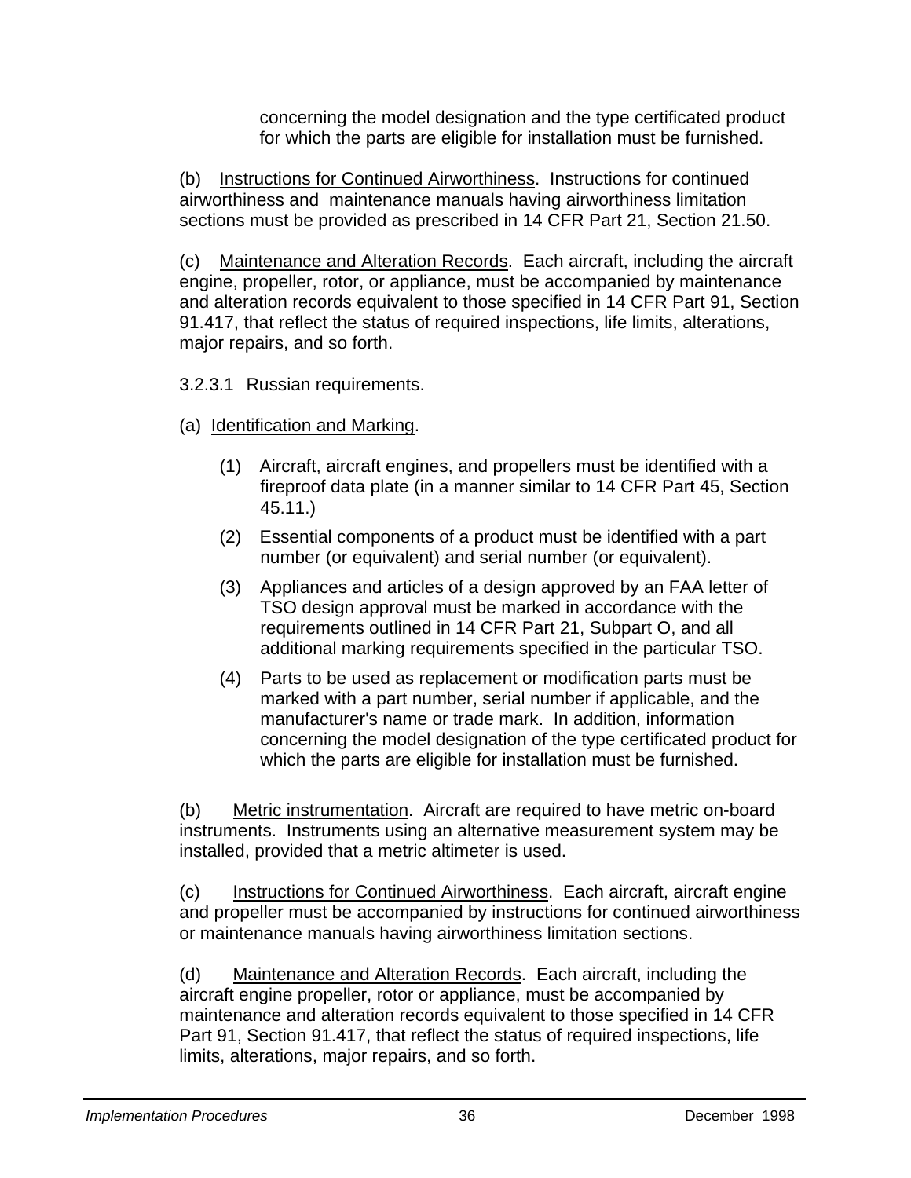concerning the model designation and the type certificated product for which the parts are eligible for installation must be furnished.

(b) Instructions for Continued Airworthiness. Instructions for continued airworthiness and maintenance manuals having airworthiness limitation sections must be provided as prescribed in 14 CFR Part 21, Section 21.50.

(c) Maintenance and Alteration Records. Each aircraft, including the aircraft engine, propeller, rotor, or appliance, must be accompanied by maintenance and alteration records equivalent to those specified in 14 CFR Part 91, Section 91.417, that reflect the status of required inspections, life limits, alterations, major repairs, and so forth.

3.2.3.1 Russian requirements.

(a) Identification and Marking.

(1) Aircraft, aircraft engines, and propellers must be identified with a fireproof data plate (in a manner similar to 14 CFR Part 45, Section 45.11.)

(2) Essential components of a product must be identified with a part number (or equivalent) and serial number (or equivalent).

(3) Appliances and articles of a design approved by an FAA letter of TSO design approval must be marked in accordance with the requirements outlined in 14 CFR Part 21, Subpart O, and all additional marking requirements specified in the particular TSO.

(4) Parts to be used as replacement or modification parts must be marked with a part number, serial number if applicable, and the manufacturer's name or trade mark. In addition, information concerning the model designation of the type certificated product for which the parts are eligible for installation must be furnished.

(b) Metric instrumentation. Aircraft are required to have metric on-board instruments. Instruments using an alternative measurement system may be installed, provided that a metric altimeter is used.

(c) Instructions for Continued Airworthiness. Each aircraft, aircraft engine and propeller must be accompanied by instructions for continued airworthiness or maintenance manuals having airworthiness limitation sections.

(d) Maintenance and Alteration Records. Each aircraft, including the aircraft engine propeller, rotor or appliance, must be accompanied by maintenance and alteration records equivalent to those specified in 14 CFR Part 91, Section 91.417, that reflect the status of required inspections, life limits, alterations, major repairs, and so forth.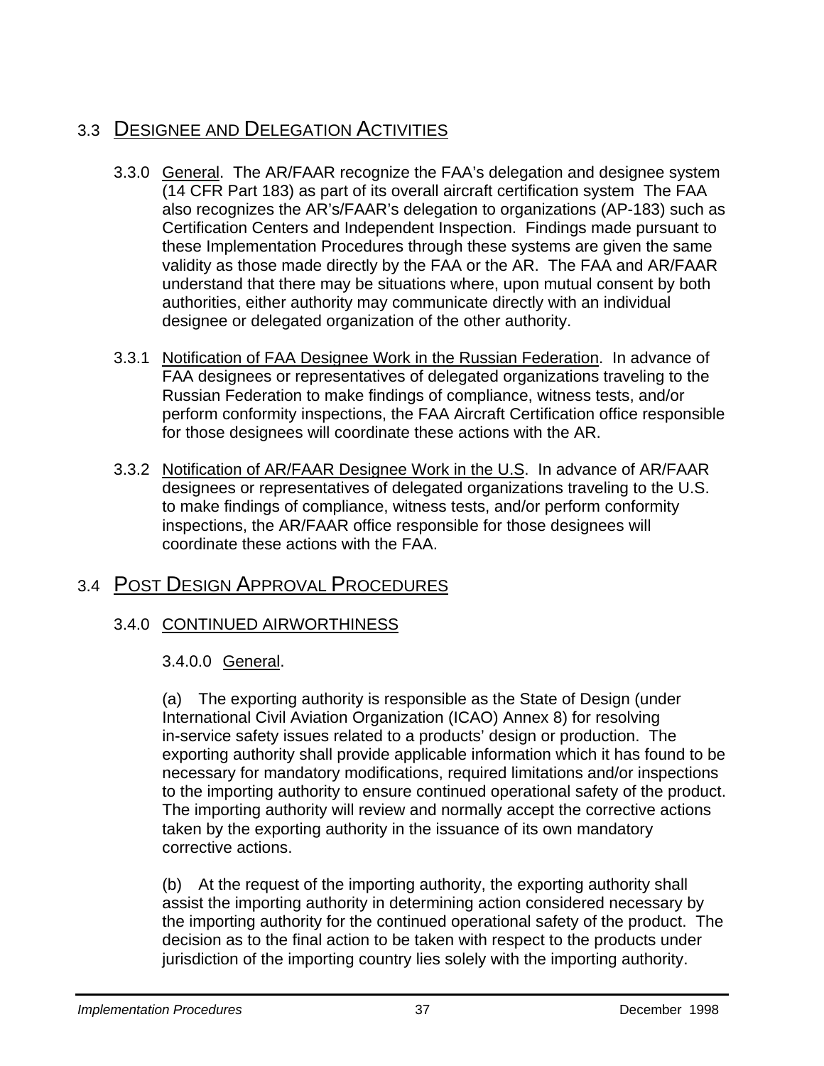## 3.3 DESIGNEE AND DELEGATION ACTIVITIES

3.3.0 General. The AR/FAAR recognize the FAA's delegation and designee system (14 CFR Part 183) as part of its overall aircraft certification system The FAA also recognizes the AR's/FAAR's delegation to organizations (AP-183) such as Certification Centers and Independent Inspection. Findings made pursuant to these Implementation Procedures through these systems are given the same validity as those made directly by the FAA or the AR. The FAA and AR/FAAR understand that there may be situations where, upon mutual consent by both authorities, either authority may communicate directly with an individual designee or delegated organization of the other authority.

3.3.1 Notification of FAA Designee Work in the Russian Federation. In advance of FAA designees or representatives of delegated organizations traveling to the Russian Federation to make findings of compliance, witness tests, and/or perform conformity inspections, the FAA Aircraft Certification office responsible for those designees will coordinate these actions with the AR.

3.3.2 Notification of AR/FAAR Designee Work in the U.S. In advance of AR/FAAR designees or representatives of delegated organizations traveling to the U.S. to make findings of compliance, witness tests, and/or perform conformity inspections, the AR/FAAR office responsible for those designees will coordinate these actions with the FAA.

## 3.4 POST DESIGN APPROVAL PROCEDURES

### 3.4.0 CONTINUED AIRWORTHINESS

3.4.0.0 General.

(a) The exporting authority is responsible as the State of Design (under International Civil Aviation Organization (ICAO) Annex 8) for resolving in-service safety issues related to a products' design or production. The exporting authority shall provide applicable information which it has found to be necessary for mandatory modifications, required limitations and/or inspections to the importing authority to ensure continued operational safety of the product. The importing authority will review and normally accept the corrective actions taken by the exporting authority in the issuance of its own mandatory corrective actions.

(b) At the request of the importing authority, the exporting authority shall assist the importing authority in determining action considered necessary by the importing authority for the continued operational safety of the product. The decision as to the final action to be taken with respect to the products under jurisdiction of the importing country lies solely with the importing authority.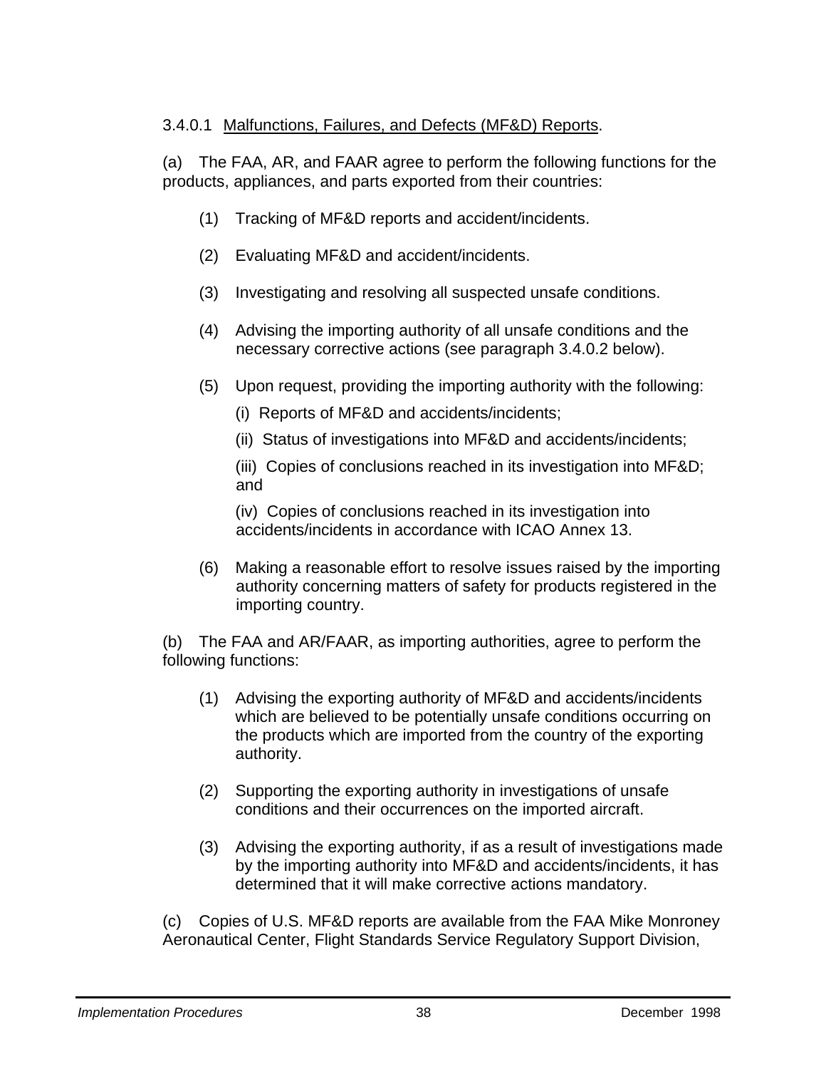3.4.0.1 Malfunctions, Failures, and Defects (MF&D) Reports.

(a) The FAA, AR, and FAAR agree to perform the following functions for the products, appliances, and parts exported from their countries:

(1) Tracking of MF&D reports and accident/incidents.

(2) Evaluating MF&D and accident/incidents.

(3) Investigating and resolving all suspected unsafe conditions.

(4) Advising the importing authority of all unsafe conditions and the necessary corrective actions (see paragraph 3.4.0.2 below).

(5) Upon request, providing the importing authority with the following:

(i) Reports of MF&D and accidents/incidents;

(ii) Status of investigations into MF&D and accidents/incidents;

(iii) Copies of conclusions reached in its investigation into MF&D; and

(iv) Copies of conclusions reached in its investigation into accidents/incidents in accordance with ICAO Annex 13.

(6) Making a reasonable effort to resolve issues raised by the importing authority concerning matters of safety for products registered in the importing country.

(b) The FAA and AR/FAAR, as importing authorities, agree to perform the following functions:

(1) Advising the exporting authority of MF&D and accidents/incidents which are believed to be potentially unsafe conditions occurring on the products which are imported from the country of the exporting authority.

(2) Supporting the exporting authority in investigations of unsafe conditions and their occurrences on the imported aircraft.

(3) Advising the exporting authority, if as a result of investigations made by the importing authority into MF&D and accidents/incidents, it has determined that it will make corrective actions mandatory.

(c) Copies of U.S. MF&D reports are available from the FAA Mike Monroney Aeronautical Center, Flight Standards Service Regulatory Support Division,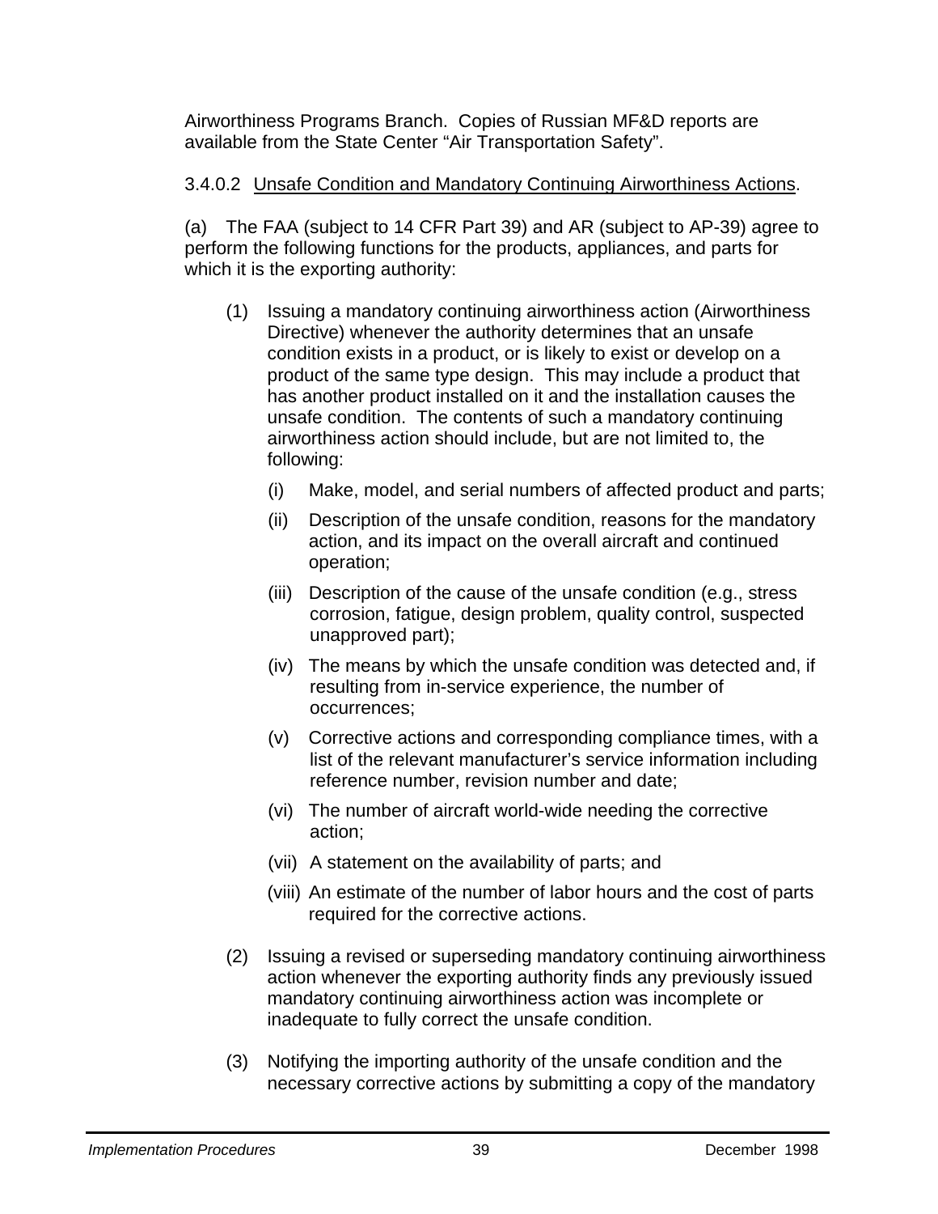Airworthiness Programs Branch. Copies of Russian MF&D reports are available from the State Center "Air Transportation Safety".

3.4.0.2 Unsafe Condition and Mandatory Continuing Airworthiness Actions.

(a) The FAA (subject to 14 CFR Part 39) and AR (subject to AP-39) agree to perform the following functions for the products, appliances, and parts for which it is the exporting authority:

(1) Issuing a mandatory continuing airworthiness action (Airworthiness Directive) whenever the authority determines that an unsafe condition exists in a product, or is likely to exist or develop on a product of the same type design. This may include a product that has another product installed on it and the installation causes the unsafe condition. The contents of such a mandatory continuing airworthiness action should include, but are not limited to, the following:

  (i) Make, model, and serial numbers of affected product and parts;

  (ii) Description of the unsafe condition, reasons for the mandatory action, and its impact on the overall aircraft and continued operation;

  (iii) Description of the cause of the unsafe condition (e.g., stress corrosion, fatigue, design problem, quality control, suspected unapproved part);

  (iv) The means by which the unsafe condition was detected and, if resulting from in-service experience, the number of occurrences;

  (v) Corrective actions and corresponding compliance times, with a list of the relevant manufacturer's service information including reference number, revision number and date;

  (vi) The number of aircraft world-wide needing the corrective action;

  (vii) A statement on the availability of parts; and

  (viii) An estimate of the number of labor hours and the cost of parts required for the corrective actions.

(2) Issuing a revised or superseding mandatory continuing airworthiness action whenever the exporting authority finds any previously issued mandatory continuing airworthiness action was incomplete or inadequate to fully correct the unsafe condition.

(3) Notifying the importing authority of the unsafe condition and the necessary corrective actions by submitting a copy of the mandatory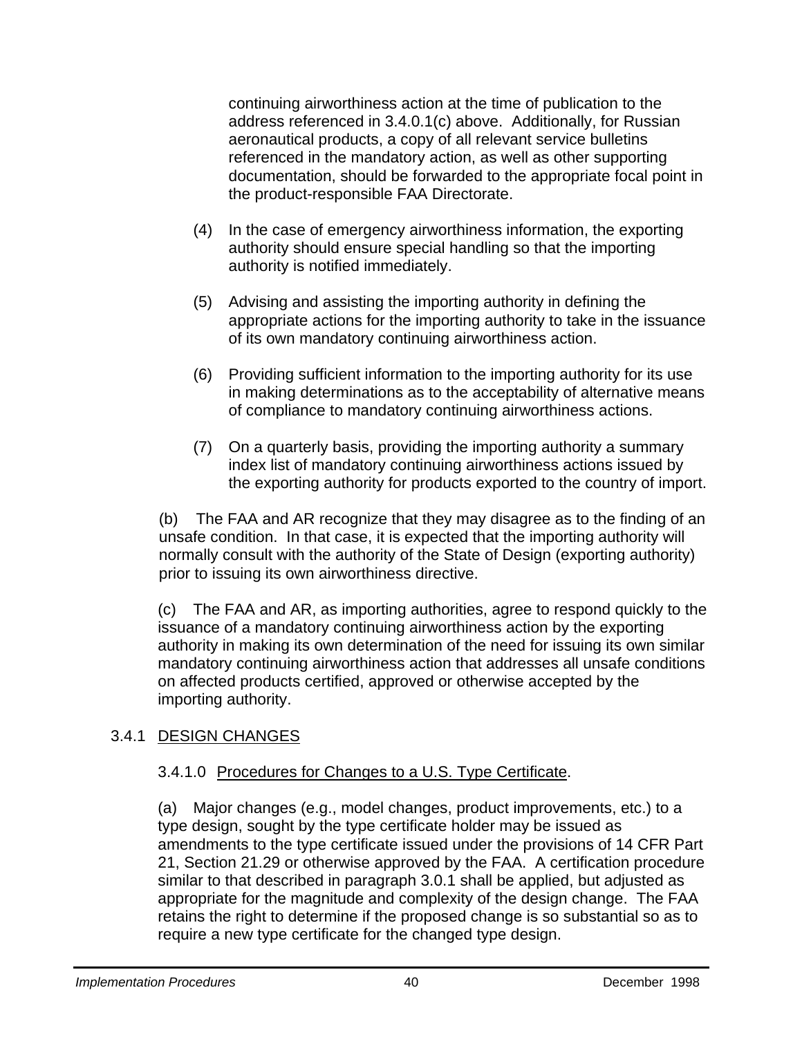continuing airworthiness action at the time of publication to the address referenced in 3.4.0.1(c) above. Additionally, for Russian aeronautical products, a copy of all relevant service bulletins referenced in the mandatory action, as well as other supporting documentation, should be forwarded to the appropriate focal point in the product-responsible FAA Directorate.

(4) In the case of emergency airworthiness information, the exporting authority should ensure special handling so that the importing authority is notified immediately.

(5) Advising and assisting the importing authority in defining the appropriate actions for the importing authority to take in the issuance of its own mandatory continuing airworthiness action.

(6) Providing sufficient information to the importing authority for its use in making determinations as to the acceptability of alternative means of compliance to mandatory continuing airworthiness actions.

(7) On a quarterly basis, providing the importing authority a summary index list of mandatory continuing airworthiness actions issued by the exporting authority for products exported to the country of import.

(b) The FAA and AR recognize that they may disagree as to the finding of an unsafe condition. In that case, it is expected that the importing authority will normally consult with the authority of the State of Design (exporting authority) prior to issuing its own airworthiness directive.

(c) The FAA and AR, as importing authorities, agree to respond quickly to the issuance of a mandatory continuing airworthiness action by the exporting authority in making its own determination of the need for issuing its own similar mandatory continuing airworthiness action that addresses all unsafe conditions on affected products certified, approved or otherwise accepted by the importing authority.

### 3.4.1 DESIGN CHANGES

#### 3.4.1.0 Procedures for Changes to a U.S. Type Certificate.

(a) Major changes (e.g., model changes, product improvements, etc.) to a type design, sought by the type certificate holder may be issued as amendments to the type certificate issued under the provisions of 14 CFR Part 21, Section 21.29 or otherwise approved by the FAA. A certification procedure similar to that described in paragraph 3.0.1 shall be applied, but adjusted as appropriate for the magnitude and complexity of the design change. The FAA retains the right to determine if the proposed change is so substantial so as to require a new type certificate for the changed type design.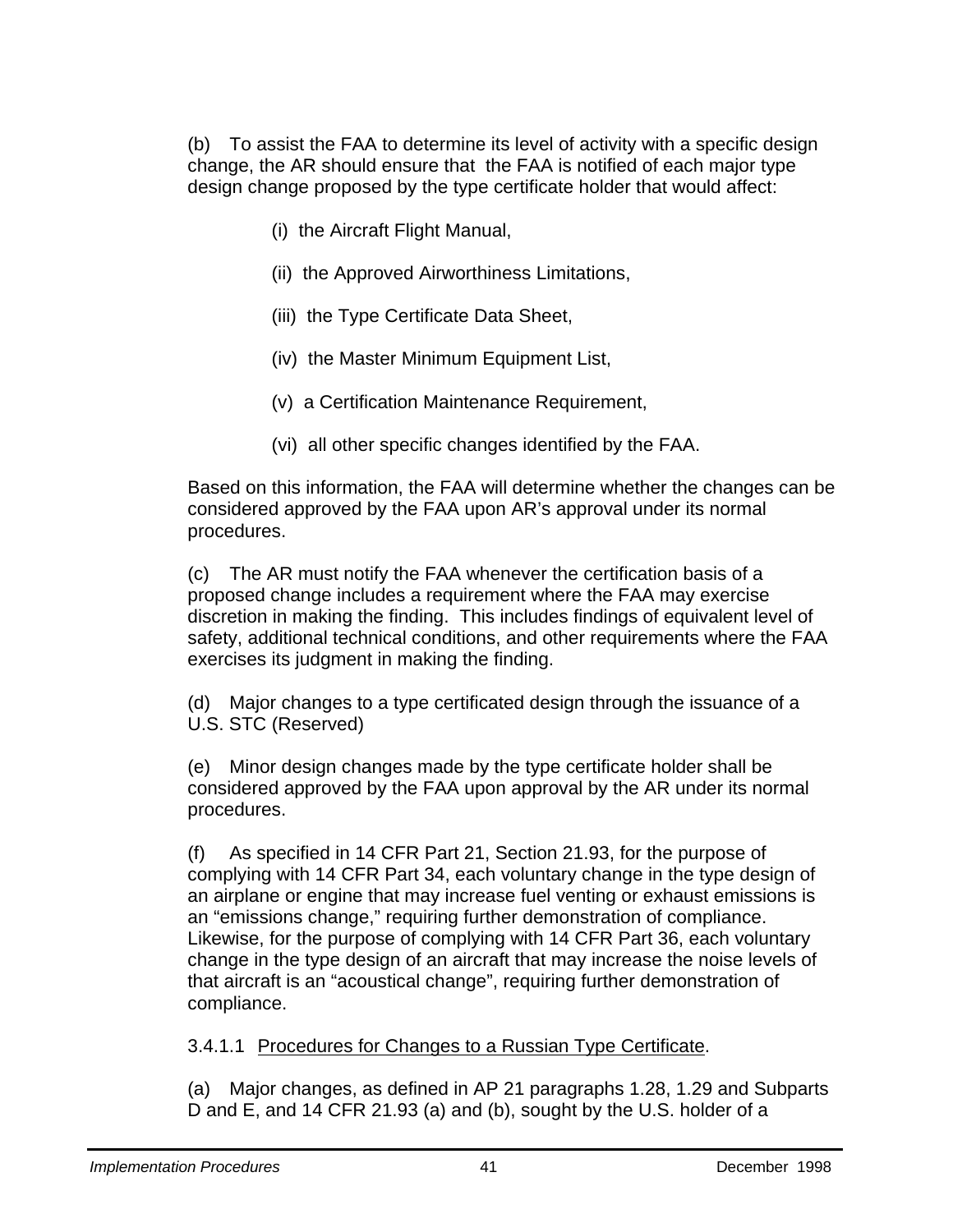(b) To assist the FAA to determine its level of activity with a specific design change, the AR should ensure that the FAA is notified of each major type design change proposed by the type certificate holder that would affect:

(i) the Aircraft Flight Manual,

(ii) the Approved Airworthiness Limitations,

(iii) the Type Certificate Data Sheet,

(iv) the Master Minimum Equipment List,

(v) a Certification Maintenance Requirement,

(vi) all other specific changes identified by the FAA.

Based on this information, the FAA will determine whether the changes can be considered approved by the FAA upon AR's approval under its normal procedures.

(c) The AR must notify the FAA whenever the certification basis of a proposed change includes a requirement where the FAA may exercise discretion in making the finding. This includes findings of equivalent level of safety, additional technical conditions, and other requirements where the FAA exercises its judgment in making the finding.

(d) Major changes to a type certificated design through the issuance of a U.S. STC (Reserved)

(e) Minor design changes made by the type certificate holder shall be considered approved by the FAA upon approval by the AR under its normal procedures.

(f) As specified in 14 CFR Part 21, Section 21.93, for the purpose of complying with 14 CFR Part 34, each voluntary change in the type design of an airplane or engine that may increase fuel venting or exhaust emissions is an "emissions change," requiring further demonstration of compliance. Likewise, for the purpose of complying with 14 CFR Part 36, each voluntary change in the type design of an aircraft that may increase the noise levels of that aircraft is an "acoustical change", requiring further demonstration of compliance.

3.4.1.1 <u>Procedures for Changes to a Russian Type Certificate</u>.

(a) Major changes, as defined in AP 21 paragraphs 1.28, 1.29 and Subparts D and E, and 14 CFR 21.93 (a) and (b), sought by the U.S. holder of a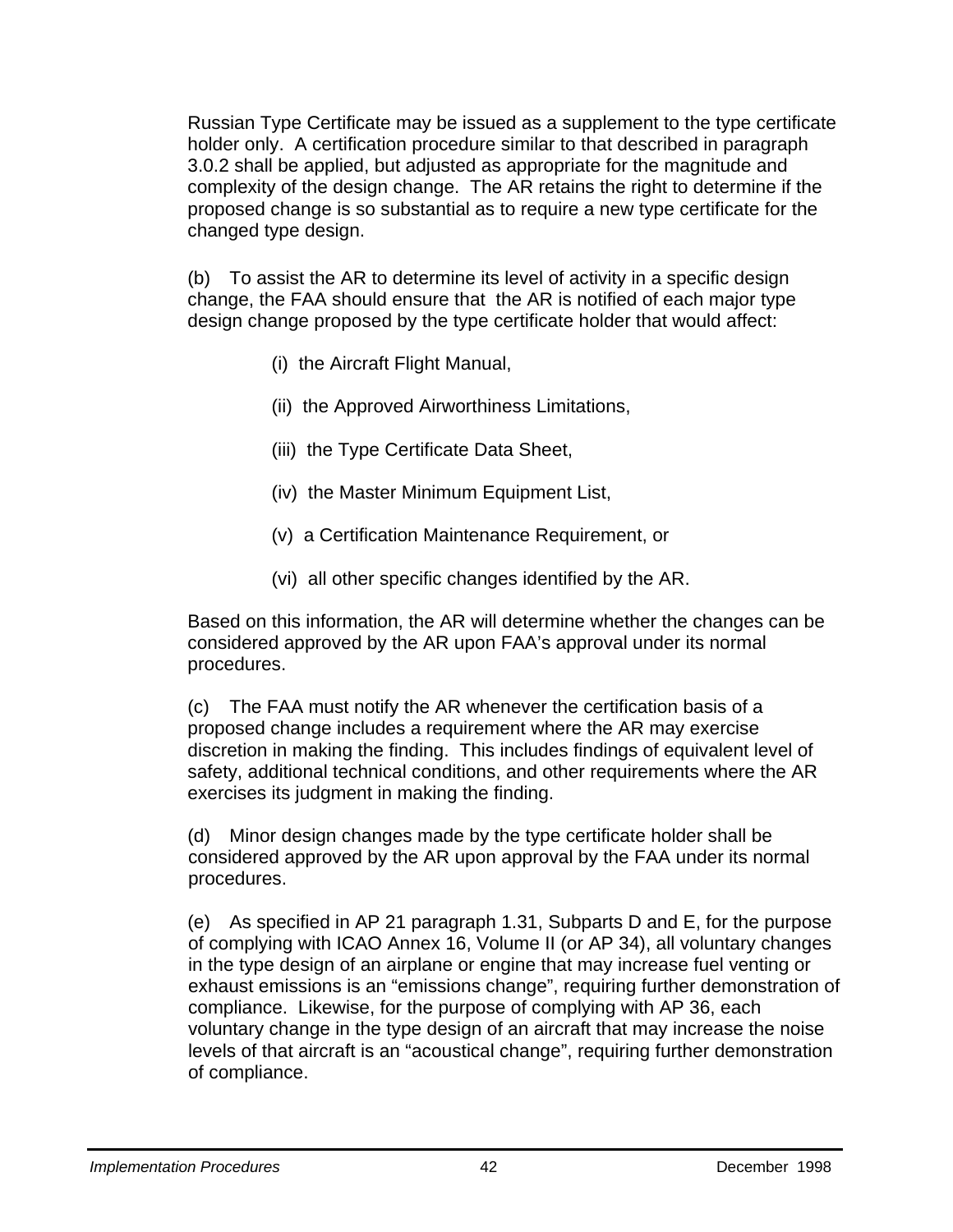Russian Type Certificate may be issued as a supplement to the type certificate holder only. A certification procedure similar to that described in paragraph 3.0.2 shall be applied, but adjusted as appropriate for the magnitude and complexity of the design change. The AR retains the right to determine if the proposed change is so substantial as to require a new type certificate for the changed type design.

(b) To assist the AR to determine its level of activity in a specific design change, the FAA should ensure that the AR is notified of each major type design change proposed by the type certificate holder that would affect:

(i) the Aircraft Flight Manual,

(ii) the Approved Airworthiness Limitations,

(iii) the Type Certificate Data Sheet,

(iv) the Master Minimum Equipment List,

(v) a Certification Maintenance Requirement, or

(vi) all other specific changes identified by the AR.

Based on this information, the AR will determine whether the changes can be considered approved by the AR upon FAA's approval under its normal procedures.

(c) The FAA must notify the AR whenever the certification basis of a proposed change includes a requirement where the AR may exercise discretion in making the finding. This includes findings of equivalent level of safety, additional technical conditions, and other requirements where the AR exercises its judgment in making the finding.

(d) Minor design changes made by the type certificate holder shall be considered approved by the AR upon approval by the FAA under its normal procedures.

(e) As specified in AP 21 paragraph 1.31, Subparts D and E, for the purpose of complying with ICAO Annex 16, Volume II (or AP 34), all voluntary changes in the type design of an airplane or engine that may increase fuel venting or exhaust emissions is an "emissions change", requiring further demonstration of compliance. Likewise, for the purpose of complying with AP 36, each voluntary change in the type design of an aircraft that may increase the noise levels of that aircraft is an "acoustical change", requiring further demonstration of compliance.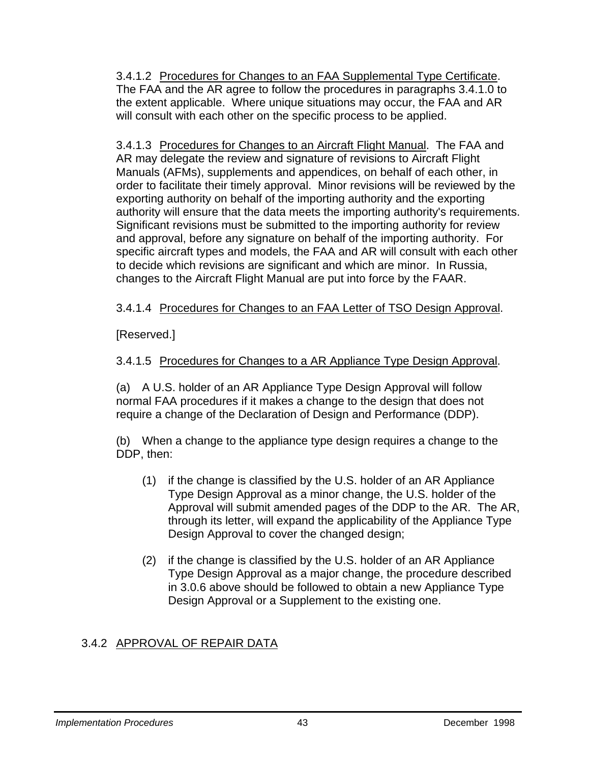3.4.1.2 Procedures for Changes to an FAA Supplemental Type Certificate. The FAA and the AR agree to follow the procedures in paragraphs 3.4.1.0 to the extent applicable. Where unique situations may occur, the FAA and AR will consult with each other on the specific process to be applied.

3.4.1.3 Procedures for Changes to an Aircraft Flight Manual. The FAA and AR may delegate the review and signature of revisions to Aircraft Flight Manuals (AFMs), supplements and appendices, on behalf of each other, in order to facilitate their timely approval. Minor revisions will be reviewed by the exporting authority on behalf of the importing authority and the exporting authority will ensure that the data meets the importing authority's requirements. Significant revisions must be submitted to the importing authority for review and approval, before any signature on behalf of the importing authority. For specific aircraft types and models, the FAA and AR will consult with each other to decide which revisions are significant and which are minor. In Russia, changes to the Aircraft Flight Manual are put into force by the FAAR.

3.4.1.4 Procedures for Changes to an FAA Letter of TSO Design Approval.

[Reserved.]

3.4.1.5 Procedures for Changes to a AR Appliance Type Design Approval.

(a) A U.S. holder of an AR Appliance Type Design Approval will follow normal FAA procedures if it makes a change to the design that does not require a change of the Declaration of Design and Performance (DDP).

(b) When a change to the appliance type design requires a change to the DDP, then:

(1) if the change is classified by the U.S. holder of an AR Appliance Type Design Approval as a minor change, the U.S. holder of the Approval will submit amended pages of the DDP to the AR. The AR, through its letter, will expand the applicability of the Appliance Type Design Approval to cover the changed design;

(2) if the change is classified by the U.S. holder of an AR Appliance Type Design Approval as a major change, the procedure described in 3.0.6 above should be followed to obtain a new Appliance Type Design Approval or a Supplement to the existing one.

### 3.4.2 APPROVAL OF REPAIR DATA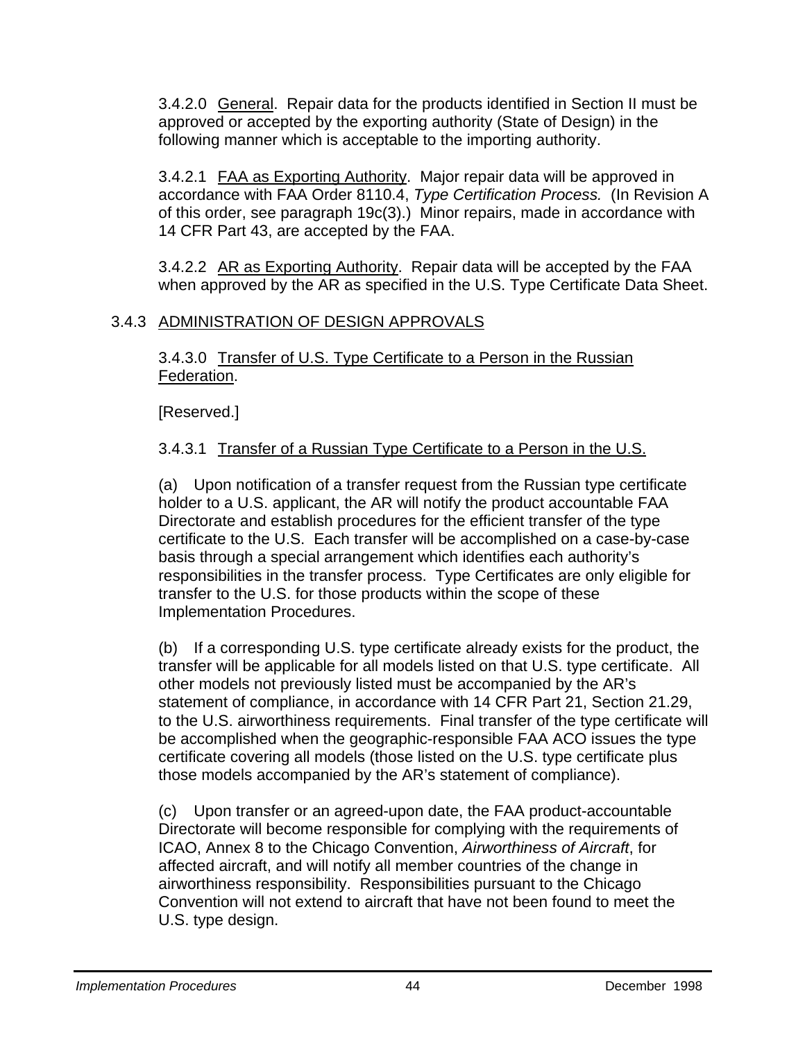3.4.2.0 General. Repair data for the products identified in Section II must be approved or accepted by the exporting authority (State of Design) in the following manner which is acceptable to the importing authority.

3.4.2.1 FAA as Exporting Authority. Major repair data will be approved in accordance with FAA Order 8110.4, *Type Certification Process.* (In Revision A of this order, see paragraph 19c(3).) Minor repairs, made in accordance with 14 CFR Part 43, are accepted by the FAA.

3.4.2.2 AR as Exporting Authority. Repair data will be accepted by the FAA when approved by the AR as specified in the U.S. Type Certificate Data Sheet.

### 3.4.3 ADMINISTRATION OF DESIGN APPROVALS

3.4.3.0 Transfer of U.S. Type Certificate to a Person in the Russian Federation.

[Reserved.]

3.4.3.1 Transfer of a Russian Type Certificate to a Person in the U.S.

(a) Upon notification of a transfer request from the Russian type certificate holder to a U.S. applicant, the AR will notify the product accountable FAA Directorate and establish procedures for the efficient transfer of the type certificate to the U.S. Each transfer will be accomplished on a case-by-case basis through a special arrangement which identifies each authority's responsibilities in the transfer process. Type Certificates are only eligible for transfer to the U.S. for those products within the scope of these Implementation Procedures.

(b) If a corresponding U.S. type certificate already exists for the product, the transfer will be applicable for all models listed on that U.S. type certificate. All other models not previously listed must be accompanied by the AR's statement of compliance, in accordance with 14 CFR Part 21, Section 21.29, to the U.S. airworthiness requirements. Final transfer of the type certificate will be accomplished when the geographic-responsible FAA ACO issues the type certificate covering all models (those listed on the U.S. type certificate plus those models accompanied by the AR's statement of compliance).

(c) Upon transfer or an agreed-upon date, the FAA product-accountable Directorate will become responsible for complying with the requirements of ICAO, Annex 8 to the Chicago Convention, *Airworthiness of Aircraft*, for affected aircraft, and will notify all member countries of the change in airworthiness responsibility. Responsibilities pursuant to the Chicago Convention will not extend to aircraft that have not been found to meet the U.S. type design.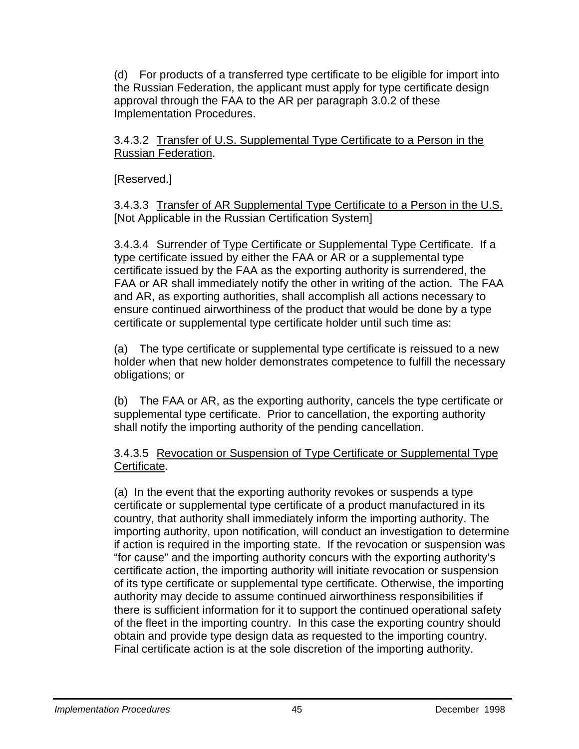(d) For products of a transferred type certificate to be eligible for import into the Russian Federation, the applicant must apply for type certificate design approval through the FAA to the AR per paragraph 3.0.2 of these Implementation Procedures.

3.4.3.2 Transfer of U.S. Supplemental Type Certificate to a Person in the Russian Federation.

[Reserved.]

3.4.3.3 Transfer of AR Supplemental Type Certificate to a Person in the U.S. [Not Applicable in the Russian Certification System]

3.4.3.4 Surrender of Type Certificate or Supplemental Type Certificate. If a type certificate issued by either the FAA or AR or a supplemental type certificate issued by the FAA as the exporting authority is surrendered, the FAA or AR shall immediately notify the other in writing of the action. The FAA and AR, as exporting authorities, shall accomplish all actions necessary to ensure continued airworthiness of the product that would be done by a type certificate or supplemental type certificate holder until such time as:

(a) The type certificate or supplemental type certificate is reissued to a new holder when that new holder demonstrates competence to fulfill the necessary obligations; or

(b) The FAA or AR, as the exporting authority, cancels the type certificate or supplemental type certificate. Prior to cancellation, the exporting authority shall notify the importing authority of the pending cancellation.

3.4.3.5 Revocation or Suspension of Type Certificate or Supplemental Type Certificate.

(a) In the event that the exporting authority revokes or suspends a type certificate or supplemental type certificate of a product manufactured in its country, that authority shall immediately inform the importing authority. The importing authority, upon notification, will conduct an investigation to determine if action is required in the importing state. If the revocation or suspension was "for cause" and the importing authority concurs with the exporting authority's certificate action, the importing authority will initiate revocation or suspension of its type certificate or supplemental type certificate. Otherwise, the importing authority may decide to assume continued airworthiness responsibilities if there is sufficient information for it to support the continued operational safety of the fleet in the importing country. In this case the exporting country should obtain and provide type design data as requested to the importing country. Final certificate action is at the sole discretion of the importing authority.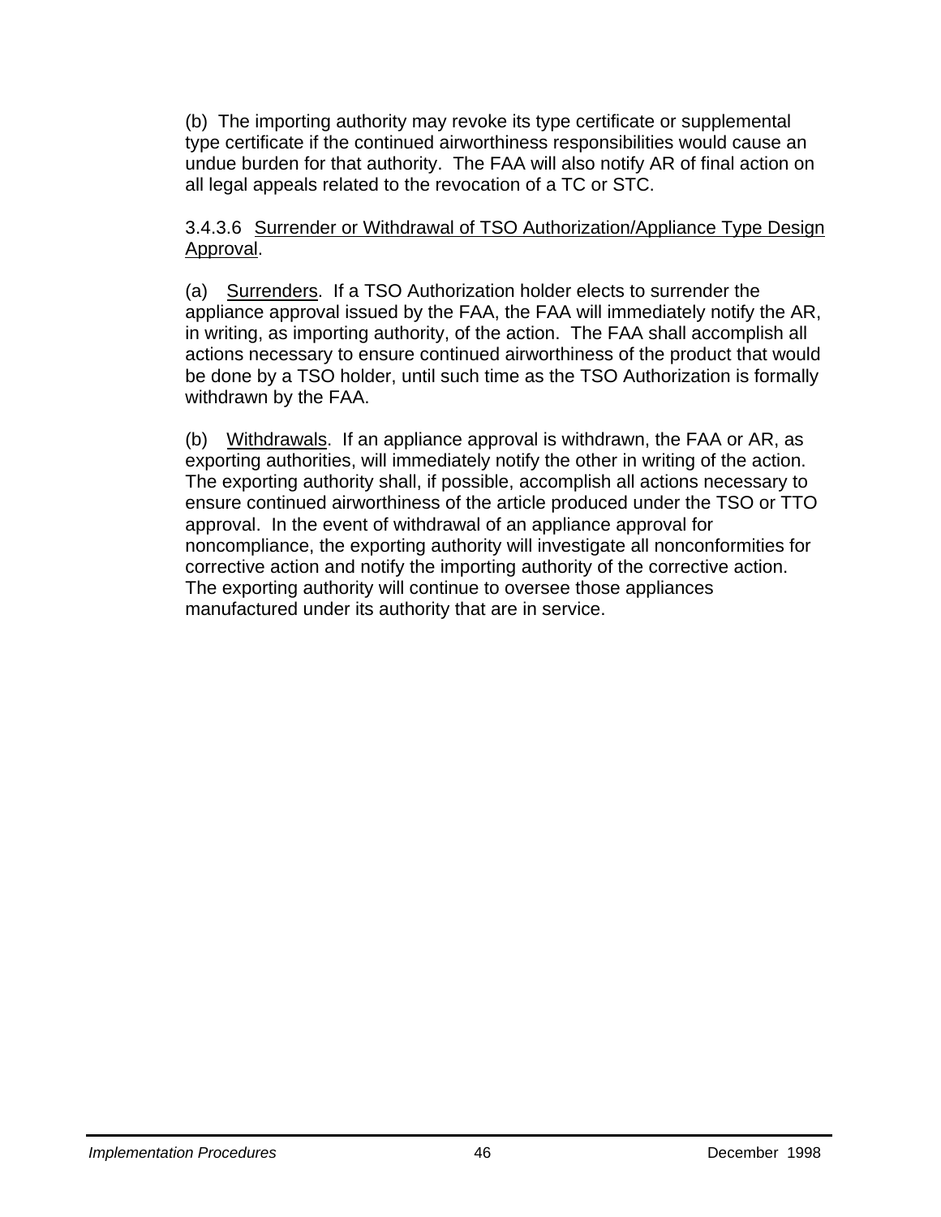(b) The importing authority may revoke its type certificate or supplemental type certificate if the continued airworthiness responsibilities would cause an undue burden for that authority. The FAA will also notify AR of final action on all legal appeals related to the revocation of a TC or STC.

3.4.3.6 Surrender or Withdrawal of TSO Authorization/Appliance Type Design Approval.

(a) Surrenders. If a TSO Authorization holder elects to surrender the appliance approval issued by the FAA, the FAA will immediately notify the AR, in writing, as importing authority, of the action. The FAA shall accomplish all actions necessary to ensure continued airworthiness of the product that would be done by a TSO holder, until such time as the TSO Authorization is formally withdrawn by the FAA.

(b) Withdrawals. If an appliance approval is withdrawn, the FAA or AR, as exporting authorities, will immediately notify the other in writing of the action. The exporting authority shall, if possible, accomplish all actions necessary to ensure continued airworthiness of the article produced under the TSO or TTO approval. In the event of withdrawal of an appliance approval for noncompliance, the exporting authority will investigate all nonconformities for corrective action and notify the importing authority of the corrective action. The exporting authority will continue to oversee those appliances manufactured under its authority that are in service.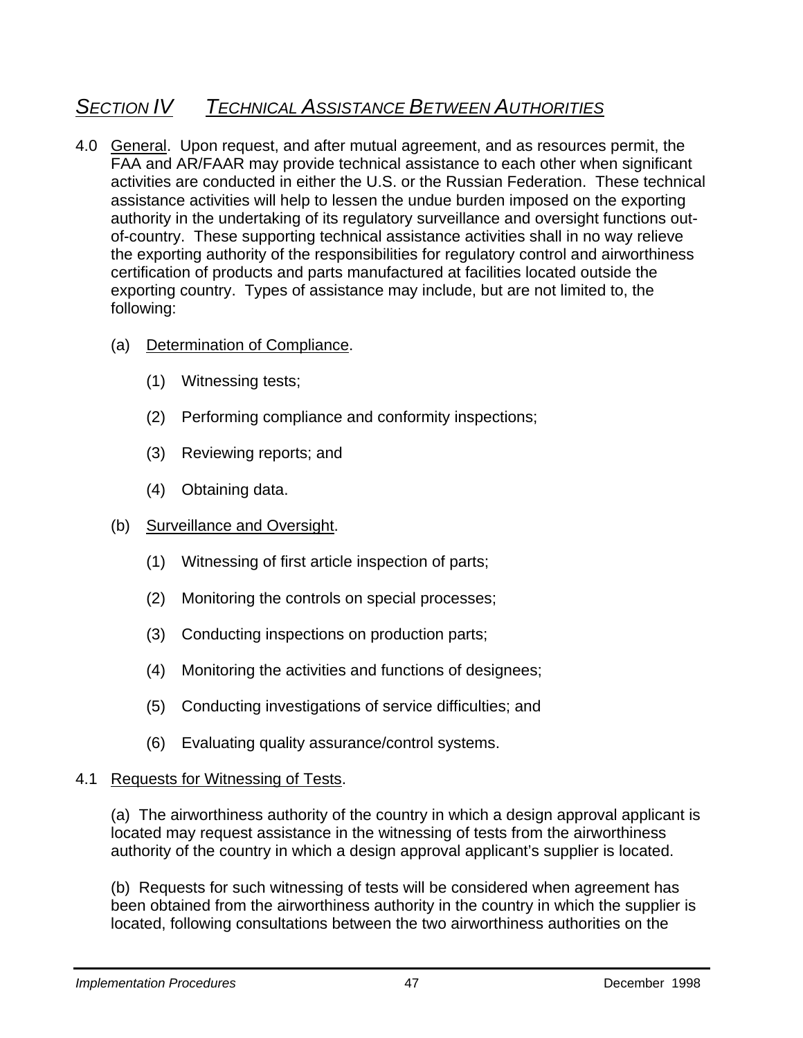## SECTION IV TECHNICAL ASSISTANCE BETWEEN AUTHORITIES

4.0 General. Upon request, and after mutual agreement, and as resources permit, the FAA and AR/FAAR may provide technical assistance to each other when significant activities are conducted in either the U.S. or the Russian Federation. These technical assistance activities will help to lessen the undue burden imposed on the exporting authority in the undertaking of its regulatory surveillance and oversight functions out-of-country. These supporting technical assistance activities shall in no way relieve the exporting authority of the responsibilities for regulatory control and airworthiness certification of products and parts manufactured at facilities located outside the exporting country. Types of assistance may include, but are not limited to, the following:

(a) Determination of Compliance.

(1) Witnessing tests;

(2) Performing compliance and conformity inspections;

(3) Reviewing reports; and

(4) Obtaining data.

(b) Surveillance and Oversight.

(1) Witnessing of first article inspection of parts;

(2) Monitoring the controls on special processes;

(3) Conducting inspections on production parts;

(4) Monitoring the activities and functions of designees;

(5) Conducting investigations of service difficulties; and

(6) Evaluating quality assurance/control systems.

4.1 Requests for Witnessing of Tests.

(a) The airworthiness authority of the country in which a design approval applicant is located may request assistance in the witnessing of tests from the airworthiness authority of the country in which a design approval applicant's supplier is located.

(b) Requests for such witnessing of tests will be considered when agreement has been obtained from the airworthiness authority in the country in which the supplier is located, following consultations between the two airworthiness authorities on the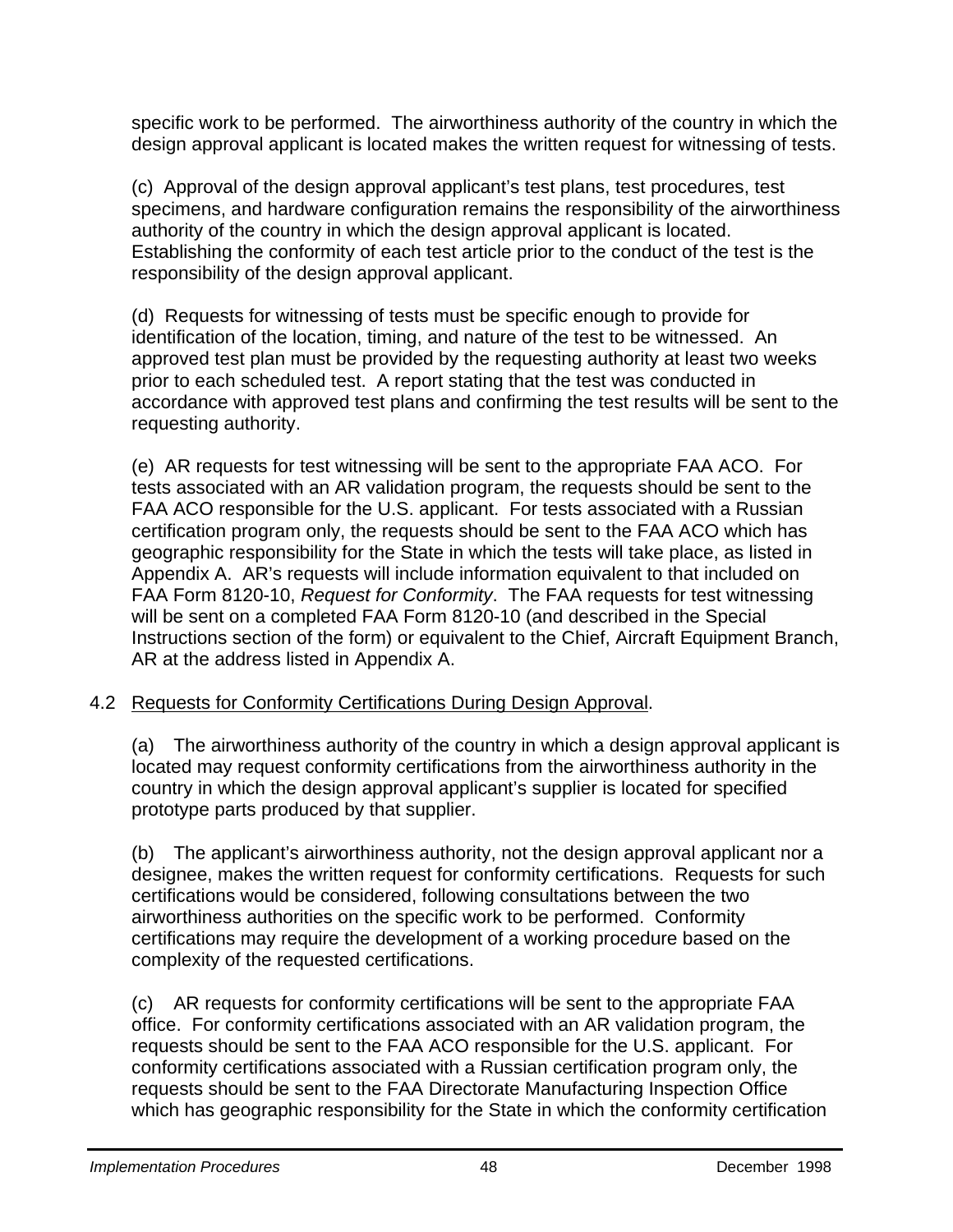specific work to be performed. The airworthiness authority of the country in which the design approval applicant is located makes the written request for witnessing of tests.

(c) Approval of the design approval applicant's test plans, test procedures, test specimens, and hardware configuration remains the responsibility of the airworthiness authority of the country in which the design approval applicant is located. Establishing the conformity of each test article prior to the conduct of the test is the responsibility of the design approval applicant.

(d) Requests for witnessing of tests must be specific enough to provide for identification of the location, timing, and nature of the test to be witnessed. An approved test plan must be provided by the requesting authority at least two weeks prior to each scheduled test. A report stating that the test was conducted in accordance with approved test plans and confirming the test results will be sent to the requesting authority.

(e) AR requests for test witnessing will be sent to the appropriate FAA ACO. For tests associated with an AR validation program, the requests should be sent to the FAA ACO responsible for the U.S. applicant. For tests associated with a Russian certification program only, the requests should be sent to the FAA ACO which has geographic responsibility for the State in which the tests will take place, as listed in Appendix A. AR's requests will include information equivalent to that included on FAA Form 8120-10, *Request for Conformity*. The FAA requests for test witnessing will be sent on a completed FAA Form 8120-10 (and described in the Special Instructions section of the form) or equivalent to the Chief, Aircraft Equipment Branch, AR at the address listed in Appendix A.

4.2 <u>Requests for Conformity Certifications During Design Approval</u>.

(a) The airworthiness authority of the country in which a design approval applicant is located may request conformity certifications from the airworthiness authority in the country in which the design approval applicant's supplier is located for specified prototype parts produced by that supplier.

(b) The applicant's airworthiness authority, not the design approval applicant nor a designee, makes the written request for conformity certifications. Requests for such certifications would be considered, following consultations between the two airworthiness authorities on the specific work to be performed. Conformity certifications may require the development of a working procedure based on the complexity of the requested certifications.

(c) AR requests for conformity certifications will be sent to the appropriate FAA office. For conformity certifications associated with an AR validation program, the requests should be sent to the FAA ACO responsible for the U.S. applicant. For conformity certifications associated with a Russian certification program only, the requests should be sent to the FAA Directorate Manufacturing Inspection Office which has geographic responsibility for the State in which the conformity certification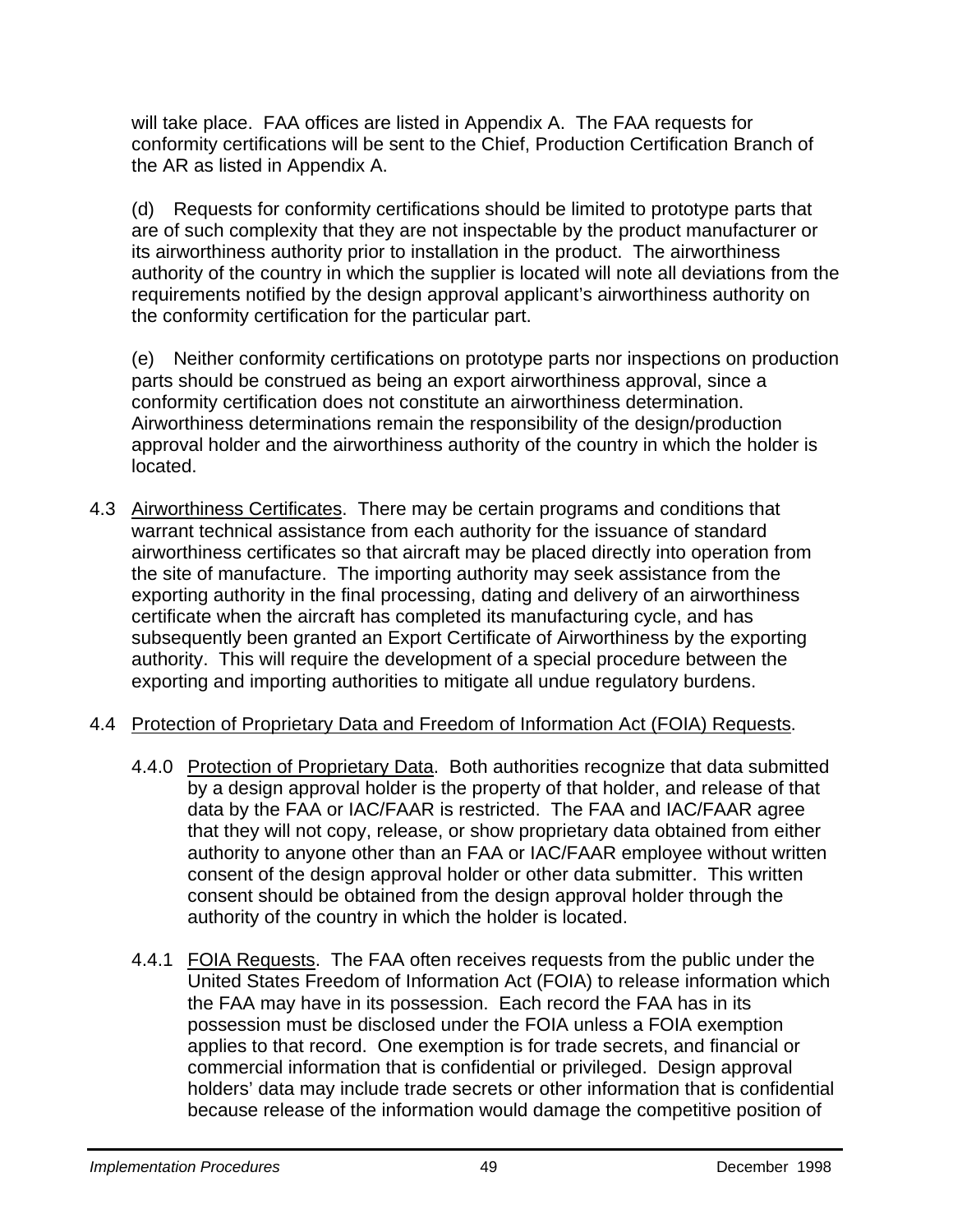will take place. FAA offices are listed in Appendix A. The FAA requests for conformity certifications will be sent to the Chief, Production Certification Branch of the AR as listed in Appendix A.

(d) Requests for conformity certifications should be limited to prototype parts that are of such complexity that they are not inspectable by the product manufacturer or its airworthiness authority prior to installation in the product. The airworthiness authority of the country in which the supplier is located will note all deviations from the requirements notified by the design approval applicant's airworthiness authority on the conformity certification for the particular part.

(e) Neither conformity certifications on prototype parts nor inspections on production parts should be construed as being an export airworthiness approval, since a conformity certification does not constitute an airworthiness determination. Airworthiness determinations remain the responsibility of the design/production approval holder and the airworthiness authority of the country in which the holder is located.

4.3 Airworthiness Certificates. There may be certain programs and conditions that warrant technical assistance from each authority for the issuance of standard airworthiness certificates so that aircraft may be placed directly into operation from the site of manufacture. The importing authority may seek assistance from the exporting authority in the final processing, dating and delivery of an airworthiness certificate when the aircraft has completed its manufacturing cycle, and has subsequently been granted an Export Certificate of Airworthiness by the exporting authority. This will require the development of a special procedure between the exporting and importing authorities to mitigate all undue regulatory burdens.

4.4 Protection of Proprietary Data and Freedom of Information Act (FOIA) Requests.

4.4.0 Protection of Proprietary Data. Both authorities recognize that data submitted by a design approval holder is the property of that holder, and release of that data by the FAA or IAC/FAAR is restricted. The FAA and IAC/FAAR agree that they will not copy, release, or show proprietary data obtained from either authority to anyone other than an FAA or IAC/FAAR employee without written consent of the design approval holder or other data submitter. This written consent should be obtained from the design approval holder through the authority of the country in which the holder is located.

4.4.1 FOIA Requests. The FAA often receives requests from the public under the United States Freedom of Information Act (FOIA) to release information which the FAA may have in its possession. Each record the FAA has in its possession must be disclosed under the FOIA unless a FOIA exemption applies to that record. One exemption is for trade secrets, and financial or commercial information that is confidential or privileged. Design approval holders' data may include trade secrets or other information that is confidential because release of the information would damage the competitive position of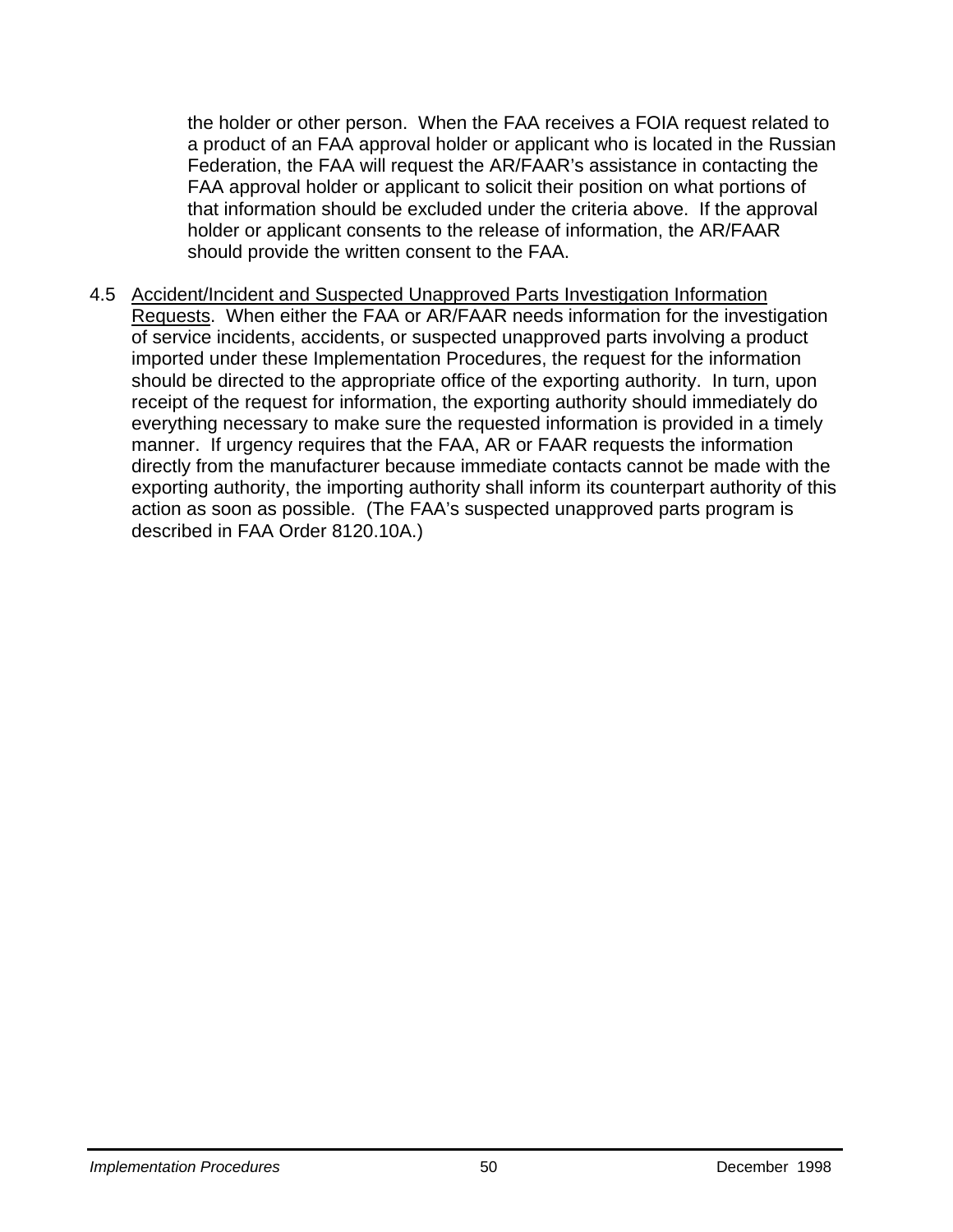the holder or other person. When the FAA receives a FOIA request related to a product of an FAA approval holder or applicant who is located in the Russian Federation, the FAA will request the AR/FAAR's assistance in contacting the FAA approval holder or applicant to solicit their position on what portions of that information should be excluded under the criteria above. If the approval holder or applicant consents to the release of information, the AR/FAAR should provide the written consent to the FAA.

4.5 Accident/Incident and Suspected Unapproved Parts Investigation Information Requests. When either the FAA or AR/FAAR needs information for the investigation of service incidents, accidents, or suspected unapproved parts involving a product imported under these Implementation Procedures, the request for the information should be directed to the appropriate office of the exporting authority. In turn, upon receipt of the request for information, the exporting authority should immediately do everything necessary to make sure the requested information is provided in a timely manner. If urgency requires that the FAA, AR or FAAR requests the information directly from the manufacturer because immediate contacts cannot be made with the exporting authority, the importing authority shall inform its counterpart authority of this action as soon as possible. (The FAA's suspected unapproved parts program is described in FAA Order 8120.10A.)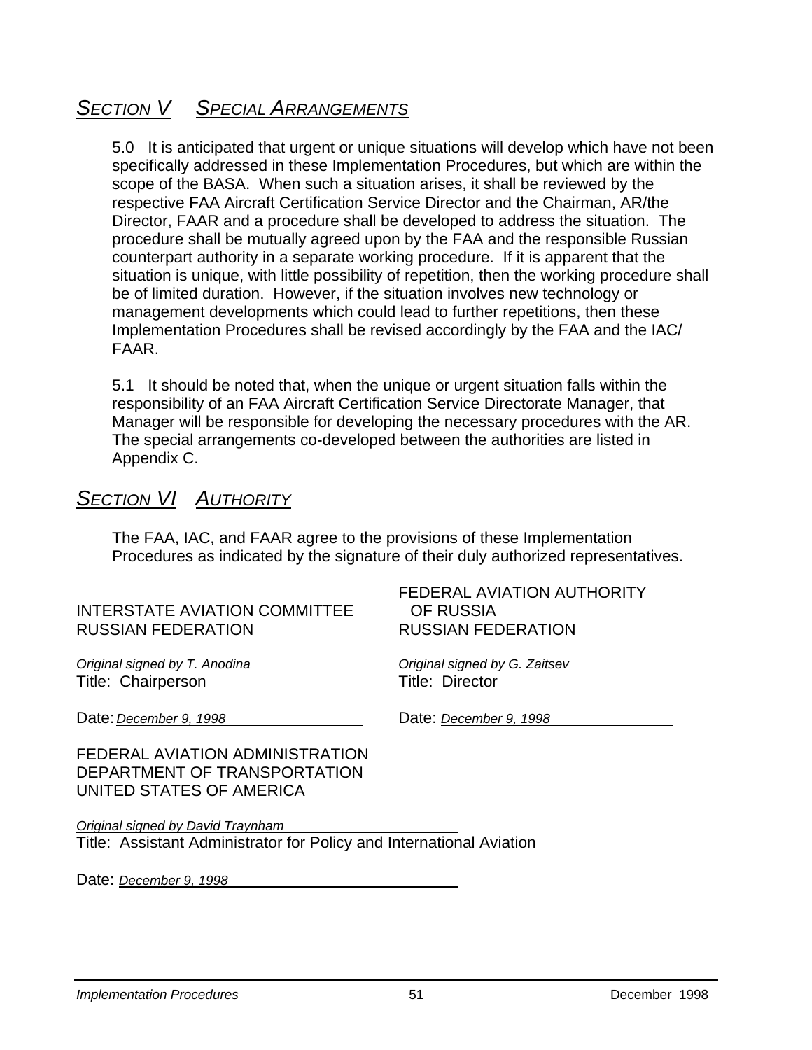## *Section V   Special Arrangements*

5.0 It is anticipated that urgent or unique situations will develop which have not been specifically addressed in these Implementation Procedures, but which are within the scope of the BASA. When such a situation arises, it shall be reviewed by the respective FAA Aircraft Certification Service Director and the Chairman, AR/the Director, FAAR and a procedure shall be developed to address the situation. The procedure shall be mutually agreed upon by the FAA and the responsible Russian counterpart authority in a separate working procedure. If it is apparent that the situation is unique, with little possibility of repetition, then the working procedure shall be of limited duration. However, if the situation involves new technology or management developments which could lead to further repetitions, then these Implementation Procedures shall be revised accordingly by the FAA and the IAC/FAAR.

5.1 It should be noted that, when the unique or urgent situation falls within the responsibility of an FAA Aircraft Certification Service Directorate Manager, that Manager will be responsible for developing the necessary procedures with the AR. The special arrangements co-developed between the authorities are listed in Appendix C.

## *Section VI   Authority*

The FAA, IAC, and FAAR agree to the provisions of these Implementation Procedures as indicated by the signature of their duly authorized representatives.

INTERSTATE AVIATION COMMITTEE
RUSSIAN FEDERATION

*Original signed by T. Anodina*
Title: Chairperson

Date: *December 9, 1998*

FEDERAL AVIATION AUTHORITY
OF RUSSIA
RUSSIAN FEDERATION

*Original signed by G. Zaitsev*
Title: Director

Date: *December 9, 1998*

FEDERAL AVIATION ADMINISTRATION
DEPARTMENT OF TRANSPORTATION
UNITED STATES OF AMERICA

*Original signed by David Traynham*
Title: Assistant Administrator for Policy and International Aviation

Date: *December 9, 1998*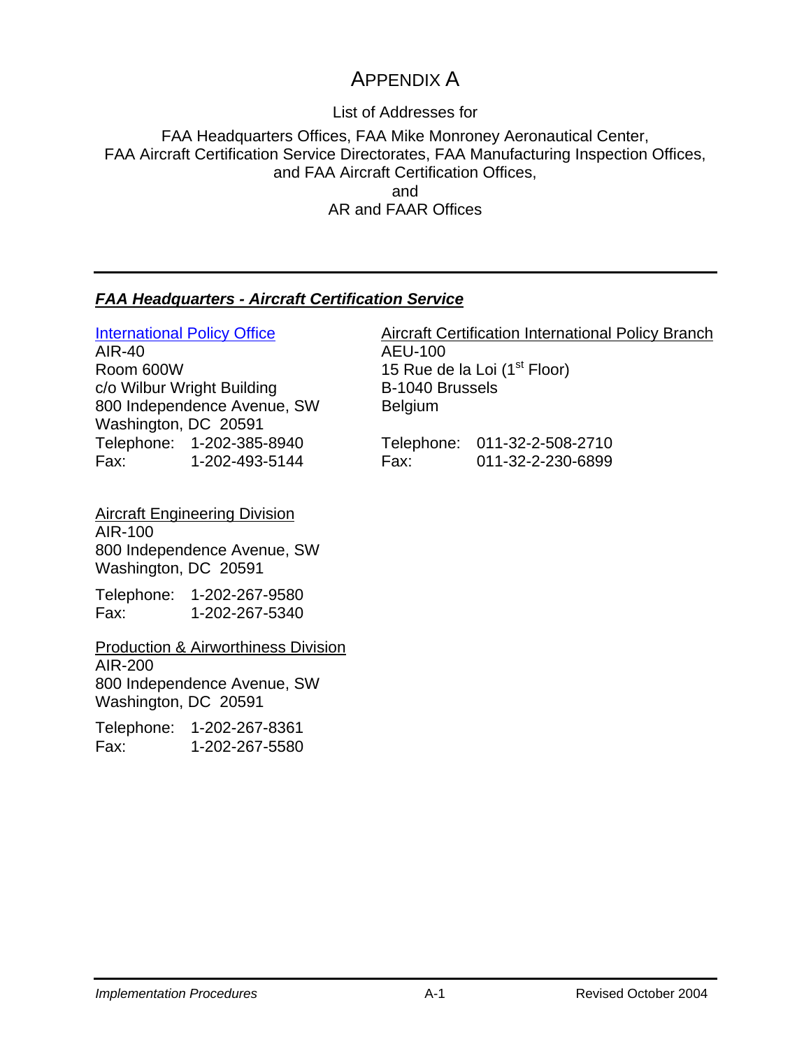# APPENDIX A

List of Addresses for

FAA Headquarters Offices, FAA Mike Monroney Aeronautical Center,
FAA Aircraft Certification Service Directorates, FAA Manufacturing Inspection Offices,
and FAA Aircraft Certification Offices,
and
AR and FAAR Offices

---

## *FAA Headquarters - Aircraft Certification Service*

International Policy Office
AIR-40
Room 600W
c/o Wilbur Wright Building
800 Independence Avenue, SW
Washington, DC 20591
Telephone: 1-202-385-8940
Fax: 1-202-493-5144

Aircraft Certification International Policy Branch
AEU-100
15 Rue de la Loi (1st Floor)
B-1040 Brussels
Belgium

Telephone: 011-32-2-508-2710
Fax: 011-32-2-230-6899

Aircraft Engineering Division
AIR-100
800 Independence Avenue, SW
Washington, DC 20591

Telephone: 1-202-267-9580
Fax: 1-202-267-5340

Production & Airworthiness Division
AIR-200
800 Independence Avenue, SW
Washington, DC 20591

Telephone: 1-202-267-8361
Fax: 1-202-267-5580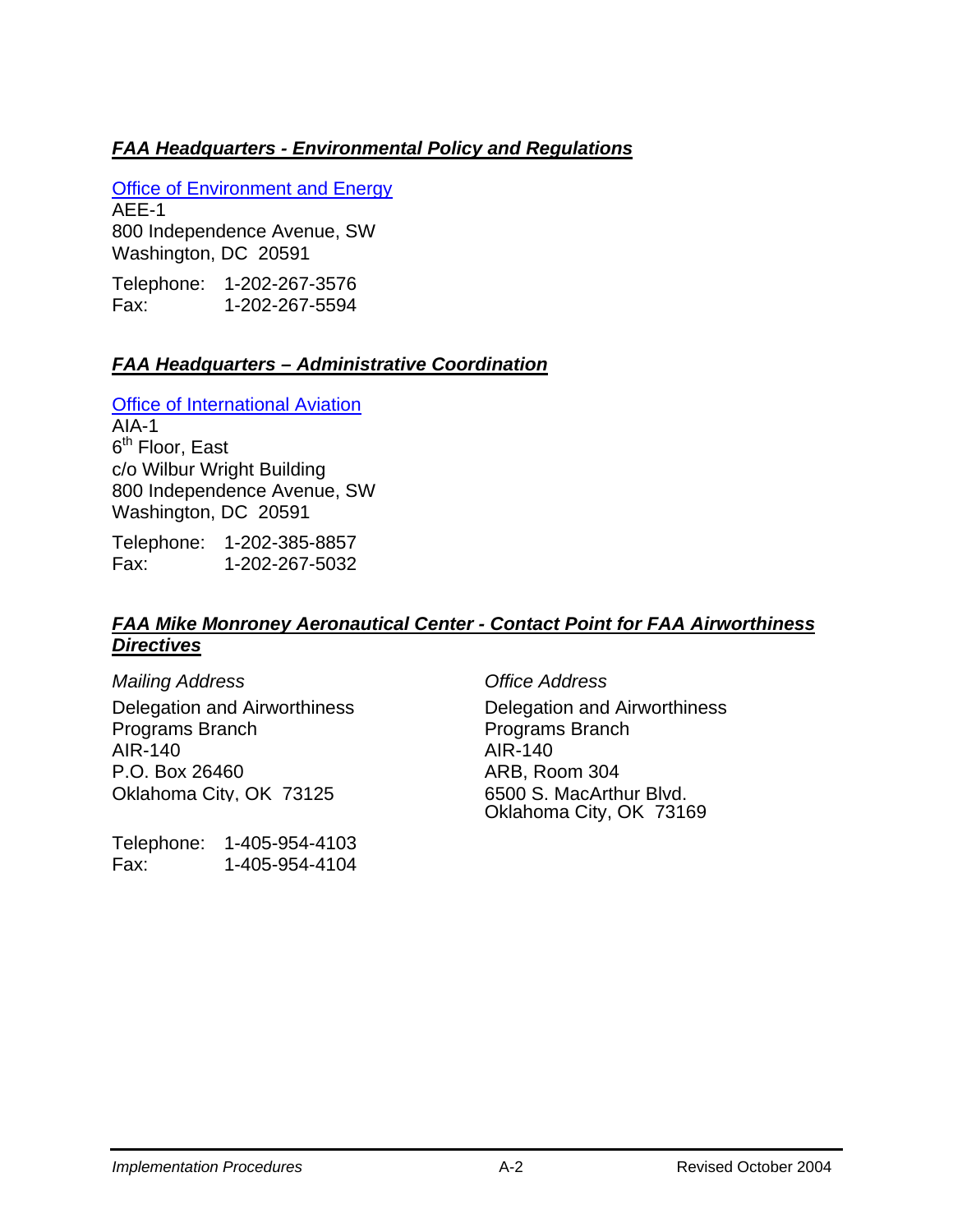### ***FAA Headquarters - Environmental Policy and Regulations***

Office of Environment and Energy
AEE-1
800 Independence Avenue, SW
Washington, DC 20591

Telephone: 1-202-267-3576
Fax: 1-202-267-5594

### ***FAA Headquarters – Administrative Coordination***

Office of International Aviation
AIA-1
6th Floor, East
c/o Wilbur Wright Building
800 Independence Avenue, SW
Washington, DC 20591

Telephone: 1-202-385-8857
Fax: 1-202-267-5032

### ***FAA Mike Monroney Aeronautical Center - Contact Point for FAA Airworthiness Directives***

*Mailing Address*

Delegation and Airworthiness Programs Branch
AIR-140
P.O. Box 26460
Oklahoma City, OK 73125

Telephone: 1-405-954-4103
Fax: 1-405-954-4104

*Office Address*

Delegation and Airworthiness Programs Branch
AIR-140
ARB, Room 304
6500 S. MacArthur Blvd.
Oklahoma City, OK 73169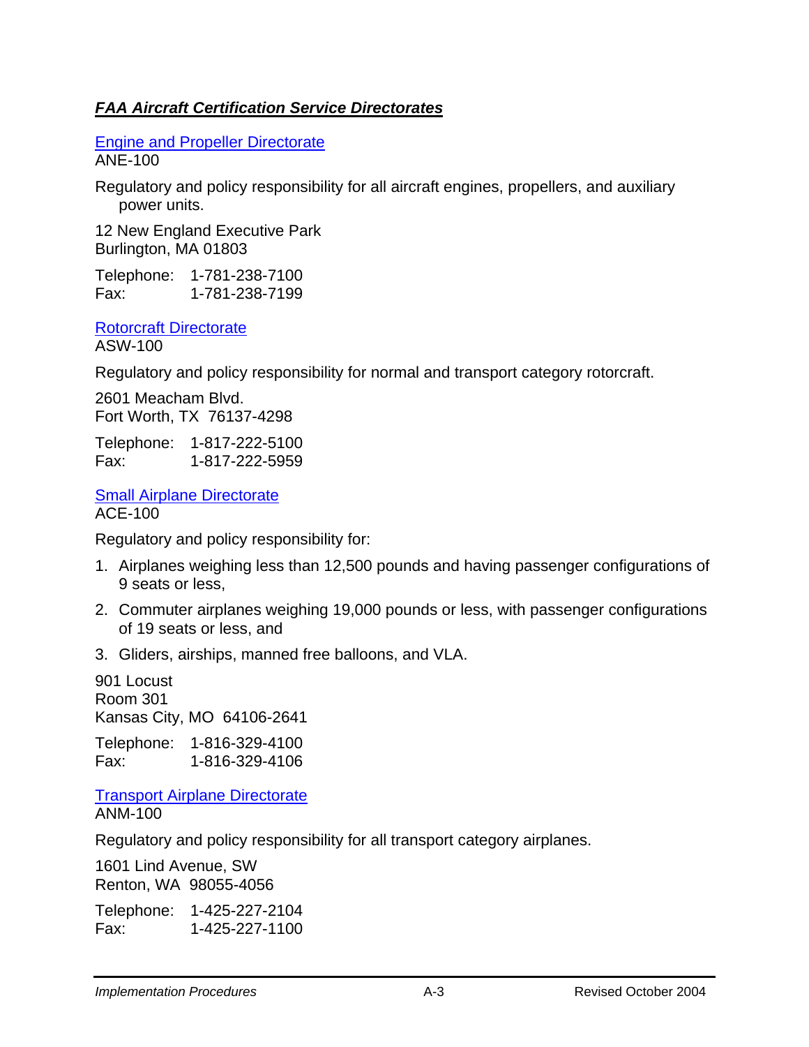## ***FAA Aircraft Certification Service Directorates***

Engine and Propeller Directorate
ANE-100

Regulatory and policy responsibility for all aircraft engines, propellers, and auxiliary power units.

12 New England Executive Park
Burlington, MA 01803

Telephone: 1-781-238-7100
Fax: 1-781-238-7199

Rotorcraft Directorate
ASW-100

Regulatory and policy responsibility for normal and transport category rotorcraft.

2601 Meacham Blvd.
Fort Worth, TX 76137-4298

Telephone: 1-817-222-5100
Fax: 1-817-222-5959

Small Airplane Directorate
ACE-100

Regulatory and policy responsibility for:

1. Airplanes weighing less than 12,500 pounds and having passenger configurations of 9 seats or less,
2. Commuter airplanes weighing 19,000 pounds or less, with passenger configurations of 19 seats or less, and
3. Gliders, airships, manned free balloons, and VLA.

901 Locust
Room 301
Kansas City, MO 64106-2641

Telephone: 1-816-329-4100
Fax: 1-816-329-4106

Transport Airplane Directorate
ANM-100

Regulatory and policy responsibility for all transport category airplanes.

1601 Lind Avenue, SW
Renton, WA 98055-4056

Telephone: 1-425-227-2104
Fax: 1-425-227-1100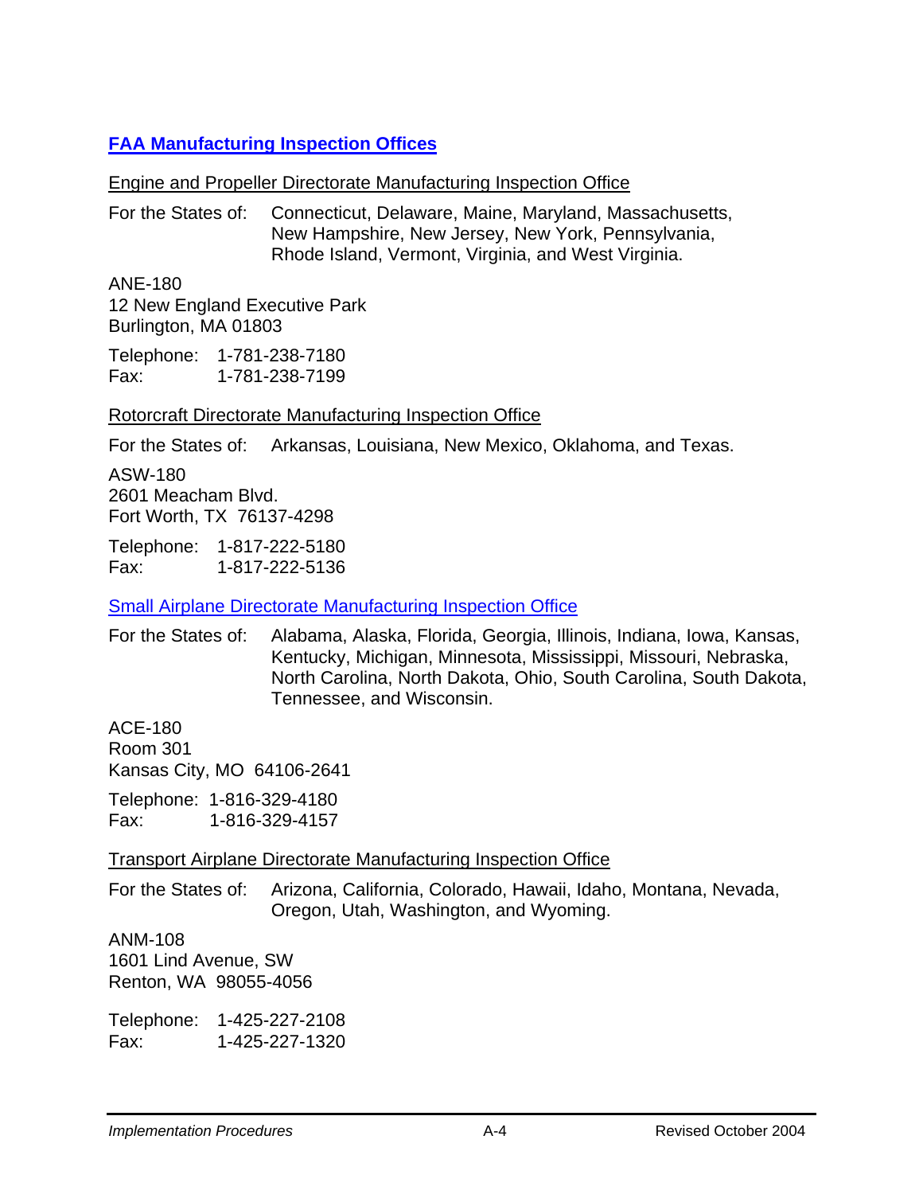## FAA Manufacturing Inspection Offices

### Engine and Propeller Directorate Manufacturing Inspection Office

For the States of: Connecticut, Delaware, Maine, Maryland, Massachusetts, New Hampshire, New Jersey, New York, Pennsylvania, Rhode Island, Vermont, Virginia, and West Virginia.

ANE-180
12 New England Executive Park
Burlington, MA 01803

Telephone: 1-781-238-7180
Fax: 1-781-238-7199

### Rotorcraft Directorate Manufacturing Inspection Office

For the States of: Arkansas, Louisiana, New Mexico, Oklahoma, and Texas.

ASW-180
2601 Meacham Blvd.
Fort Worth, TX 76137-4298

Telephone: 1-817-222-5180
Fax: 1-817-222-5136

### Small Airplane Directorate Manufacturing Inspection Office

For the States of: Alabama, Alaska, Florida, Georgia, Illinois, Indiana, Iowa, Kansas, Kentucky, Michigan, Minnesota, Mississippi, Missouri, Nebraska, North Carolina, North Dakota, Ohio, South Carolina, South Dakota, Tennessee, and Wisconsin.

ACE-180
Room 301
Kansas City, MO 64106-2641

Telephone: 1-816-329-4180
Fax: 1-816-329-4157

### Transport Airplane Directorate Manufacturing Inspection Office

For the States of: Arizona, California, Colorado, Hawaii, Idaho, Montana, Nevada, Oregon, Utah, Washington, and Wyoming.

ANM-108
1601 Lind Avenue, SW
Renton, WA 98055-4056

Telephone: 1-425-227-2108
Fax: 1-425-227-1320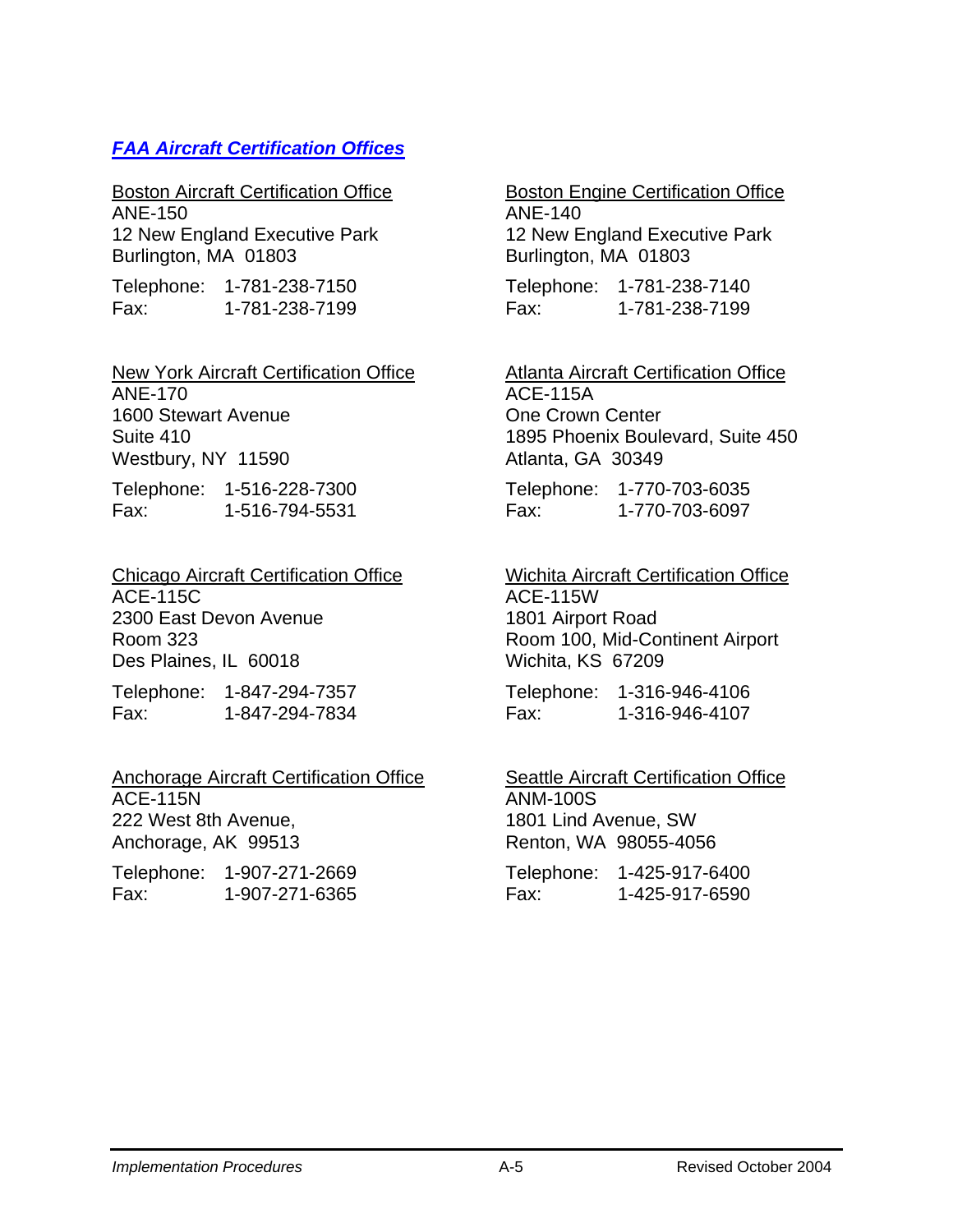## *FAA Aircraft Certification Offices*

Boston Aircraft Certification Office
ANE-150
12 New England Executive Park
Burlington, MA 01803

Telephone: 1-781-238-7150
Fax: 1-781-238-7199

Boston Engine Certification Office
ANE-140
12 New England Executive Park
Burlington, MA 01803

Telephone: 1-781-238-7140
Fax: 1-781-238-7199

New York Aircraft Certification Office
ANE-170
1600 Stewart Avenue
Suite 410
Westbury, NY 11590

Telephone: 1-516-228-7300
Fax: 1-516-794-5531

Atlanta Aircraft Certification Office
ACE-115A
One Crown Center
1895 Phoenix Boulevard, Suite 450
Atlanta, GA 30349

Telephone: 1-770-703-6035
Fax: 1-770-703-6097

Chicago Aircraft Certification Office
ACE-115C
2300 East Devon Avenue
Room 323
Des Plaines, IL 60018

Telephone: 1-847-294-7357
Fax: 1-847-294-7834

Wichita Aircraft Certification Office
ACE-115W
1801 Airport Road
Room 100, Mid-Continent Airport
Wichita, KS 67209

Telephone: 1-316-946-4106
Fax: 1-316-946-4107

Anchorage Aircraft Certification Office
ACE-115N
222 West 8th Avenue,
Anchorage, AK 99513

Telephone: 1-907-271-2669
Fax: 1-907-271-6365

Seattle Aircraft Certification Office
ANM-100S
1801 Lind Avenue, SW
Renton, WA 98055-4056

Telephone: 1-425-917-6400
Fax: 1-425-917-6590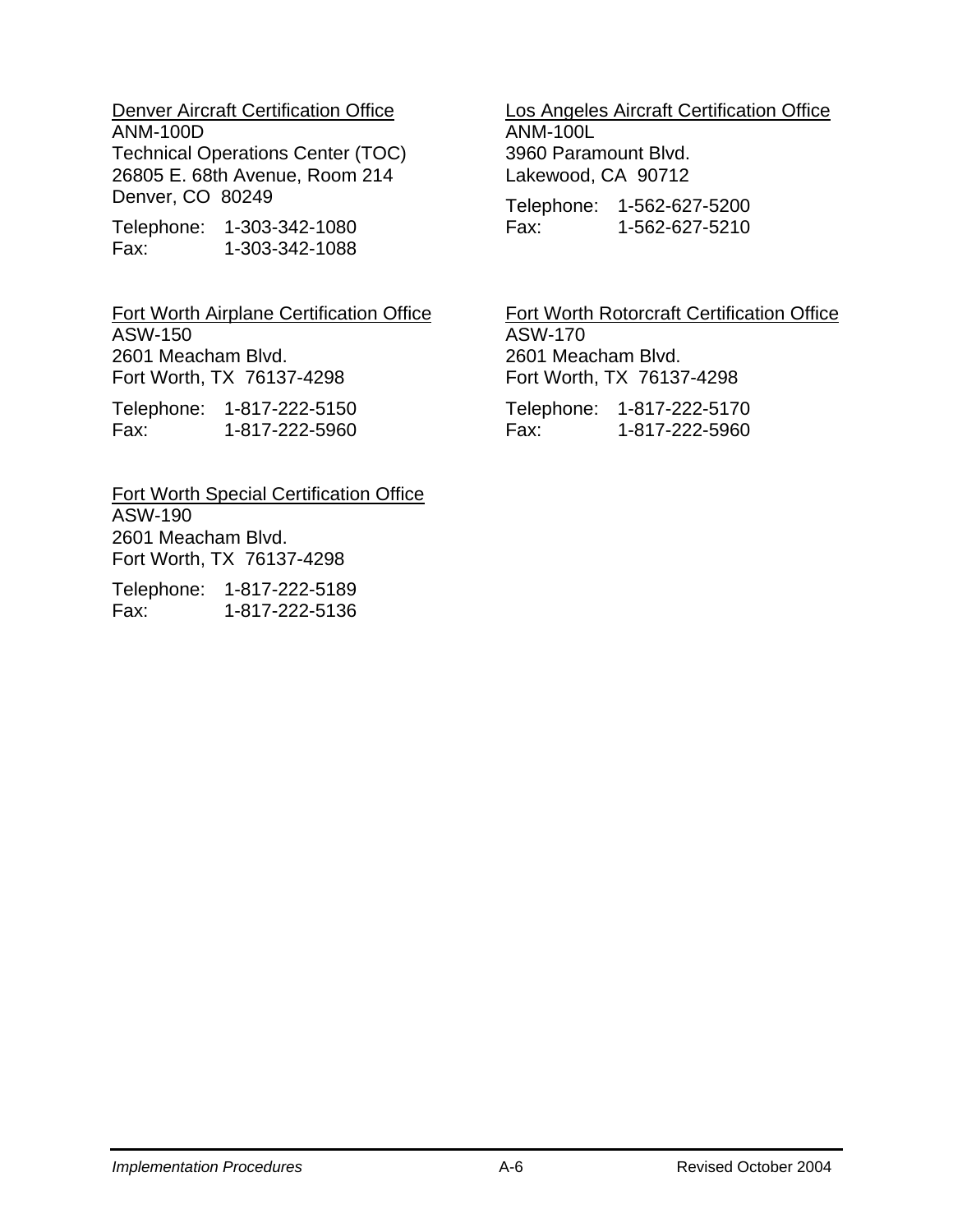Denver Aircraft Certification Office
ANM-100D
Technical Operations Center (TOC)
26805 E. 68th Avenue, Room 214
Denver, CO 80249

Telephone: 1-303-342-1080
Fax: 1-303-342-1088

Los Angeles Aircraft Certification Office
ANM-100L
3960 Paramount Blvd.
Lakewood, CA 90712

Telephone: 1-562-627-5200
Fax: 1-562-627-5210

Fort Worth Airplane Certification Office
ASW-150
2601 Meacham Blvd.
Fort Worth, TX 76137-4298

Telephone: 1-817-222-5150
Fax: 1-817-222-5960

Fort Worth Rotorcraft Certification Office
ASW-170
2601 Meacham Blvd.
Fort Worth, TX 76137-4298

Telephone: 1-817-222-5170
Fax: 1-817-222-5960

Fort Worth Special Certification Office
ASW-190
2601 Meacham Blvd.
Fort Worth, TX 76137-4298

Telephone: 1-817-222-5189
Fax: 1-817-222-5136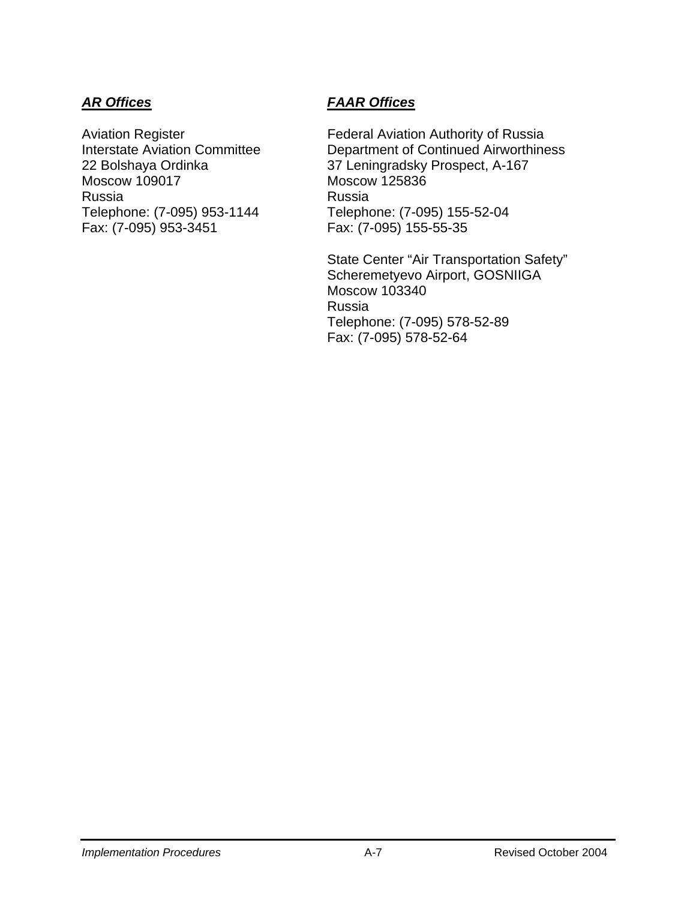***AR Offices***

Aviation Register
Interstate Aviation Committee
22 Bolshaya Ordinka
Moscow 109017
Russia
Telephone: (7-095) 953-1144
Fax: (7-095) 953-3451

***FAAR Offices***

Federal Aviation Authority of Russia
Department of Continued Airworthiness
37 Leningradsky Prospect, A-167
Moscow 125836
Russia
Telephone: (7-095) 155-52-04
Fax: (7-095) 155-55-35

State Center “Air Transportation Safety”
Scheremetyevo Airport, GOSNIIGA
Moscow 103340
Russia
Telephone: (7-095) 578-52-89
Fax: (7-095) 578-52-64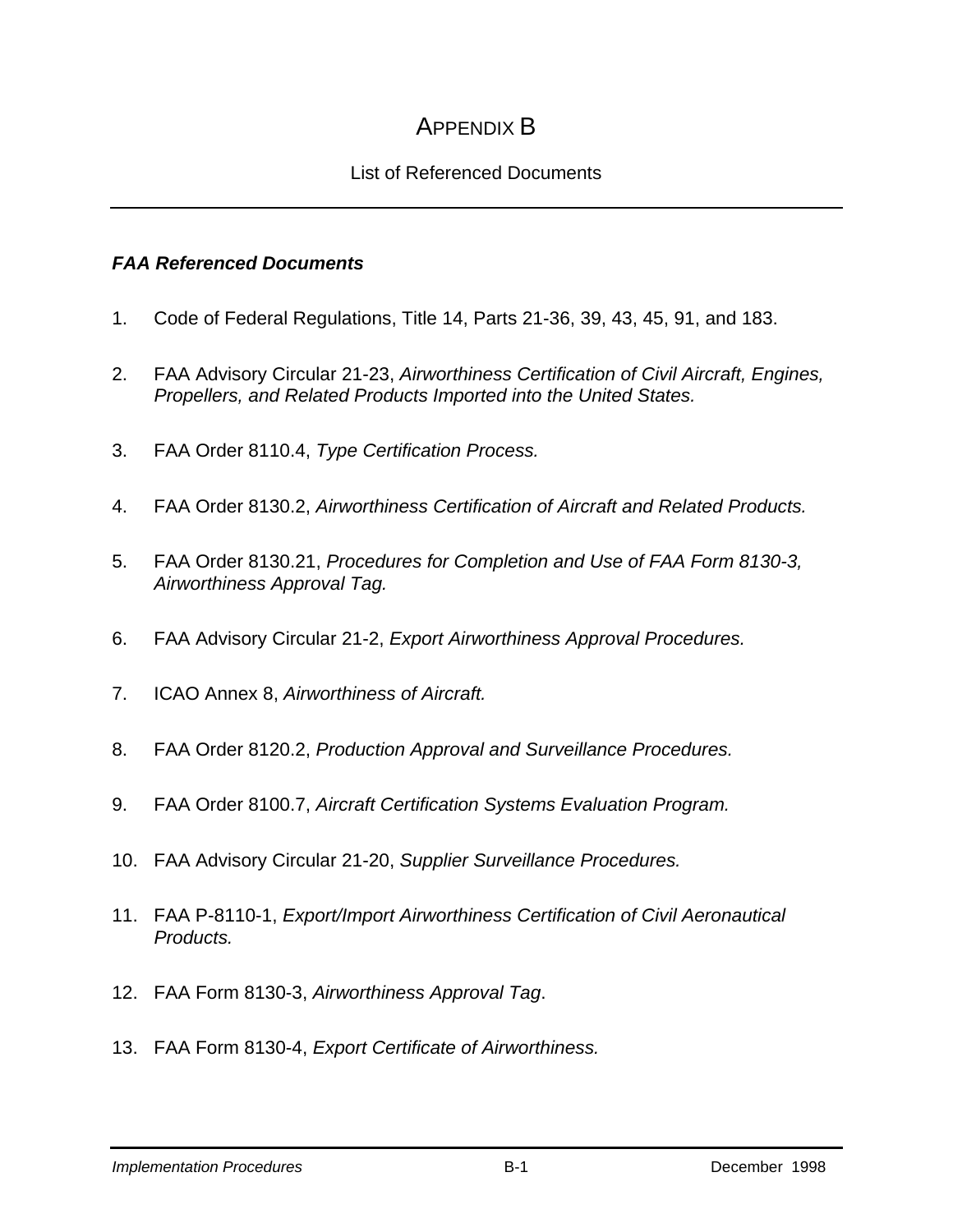# APPENDIX B

List of Referenced Documents

### ***FAA Referenced Documents***

1. Code of Federal Regulations, Title 14, Parts 21-36, 39, 43, 45, 91, and 183.

2. FAA Advisory Circular 21-23, *Airworthiness Certification of Civil Aircraft, Engines, Propellers, and Related Products Imported into the United States.*

3. FAA Order 8110.4, *Type Certification Process.*

4. FAA Order 8130.2, *Airworthiness Certification of Aircraft and Related Products.*

5. FAA Order 8130.21, *Procedures for Completion and Use of FAA Form 8130-3, Airworthiness Approval Tag.*

6. FAA Advisory Circular 21-2, *Export Airworthiness Approval Procedures.*

7. ICAO Annex 8, *Airworthiness of Aircraft.*

8. FAA Order 8120.2, *Production Approval and Surveillance Procedures.*

9. FAA Order 8100.7, *Aircraft Certification Systems Evaluation Program.*

10. FAA Advisory Circular 21-20, *Supplier Surveillance Procedures.*

11. FAA P-8110-1, *Export/Import Airworthiness Certification of Civil Aeronautical Products.*

12. FAA Form 8130-3, *Airworthiness Approval Tag*.

13. FAA Form 8130-4, *Export Certificate of Airworthiness.*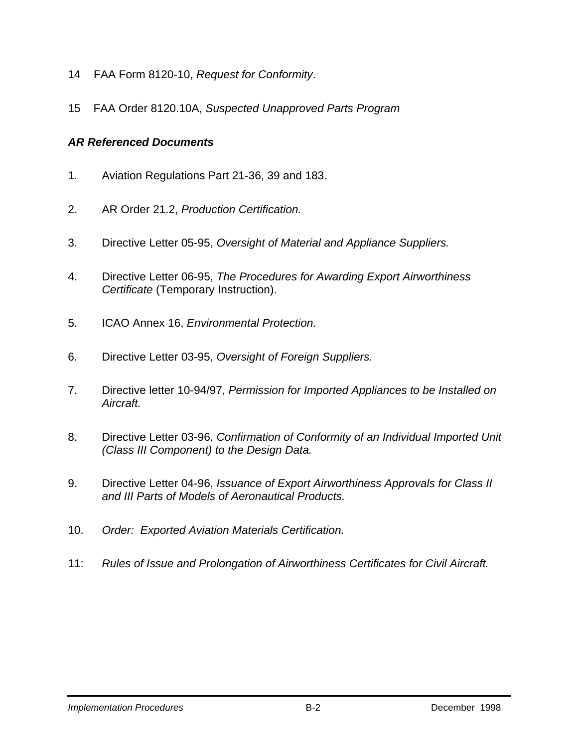14 FAA Form 8120-10, *Request for Conformity*.

15 FAA Order 8120.10A, *Suspected Unapproved Parts Program*

***AR Referenced Documents***

1. Aviation Regulations Part 21-36, 39 and 183.

2. AR Order 21.2, *Production Certification.*

3. Directive Letter 05-95, *Oversight of Material and Appliance Suppliers.*

4. Directive Letter 06-95, *The Procedures for Awarding Export Airworthiness Certificate* (Temporary Instruction).

5. ICAO Annex 16, *Environmental Protection.*

6. Directive Letter 03-95, *Oversight of Foreign Suppliers.*

7. Directive letter 10-94/97, *Permission for Imported Appliances to be Installed on Aircraft.*

8. Directive Letter 03-96, *Confirmation of Conformity of an Individual Imported Unit (Class III Component) to the Design Data.*

9. Directive Letter 04-96, *Issuance of Export Airworthiness Approvals for Class II and III Parts of Models of Aeronautical Products.*

10. *Order: Exported Aviation Materials Certification.*

11: *Rules of Issue and Prolongation of Airworthiness Certificates for Civil Aircraft.*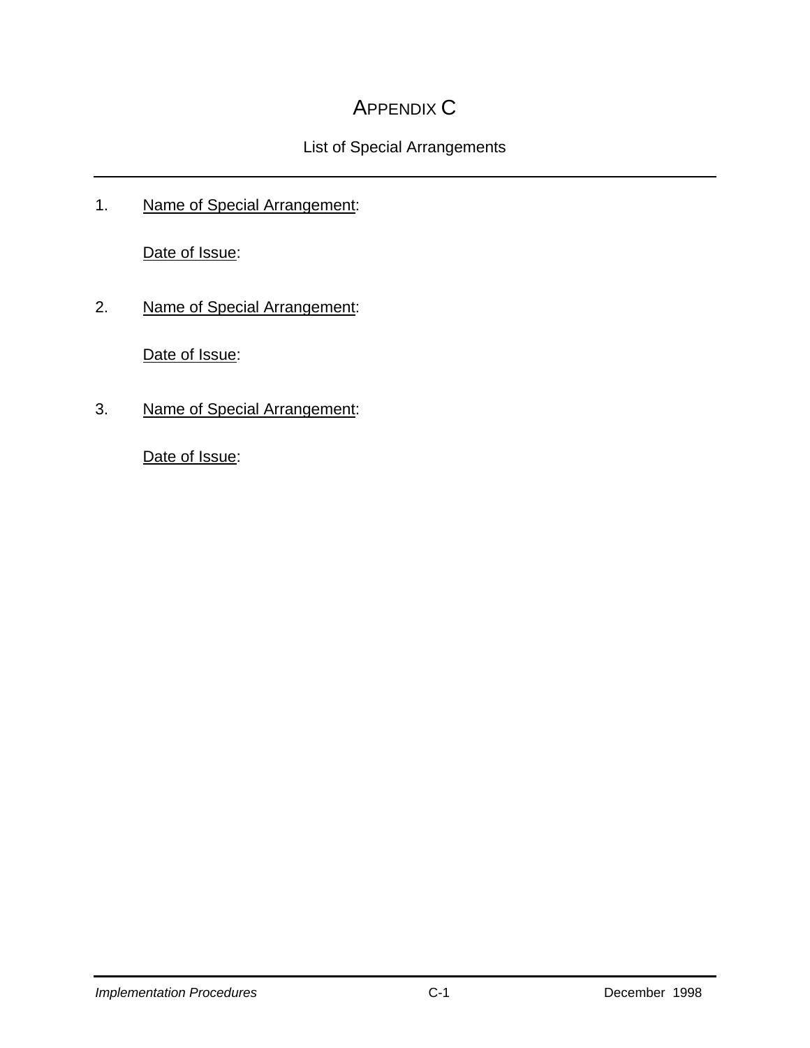# APPENDIX C

List of Special Arrangements

---

1. Name of Special Arrangement:

   Date of Issue:

2. Name of Special Arrangement:

   Date of Issue:

3. Name of Special Arrangement:

   Date of Issue: